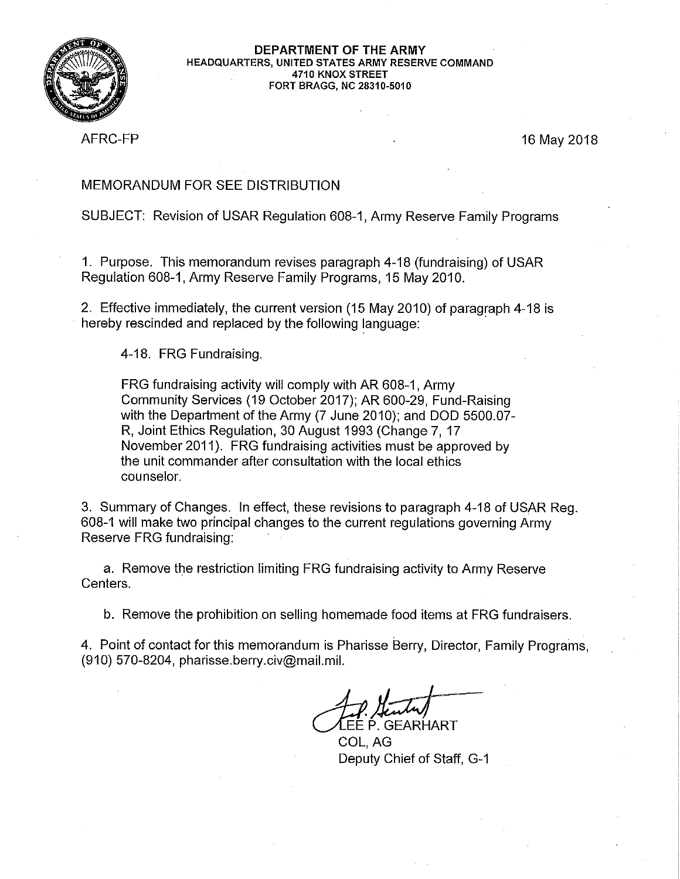**DEPARTMENT OF THE ARMY**
**HEADQUARTERS, UNITED STATES ARMY RESERVE COMMAND**
**4710 KNOX STREET**
**FORT BRAGG, NC 28310-5010**

AFRC-FP

16 May 2018

MEMORANDUM FOR SEE DISTRIBUTION

SUBJECT: Revision of USAR Regulation 608-1, Army Reserve Family Programs

1. Purpose. This memorandum revises paragraph 4-18 (fundraising) of USAR Regulation 608-1, Army Reserve Family Programs, 15 May 2010.

2. Effective immediately, the current version (15 May 2010) of paragraph 4-18 is hereby rescinded and replaced by the following language:

   4-18. FRG Fundraising.

   FRG fundraising activity will comply with AR 608-1, Army Community Services (19 October 2017); AR 600-29, Fund-Raising with the Department of the Army (7 June 2010); and DOD 5500.07-R, Joint Ethics Regulation, 30 August 1993 (Change 7, 17 November 2011). FRG fundraising activities must be approved by the unit commander after consultation with the local ethics counselor.

3. Summary of Changes. In effect, these revisions to paragraph 4-18 of USAR Reg. 608-1 will make two principal changes to the current regulations governing Army Reserve FRG fundraising:

   a. Remove the restriction limiting FRG fundraising activity to Army Reserve Centers.

   b. Remove the prohibition on selling homemade food items at FRG fundraisers.

4. Point of contact for this memorandum is Pharisse Berry, Director, Family Programs, (910) 570-8204, pharisse.berry.civ@mail.mil.

LEE P. GEARHART
COL, AG
Deputy Chief of Staff, G-1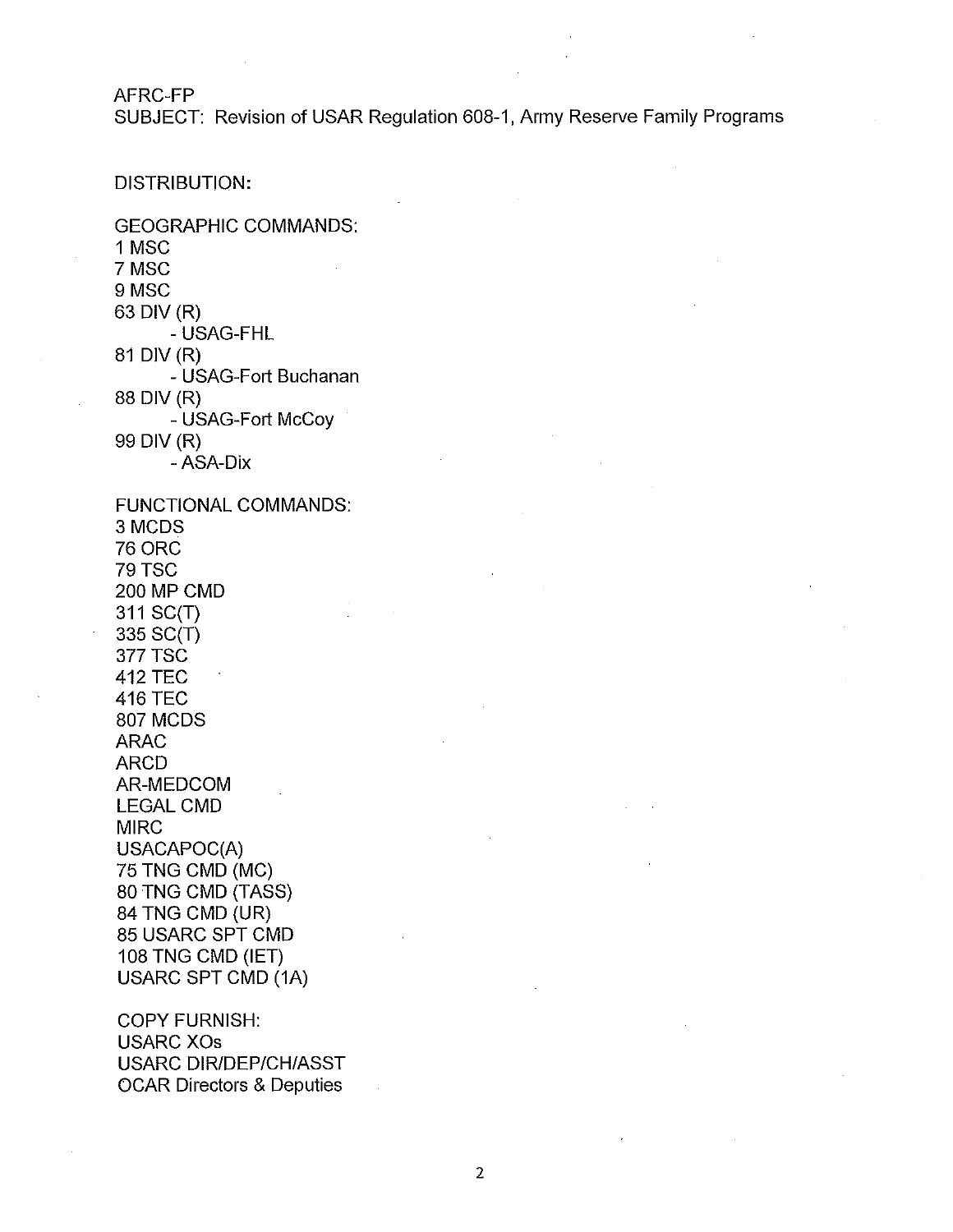AFRC-FP
SUBJECT: Revision of USAR Regulation 608-1, Army Reserve Family Programs

DISTRIBUTION:

GEOGRAPHIC COMMANDS:
1 MSC
7 MSC
9 MSC
63 DIV (R)
- USAG-FHL
81 DIV (R)
- USAG-Fort Buchanan
88 DIV (R)
- USAG-Fort McCoy
99 DIV (R)
- ASA-Dix

FUNCTIONAL COMMANDS:
3 MCDS
76 ORC
79 TSC
200 MP CMD
311 SC(T)
335 SC(T)
377 TSC
412 TEC
416 TEC
807 MCDS
ARAC
ARCD
AR-MEDCOM
LEGAL CMD
MIRC
USACAPOC(A)
75 TNG CMD (MC)
80 TNG CMD (TASS)
84 TNG CMD (UR)
85 USARC SPT CMD
108 TNG CMD (IET)
USARC SPT CMD (1A)

COPY FURNISH:
USARC XOs
USARC DIR/DEP/CH/ASST
OCAR Directors & Deputies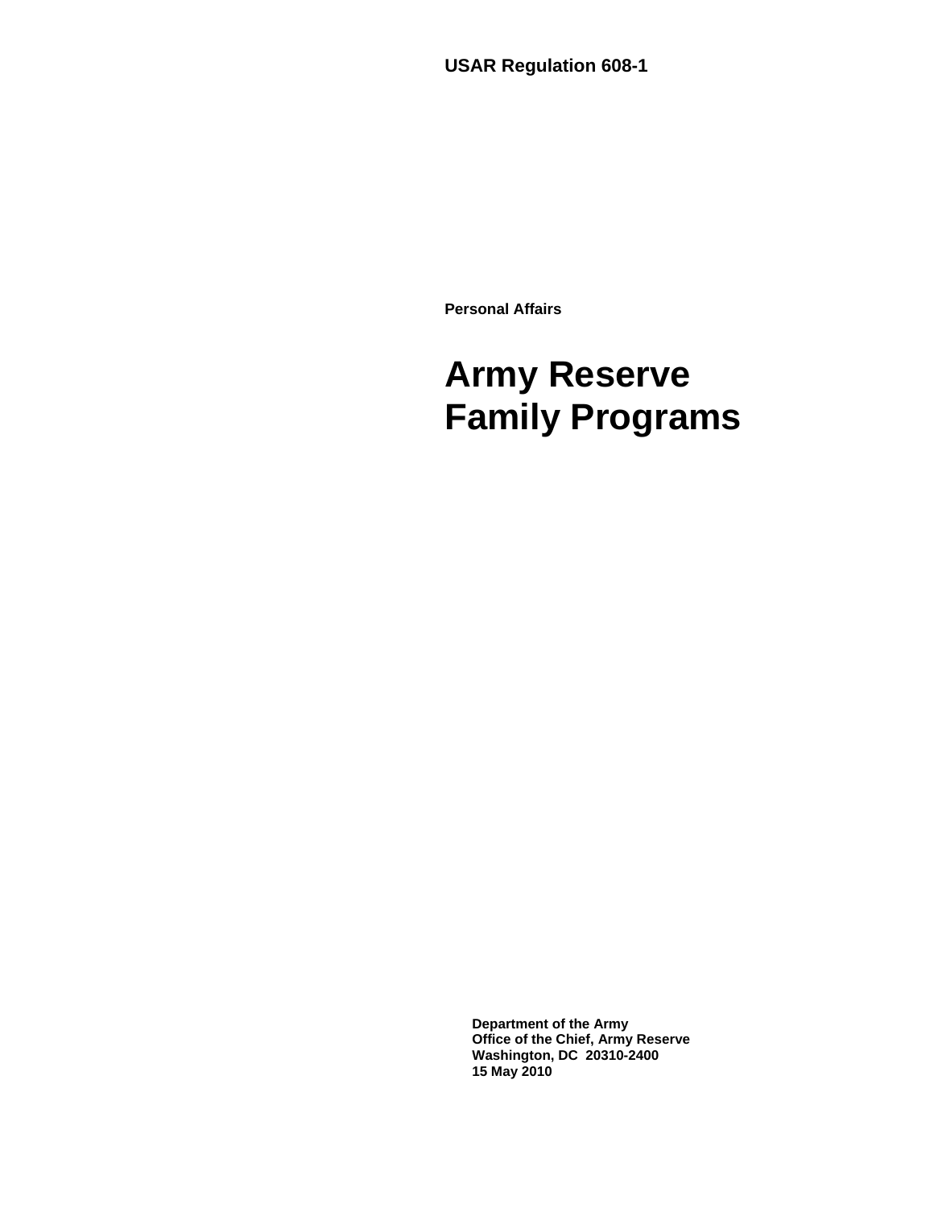**USAR Regulation 608-1**

**Personal Affairs**

# Army Reserve Family Programs

**Department of the Army**
**Office of the Chief, Army Reserve**
**Washington, DC 20310-2400**
**15 May 2010**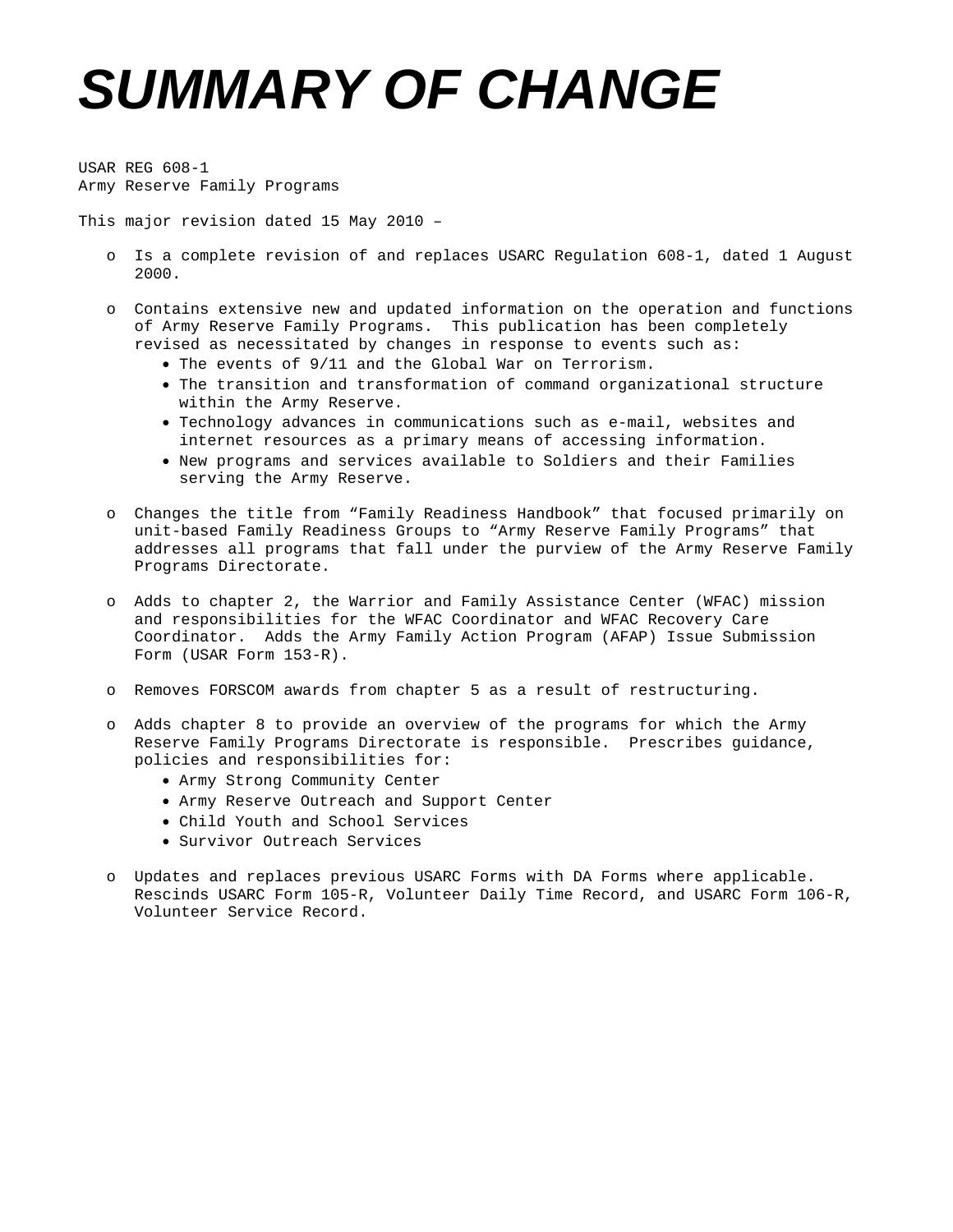# SUMMARY OF CHANGE

USAR REG 608-1
Army Reserve Family Programs

This major revision dated 15 May 2010 –

- Is a complete revision of and replaces USARC Regulation 608-1, dated 1 August 2000.

- Contains extensive new and updated information on the operation and functions of Army Reserve Family Programs. This publication has been completely revised as necessitated by changes in response to events such as:
  - The events of 9/11 and the Global War on Terrorism.
  - The transition and transformation of command organizational structure within the Army Reserve.
  - Technology advances in communications such as e-mail, websites and internet resources as a primary means of accessing information.
  - New programs and services available to Soldiers and their Families serving the Army Reserve.

- Changes the title from "Family Readiness Handbook" that focused primarily on unit-based Family Readiness Groups to "Army Reserve Family Programs" that addresses all programs that fall under the purview of the Army Reserve Family Programs Directorate.

- Adds to chapter 2, the Warrior and Family Assistance Center (WFAC) mission and responsibilities for the WFAC Coordinator and WFAC Recovery Care Coordinator. Adds the Army Family Action Program (AFAP) Issue Submission Form (USAR Form 153-R).

- Removes FORSCOM awards from chapter 5 as a result of restructuring.

- Adds chapter 8 to provide an overview of the programs for which the Army Reserve Family Programs Directorate is responsible. Prescribes guidance, policies and responsibilities for:
  - Army Strong Community Center
  - Army Reserve Outreach and Support Center
  - Child Youth and School Services
  - Survivor Outreach Services

- Updates and replaces previous USARC Forms with DA Forms where applicable. Rescinds USARC Form 105-R, Volunteer Daily Time Record, and USARC Form 106-R, Volunteer Service Record.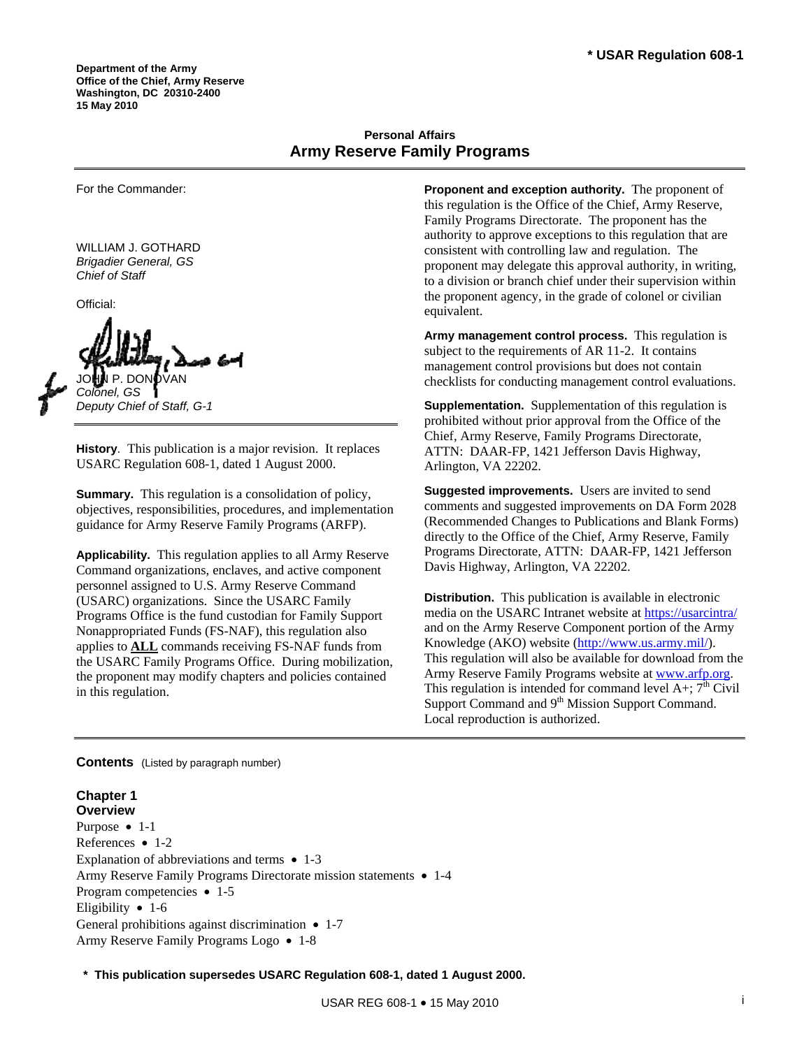**\* USAR Regulation 608-1**

**Department of the Army**
**Office of the Chief, Army Reserve**
**Washington, DC 20310-2400**
**15 May 2010**

## Personal Affairs
# Army Reserve Family Programs

For the Commander:

WILLIAM J. GOTHARD
*Brigadier General, GS*
*Chief of Staff*

Official:

JOHN P. DONOVAN
*Colonel, GS*
*Deputy Chief of Staff, G-1*

**History**. This publication is a major revision. It replaces USARC Regulation 608-1, dated 1 August 2000.

**Summary.** This regulation is a consolidation of policy, objectives, responsibilities, procedures, and implementation guidance for Army Reserve Family Programs (ARFP).

**Applicability.** This regulation applies to all Army Reserve Command organizations, enclaves, and active component personnel assigned to U.S. Army Reserve Command (USARC) organizations. Since the USARC Family Programs Office is the fund custodian for Family Support Nonappropriated Funds (FS-NAF), this regulation also applies to **ALL** commands receiving FS-NAF funds from the USARC Family Programs Office. During mobilization, the proponent may modify chapters and policies contained in this regulation.

**Proponent and exception authority.** The proponent of this regulation is the Office of the Chief, Army Reserve, Family Programs Directorate. The proponent has the authority to approve exceptions to this regulation that are consistent with controlling law and regulation. The proponent may delegate this approval authority, in writing, to a division or branch chief under their supervision within the proponent agency, in the grade of colonel or civilian equivalent.

**Army management control process.** This regulation is subject to the requirements of AR 11-2. It contains management control provisions but does not contain checklists for conducting management control evaluations.

**Supplementation.** Supplementation of this regulation is prohibited without prior approval from the Office of the Chief, Army Reserve, Family Programs Directorate, ATTN: DAAR-FP, 1421 Jefferson Davis Highway, Arlington, VA 22202.

**Suggested improvements.** Users are invited to send comments and suggested improvements on DA Form 2028 (Recommended Changes to Publications and Blank Forms) directly to the Office of the Chief, Army Reserve, Family Programs Directorate, ATTN: DAAR-FP, 1421 Jefferson Davis Highway, Arlington, VA 22202.

**Distribution.** This publication is available in electronic media on the USARC Intranet website at https://usarcintra/ and on the Army Reserve Component portion of the Army Knowledge (AKO) website (http://www.us.army.mil/). This regulation will also be available for download from the Army Reserve Family Programs website at www.arfp.org. This regulation is intended for command level A+; 7th Civil Support Command and 9th Mission Support Command. Local reproduction is authorized.

**Contents** (Listed by paragraph number)

**Chapter 1**
**Overview**
Purpose • 1-1
References • 1-2
Explanation of abbreviations and terms • 1-3
Army Reserve Family Programs Directorate mission statements • 1-4
Program competencies • 1-5
Eligibility • 1-6
General prohibitions against discrimination • 1-7
Army Reserve Family Programs Logo • 1-8

**\* This publication supersedes USARC Regulation 608-1, dated 1 August 2000.**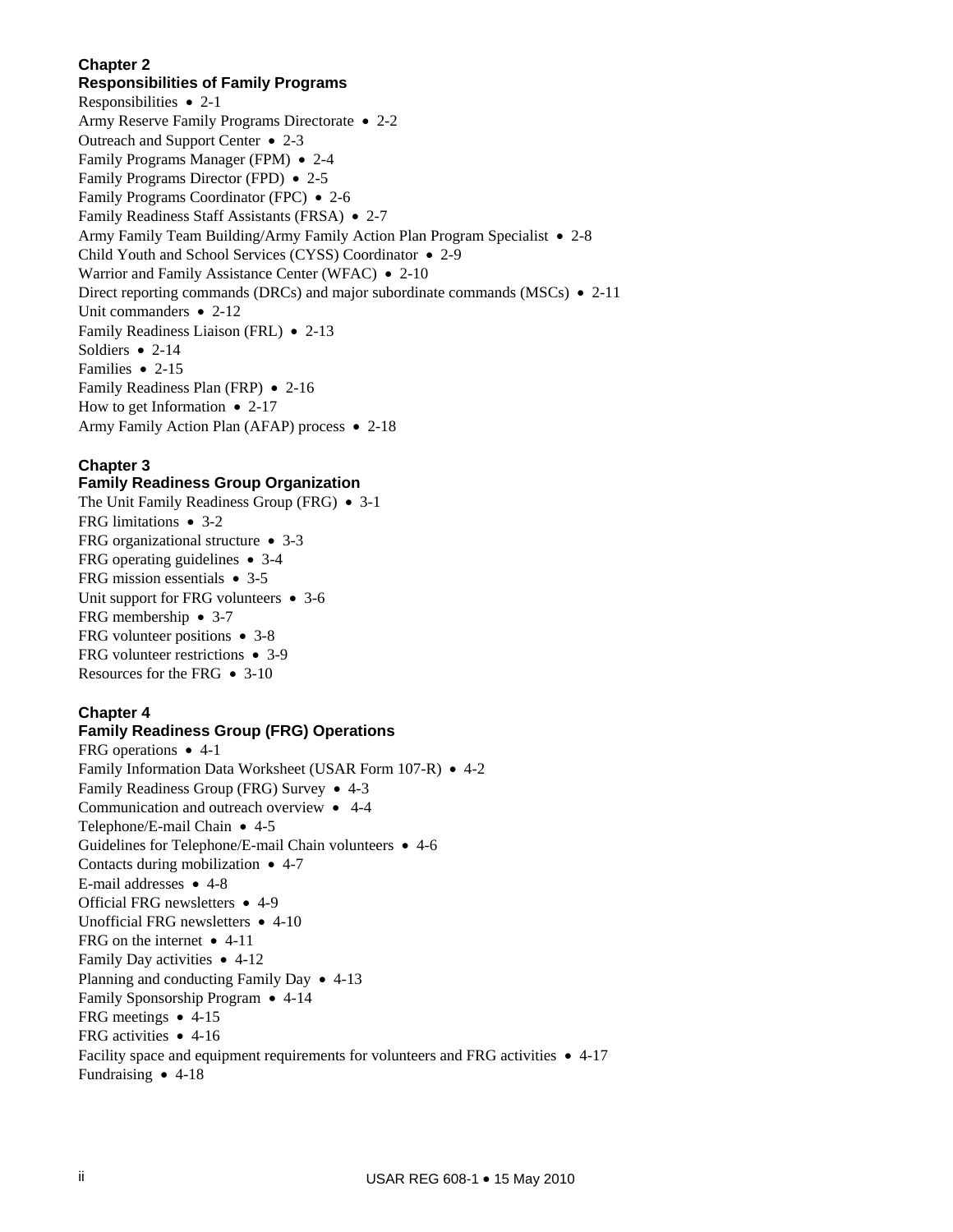**Chapter 2**
**Responsibilities of Family Programs**

Responsibilities • 2-1
Army Reserve Family Programs Directorate • 2-2
Outreach and Support Center • 2-3
Family Programs Manager (FPM) • 2-4
Family Programs Director (FPD) • 2-5
Family Programs Coordinator (FPC) • 2-6
Family Readiness Staff Assistants (FRSA) • 2-7
Army Family Team Building/Army Family Action Plan Program Specialist • 2-8
Child Youth and School Services (CYSS) Coordinator • 2-9
Warrior and Family Assistance Center (WFAC) • 2-10
Direct reporting commands (DRCs) and major subordinate commands (MSCs) • 2-11
Unit commanders • 2-12
Family Readiness Liaison (FRL) • 2-13
Soldiers • 2-14
Families • 2-15
Family Readiness Plan (FRP) • 2-16
How to get Information • 2-17
Army Family Action Plan (AFAP) process • 2-18

**Chapter 3**
**Family Readiness Group Organization**

The Unit Family Readiness Group (FRG) • 3-1
FRG limitations • 3-2
FRG organizational structure • 3-3
FRG operating guidelines • 3-4
FRG mission essentials • 3-5
Unit support for FRG volunteers • 3-6
FRG membership • 3-7
FRG volunteer positions • 3-8
FRG volunteer restrictions • 3-9
Resources for the FRG • 3-10

**Chapter 4**
**Family Readiness Group (FRG) Operations**

FRG operations • 4-1
Family Information Data Worksheet (USAR Form 107-R) • 4-2
Family Readiness Group (FRG) Survey • 4-3
Communication and outreach overview • 4-4
Telephone/E-mail Chain • 4-5
Guidelines for Telephone/E-mail Chain volunteers • 4-6
Contacts during mobilization • 4-7
E-mail addresses • 4-8
Official FRG newsletters • 4-9
Unofficial FRG newsletters • 4-10
FRG on the internet • 4-11
Family Day activities • 4-12
Planning and conducting Family Day • 4-13
Family Sponsorship Program • 4-14
FRG meetings • 4-15
FRG activities • 4-16
Facility space and equipment requirements for volunteers and FRG activities • 4-17
Fundraising • 4-18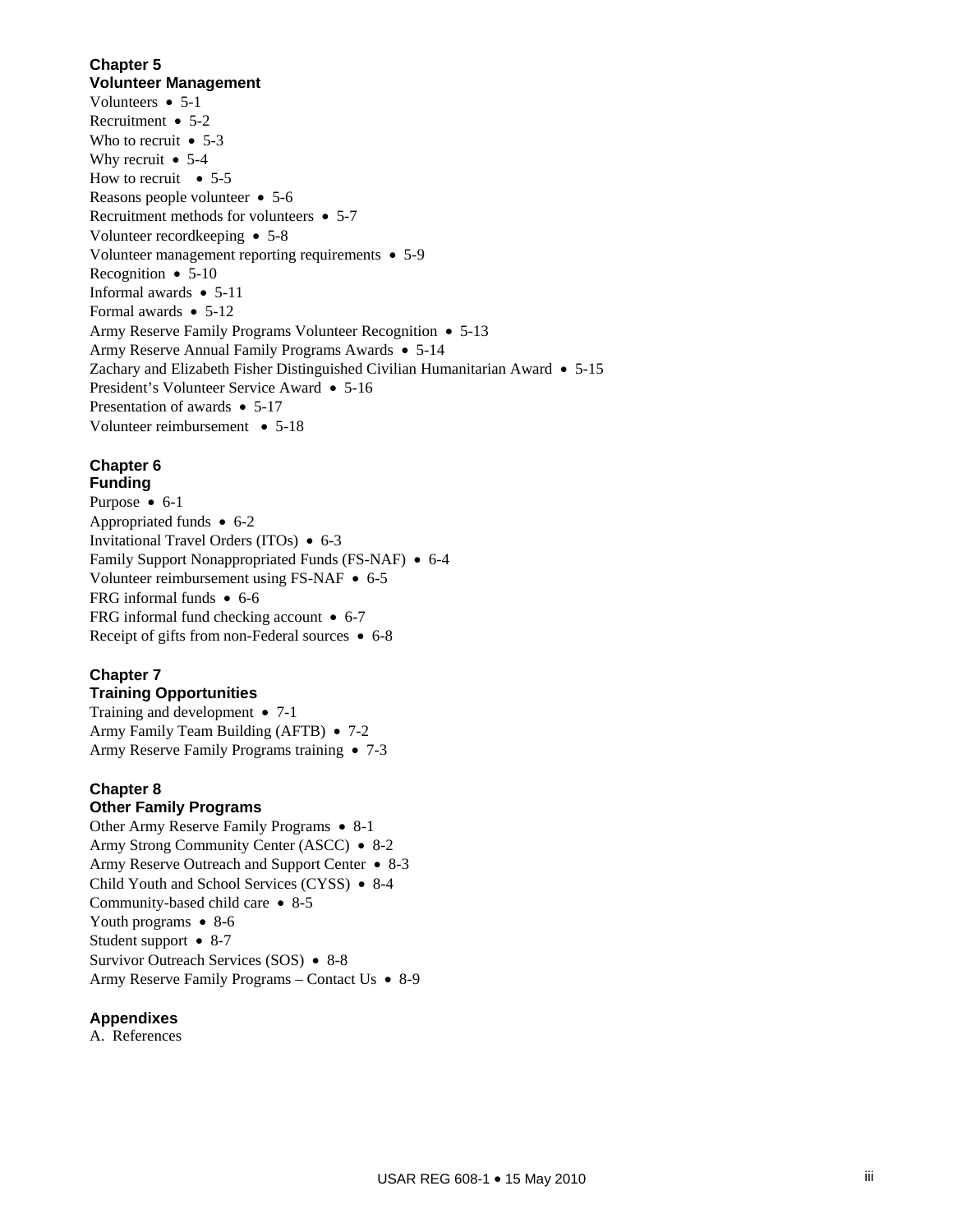**Chapter 5**
**Volunteer Management**

Volunteers • 5-1
Recruitment • 5-2
Who to recruit • 5-3
Why recruit • 5-4
How to recruit • 5-5
Reasons people volunteer • 5-6
Recruitment methods for volunteers • 5-7
Volunteer recordkeeping • 5-8
Volunteer management reporting requirements • 5-9
Recognition • 5-10
Informal awards • 5-11
Formal awards • 5-12
Army Reserve Family Programs Volunteer Recognition • 5-13
Army Reserve Annual Family Programs Awards • 5-14
Zachary and Elizabeth Fisher Distinguished Civilian Humanitarian Award • 5-15
President's Volunteer Service Award • 5-16
Presentation of awards • 5-17
Volunteer reimbursement • 5-18

**Chapter 6**
**Funding**

Purpose • 6-1
Appropriated funds • 6-2
Invitational Travel Orders (ITOs) • 6-3
Family Support Nonappropriated Funds (FS-NAF) • 6-4
Volunteer reimbursement using FS-NAF • 6-5
FRG informal funds • 6-6
FRG informal fund checking account • 6-7
Receipt of gifts from non-Federal sources • 6-8

**Chapter 7**
**Training Opportunities**

Training and development • 7-1
Army Family Team Building (AFTB) • 7-2
Army Reserve Family Programs training • 7-3

**Chapter 8**
**Other Family Programs**

Other Army Reserve Family Programs • 8-1
Army Strong Community Center (ASCC) • 8-2
Army Reserve Outreach and Support Center • 8-3
Child Youth and School Services (CYSS) • 8-4
Community-based child care • 8-5
Youth programs • 8-6
Student support • 8-7
Survivor Outreach Services (SOS) • 8-8
Army Reserve Family Programs – Contact Us • 8-9

**Appendixes**

A. References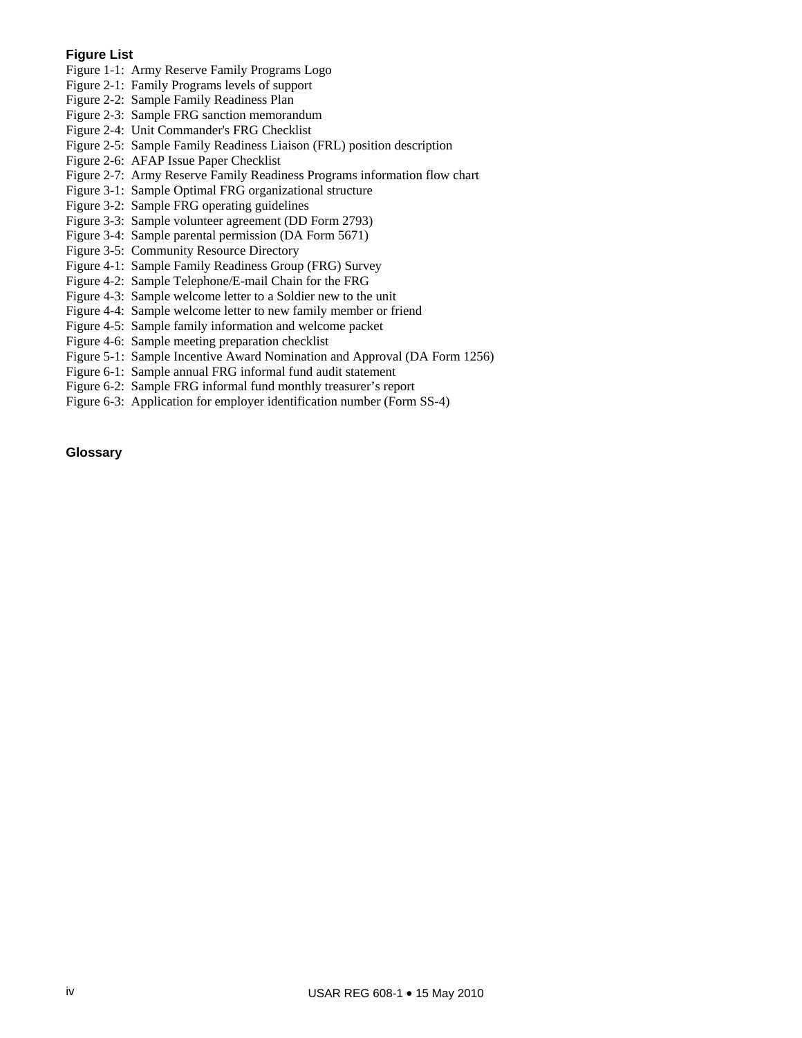**Figure List**

Figure 1-1: Army Reserve Family Programs Logo
Figure 2-1: Family Programs levels of support
Figure 2-2: Sample Family Readiness Plan
Figure 2-3: Sample FRG sanction memorandum
Figure 2-4: Unit Commander's FRG Checklist
Figure 2-5: Sample Family Readiness Liaison (FRL) position description
Figure 2-6: AFAP Issue Paper Checklist
Figure 2-7: Army Reserve Family Readiness Programs information flow chart
Figure 3-1: Sample Optimal FRG organizational structure
Figure 3-2: Sample FRG operating guidelines
Figure 3-3: Sample volunteer agreement (DD Form 2793)
Figure 3-4: Sample parental permission (DA Form 5671)
Figure 3-5: Community Resource Directory
Figure 4-1: Sample Family Readiness Group (FRG) Survey
Figure 4-2: Sample Telephone/E-mail Chain for the FRG
Figure 4-3: Sample welcome letter to a Soldier new to the unit
Figure 4-4: Sample welcome letter to new family member or friend
Figure 4-5: Sample family information and welcome packet
Figure 4-6: Sample meeting preparation checklist
Figure 5-1: Sample Incentive Award Nomination and Approval (DA Form 1256)
Figure 6-1: Sample annual FRG informal fund audit statement
Figure 6-2: Sample FRG informal fund monthly treasurer's report
Figure 6-3: Application for employer identification number (Form SS-4)

**Glossary**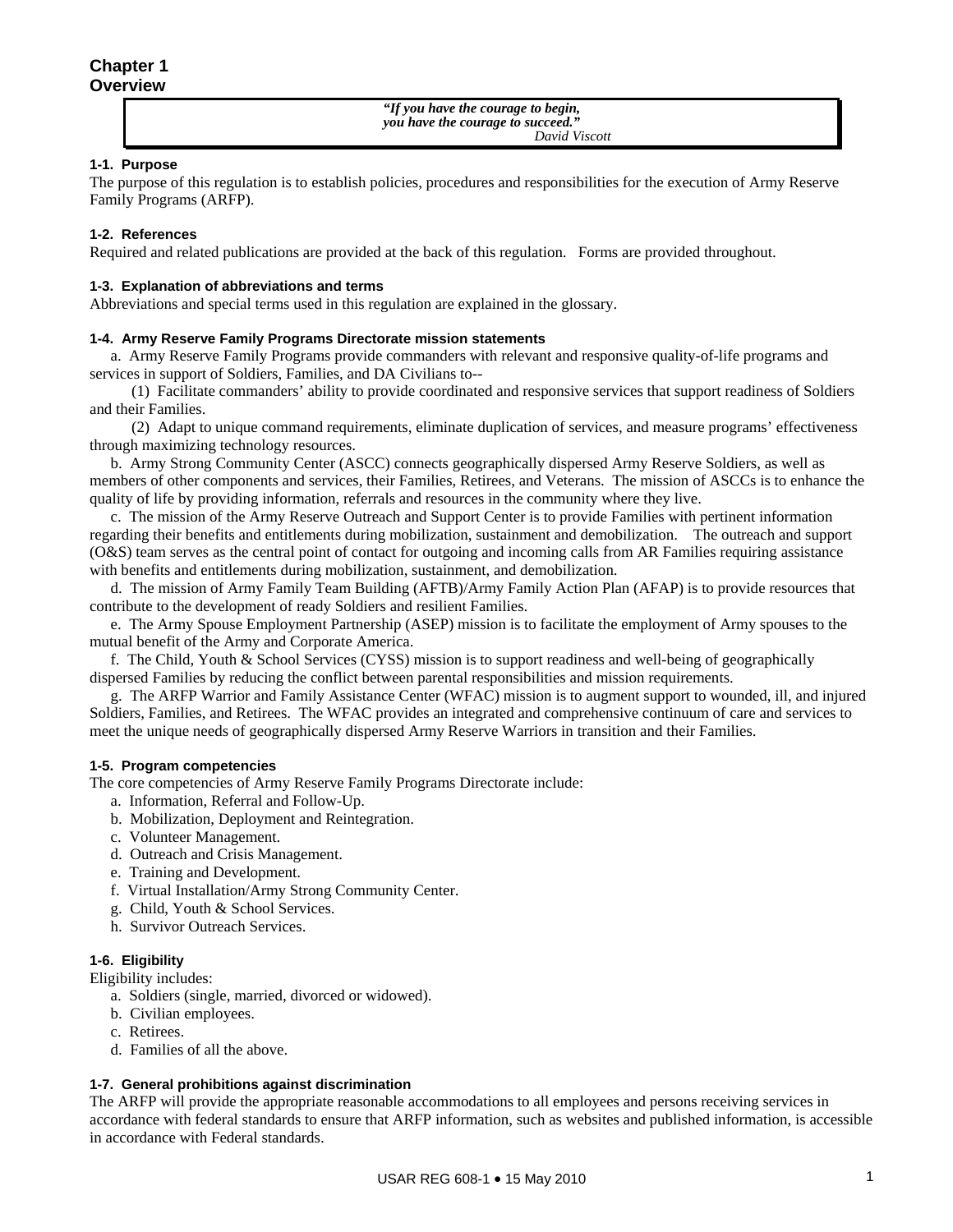# Chapter 1
# Overview

> ***"If you have the courage to begin,***
> ***you have the courage to succeed."***
> *David Viscott*

### 1-1. Purpose

The purpose of this regulation is to establish policies, procedures and responsibilities for the execution of Army Reserve Family Programs (ARFP).

### 1-2. References

Required and related publications are provided at the back of this regulation. Forms are provided throughout.

### 1-3. Explanation of abbreviations and terms

Abbreviations and special terms used in this regulation are explained in the glossary.

### 1-4. Army Reserve Family Programs Directorate mission statements

a. Army Reserve Family Programs provide commanders with relevant and responsive quality-of-life programs and services in support of Soldiers, Families, and DA Civilians to--

(1) Facilitate commanders' ability to provide coordinated and responsive services that support readiness of Soldiers and their Families.

(2) Adapt to unique command requirements, eliminate duplication of services, and measure programs' effectiveness through maximizing technology resources.

b. Army Strong Community Center (ASCC) connects geographically dispersed Army Reserve Soldiers, as well as members of other components and services, their Families, Retirees, and Veterans. The mission of ASCCs is to enhance the quality of life by providing information, referrals and resources in the community where they live.

c. The mission of the Army Reserve Outreach and Support Center is to provide Families with pertinent information regarding their benefits and entitlements during mobilization, sustainment and demobilization. The outreach and support (O&S) team serves as the central point of contact for outgoing and incoming calls from AR Families requiring assistance with benefits and entitlements during mobilization, sustainment, and demobilization.

d. The mission of Army Family Team Building (AFTB)/Army Family Action Plan (AFAP) is to provide resources that contribute to the development of ready Soldiers and resilient Families.

e. The Army Spouse Employment Partnership (ASEP) mission is to facilitate the employment of Army spouses to the mutual benefit of the Army and Corporate America.

f. The Child, Youth & School Services (CYSS) mission is to support readiness and well-being of geographically dispersed Families by reducing the conflict between parental responsibilities and mission requirements.

g. The ARFP Warrior and Family Assistance Center (WFAC) mission is to augment support to wounded, ill, and injured Soldiers, Families, and Retirees. The WFAC provides an integrated and comprehensive continuum of care and services to meet the unique needs of geographically dispersed Army Reserve Warriors in transition and their Families.

### 1-5. Program competencies

The core competencies of Army Reserve Family Programs Directorate include:

a. Information, Referral and Follow-Up.
b. Mobilization, Deployment and Reintegration.
c. Volunteer Management.
d. Outreach and Crisis Management.
e. Training and Development.
f. Virtual Installation/Army Strong Community Center.
g. Child, Youth & School Services.
h. Survivor Outreach Services.

### 1-6. Eligibility

Eligibility includes:

a. Soldiers (single, married, divorced or widowed).
b. Civilian employees.
c. Retirees.
d. Families of all the above.

### 1-7. General prohibitions against discrimination

The ARFP will provide the appropriate reasonable accommodations to all employees and persons receiving services in accordance with federal standards to ensure that ARFP information, such as websites and published information, is accessible in accordance with Federal standards.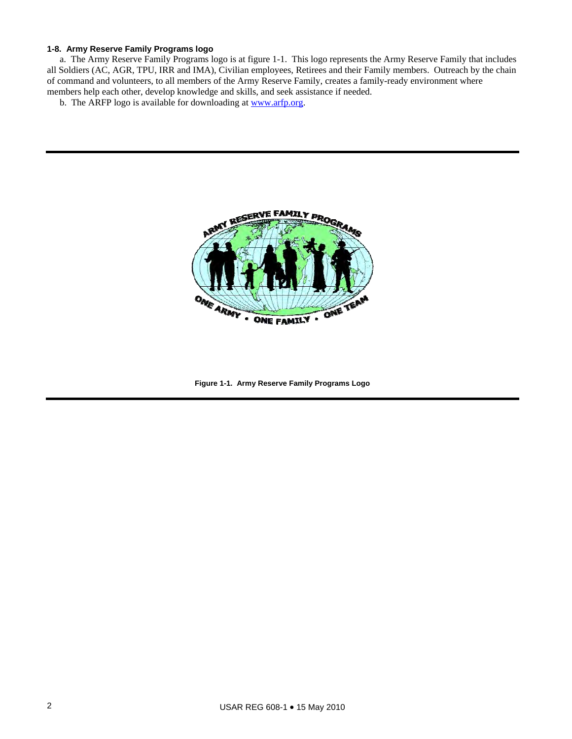**1-8. Army Reserve Family Programs logo**

a. The Army Reserve Family Programs logo is at figure 1-1. This logo represents the Army Reserve Family that includes all Soldiers (AC, AGR, TPU, IRR and IMA), Civilian employees, Retirees and their Family members. Outreach by the chain of command and volunteers, to all members of the Army Reserve Family, creates a family-ready environment where members help each other, develop knowledge and skills, and seek assistance if needed.

b. The ARFP logo is available for downloading at www.arfp.org.

**Figure 1-1. Army Reserve Family Programs Logo**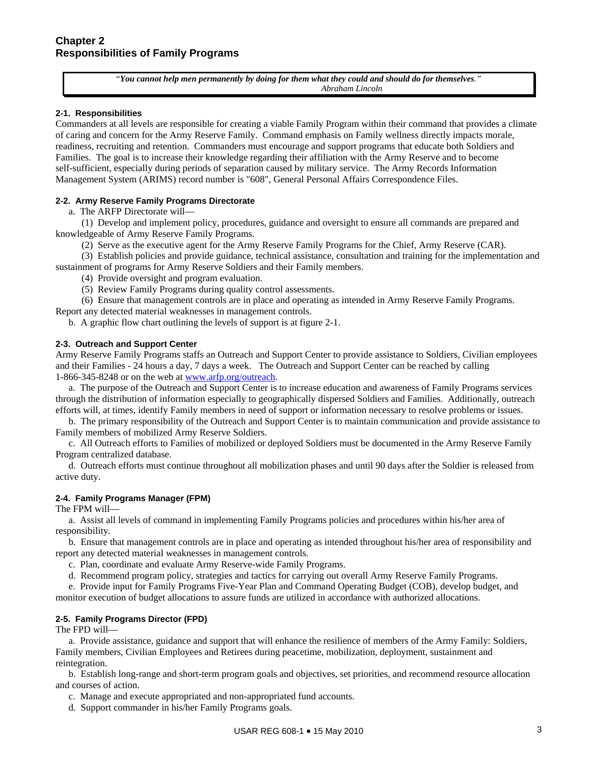# Chapter 2
# Responsibilities of Family Programs

> "*You cannot help men permanently by doing for them what they could and should do for themselves.*"
> *Abraham Lincoln*

### 2-1. Responsibilities

Commanders at all levels are responsible for creating a viable Family Program within their command that provides a climate of caring and concern for the Army Reserve Family. Command emphasis on Family wellness directly impacts morale, readiness, recruiting and retention. Commanders must encourage and support programs that educate both Soldiers and Families. The goal is to increase their knowledge regarding their affiliation with the Army Reserve and to become self-sufficient, especially during periods of separation caused by military service. The Army Records Information Management System (ARIMS) record number is "608", General Personal Affairs Correspondence Files.

### 2-2. Army Reserve Family Programs Directorate

a. The ARFP Directorate will—

(1) Develop and implement policy, procedures, guidance and oversight to ensure all commands are prepared and knowledgeable of Army Reserve Family Programs.

(2) Serve as the executive agent for the Army Reserve Family Programs for the Chief, Army Reserve (CAR).

(3) Establish policies and provide guidance, technical assistance, consultation and training for the implementation and sustainment of programs for Army Reserve Soldiers and their Family members.

(4) Provide oversight and program evaluation.

(5) Review Family Programs during quality control assessments.

(6) Ensure that management controls are in place and operating as intended in Army Reserve Family Programs. Report any detected material weaknesses in management controls.

b. A graphic flow chart outlining the levels of support is at figure 2-1.

### 2-3. Outreach and Support Center

Army Reserve Family Programs staffs an Outreach and Support Center to provide assistance to Soldiers, Civilian employees and their Families - 24 hours a day, 7 days a week. The Outreach and Support Center can be reached by calling 1-866-345-8248 or on the web at www.arfp.org/outreach.

a. The purpose of the Outreach and Support Center is to increase education and awareness of Family Programs services through the distribution of information especially to geographically dispersed Soldiers and Families. Additionally, outreach efforts will, at times, identify Family members in need of support or information necessary to resolve problems or issues.

b. The primary responsibility of the Outreach and Support Center is to maintain communication and provide assistance to Family members of mobilized Army Reserve Soldiers.

c. All Outreach efforts to Families of mobilized or deployed Soldiers must be documented in the Army Reserve Family Program centralized database.

d. Outreach efforts must continue throughout all mobilization phases and until 90 days after the Soldier is released from active duty.

### 2-4. Family Programs Manager (FPM)

The FPM will—

a. Assist all levels of command in implementing Family Programs policies and procedures within his/her area of responsibility.

b. Ensure that management controls are in place and operating as intended throughout his/her area of responsibility and report any detected material weaknesses in management controls.

c. Plan, coordinate and evaluate Army Reserve-wide Family Programs.

d. Recommend program policy, strategies and tactics for carrying out overall Army Reserve Family Programs.

e. Provide input for Family Programs Five-Year Plan and Command Operating Budget (COB), develop budget, and monitor execution of budget allocations to assure funds are utilized in accordance with authorized allocations.

### 2-5. Family Programs Director (FPD)

The FPD will—

a. Provide assistance, guidance and support that will enhance the resilience of members of the Army Family: Soldiers, Family members, Civilian Employees and Retirees during peacetime, mobilization, deployment, sustainment and reintegration.

b. Establish long-range and short-term program goals and objectives, set priorities, and recommend resource allocation and courses of action.

c. Manage and execute appropriated and non-appropriated fund accounts.

d. Support commander in his/her Family Programs goals.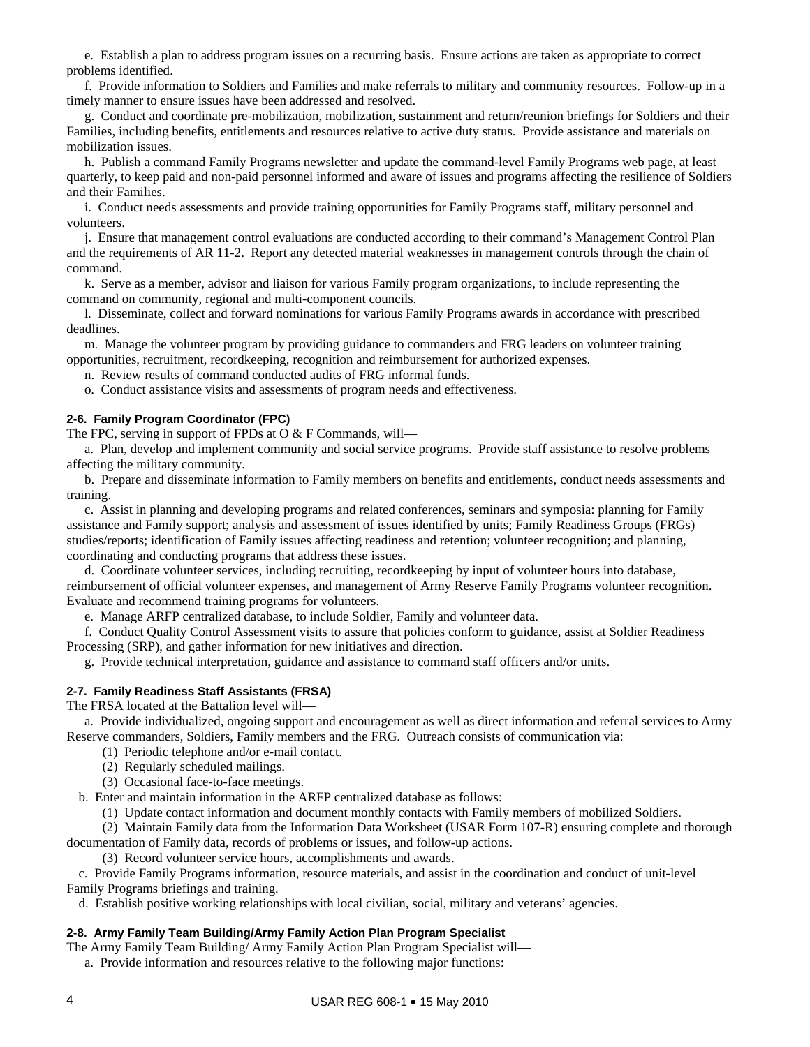e. Establish a plan to address program issues on a recurring basis. Ensure actions are taken as appropriate to correct problems identified.

f. Provide information to Soldiers and Families and make referrals to military and community resources. Follow-up in a timely manner to ensure issues have been addressed and resolved.

g. Conduct and coordinate pre-mobilization, mobilization, sustainment and return/reunion briefings for Soldiers and their Families, including benefits, entitlements and resources relative to active duty status. Provide assistance and materials on mobilization issues.

h. Publish a command Family Programs newsletter and update the command-level Family Programs web page, at least quarterly, to keep paid and non-paid personnel informed and aware of issues and programs affecting the resilience of Soldiers and their Families.

i. Conduct needs assessments and provide training opportunities for Family Programs staff, military personnel and volunteers.

j. Ensure that management control evaluations are conducted according to their command's Management Control Plan and the requirements of AR 11-2. Report any detected material weaknesses in management controls through the chain of command.

k. Serve as a member, advisor and liaison for various Family program organizations, to include representing the command on community, regional and multi-component councils.

l. Disseminate, collect and forward nominations for various Family Programs awards in accordance with prescribed deadlines.

m. Manage the volunteer program by providing guidance to commanders and FRG leaders on volunteer training opportunities, recruitment, recordkeeping, recognition and reimbursement for authorized expenses.

n. Review results of command conducted audits of FRG informal funds.

o. Conduct assistance visits and assessments of program needs and effectiveness.

### 2-6. Family Program Coordinator (FPC)

The FPC, serving in support of FPDs at O & F Commands, will—

a. Plan, develop and implement community and social service programs. Provide staff assistance to resolve problems affecting the military community.

b. Prepare and disseminate information to Family members on benefits and entitlements, conduct needs assessments and training.

c. Assist in planning and developing programs and related conferences, seminars and symposia: planning for Family assistance and Family support; analysis and assessment of issues identified by units; Family Readiness Groups (FRGs) studies/reports; identification of Family issues affecting readiness and retention; volunteer recognition; and planning, coordinating and conducting programs that address these issues.

d. Coordinate volunteer services, including recruiting, recordkeeping by input of volunteer hours into database, reimbursement of official volunteer expenses, and management of Army Reserve Family Programs volunteer recognition. Evaluate and recommend training programs for volunteers.

e. Manage ARFP centralized database, to include Soldier, Family and volunteer data.

f. Conduct Quality Control Assessment visits to assure that policies conform to guidance, assist at Soldier Readiness Processing (SRP), and gather information for new initiatives and direction.

g. Provide technical interpretation, guidance and assistance to command staff officers and/or units.

### 2-7. Family Readiness Staff Assistants (FRSA)

The FRSA located at the Battalion level will—

a. Provide individualized, ongoing support and encouragement as well as direct information and referral services to Army Reserve commanders, Soldiers, Family members and the FRG. Outreach consists of communication via:

(1) Periodic telephone and/or e-mail contact.

(2) Regularly scheduled mailings.

(3) Occasional face-to-face meetings.

b. Enter and maintain information in the ARFP centralized database as follows:

(1) Update contact information and document monthly contacts with Family members of mobilized Soldiers.

(2) Maintain Family data from the Information Data Worksheet (USAR Form 107-R) ensuring complete and thorough documentation of Family data, records of problems or issues, and follow-up actions.

(3) Record volunteer service hours, accomplishments and awards.

c. Provide Family Programs information, resource materials, and assist in the coordination and conduct of unit-level Family Programs briefings and training.

d. Establish positive working relationships with local civilian, social, military and veterans' agencies.

### 2-8. Army Family Team Building/Army Family Action Plan Program Specialist

The Army Family Team Building/ Army Family Action Plan Program Specialist will—

a. Provide information and resources relative to the following major functions: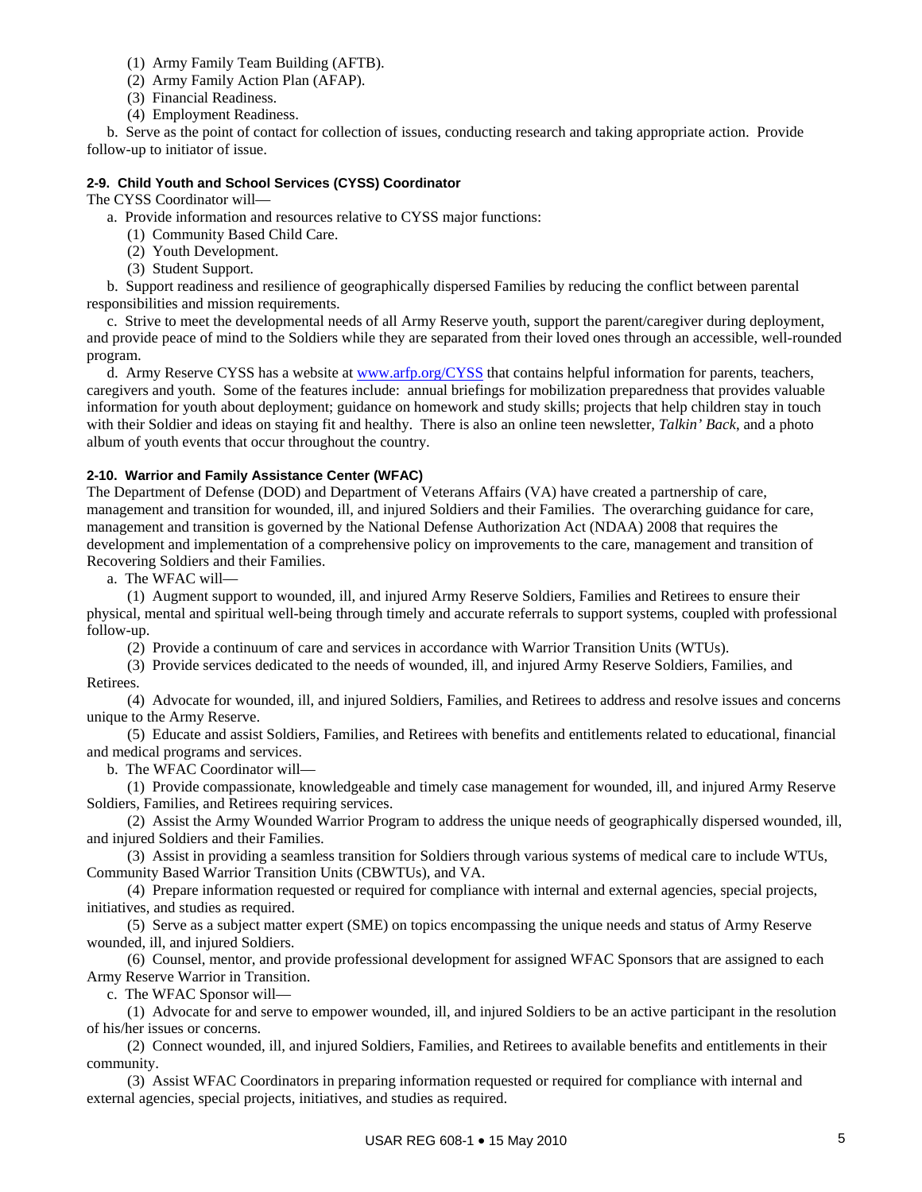(1) Army Family Team Building (AFTB).
(2) Army Family Action Plan (AFAP).
(3) Financial Readiness.
(4) Employment Readiness.

b. Serve as the point of contact for collection of issues, conducting research and taking appropriate action. Provide follow-up to initiator of issue.

#### 2-9. Child Youth and School Services (CYSS) Coordinator

The CYSS Coordinator will—

a. Provide information and resources relative to CYSS major functions:
(1) Community Based Child Care.
(2) Youth Development.
(3) Student Support.

b. Support readiness and resilience of geographically dispersed Families by reducing the conflict between parental responsibilities and mission requirements.

c. Strive to meet the developmental needs of all Army Reserve youth, support the parent/caregiver during deployment, and provide peace of mind to the Soldiers while they are separated from their loved ones through an accessible, well-rounded program.

d. Army Reserve CYSS has a website at [www.arfp.org/CYSS](http://www.arfp.org/CYSS) that contains helpful information for parents, teachers, caregivers and youth. Some of the features include: annual briefings for mobilization preparedness that provides valuable information for youth about deployment; guidance on homework and study skills; projects that help children stay in touch with their Soldier and ideas on staying fit and healthy. There is also an online teen newsletter, *Talkin' Back*, and a photo album of youth events that occur throughout the country.

#### 2-10. Warrior and Family Assistance Center (WFAC)

The Department of Defense (DOD) and Department of Veterans Affairs (VA) have created a partnership of care, management and transition for wounded, ill, and injured Soldiers and their Families. The overarching guidance for care, management and transition is governed by the National Defense Authorization Act (NDAA) 2008 that requires the development and implementation of a comprehensive policy on improvements to the care, management and transition of Recovering Soldiers and their Families.

a. The WFAC will—

(1) Augment support to wounded, ill, and injured Army Reserve Soldiers, Families and Retirees to ensure their physical, mental and spiritual well-being through timely and accurate referrals to support systems, coupled with professional follow-up.

(2) Provide a continuum of care and services in accordance with Warrior Transition Units (WTUs).

(3) Provide services dedicated to the needs of wounded, ill, and injured Army Reserve Soldiers, Families, and Retirees.

(4) Advocate for wounded, ill, and injured Soldiers, Families, and Retirees to address and resolve issues and concerns unique to the Army Reserve.

(5) Educate and assist Soldiers, Families, and Retirees with benefits and entitlements related to educational, financial and medical programs and services.

b. The WFAC Coordinator will—

(1) Provide compassionate, knowledgeable and timely case management for wounded, ill, and injured Army Reserve Soldiers, Families, and Retirees requiring services.

(2) Assist the Army Wounded Warrior Program to address the unique needs of geographically dispersed wounded, ill, and injured Soldiers and their Families.

(3) Assist in providing a seamless transition for Soldiers through various systems of medical care to include WTUs, Community Based Warrior Transition Units (CBWTUs), and VA.

(4) Prepare information requested or required for compliance with internal and external agencies, special projects, initiatives, and studies as required.

(5) Serve as a subject matter expert (SME) on topics encompassing the unique needs and status of Army Reserve wounded, ill, and injured Soldiers.

(6) Counsel, mentor, and provide professional development for assigned WFAC Sponsors that are assigned to each Army Reserve Warrior in Transition.

c. The WFAC Sponsor will—

(1) Advocate for and serve to empower wounded, ill, and injured Soldiers to be an active participant in the resolution of his/her issues or concerns.

(2) Connect wounded, ill, and injured Soldiers, Families, and Retirees to available benefits and entitlements in their community.

(3) Assist WFAC Coordinators in preparing information requested or required for compliance with internal and external agencies, special projects, initiatives, and studies as required.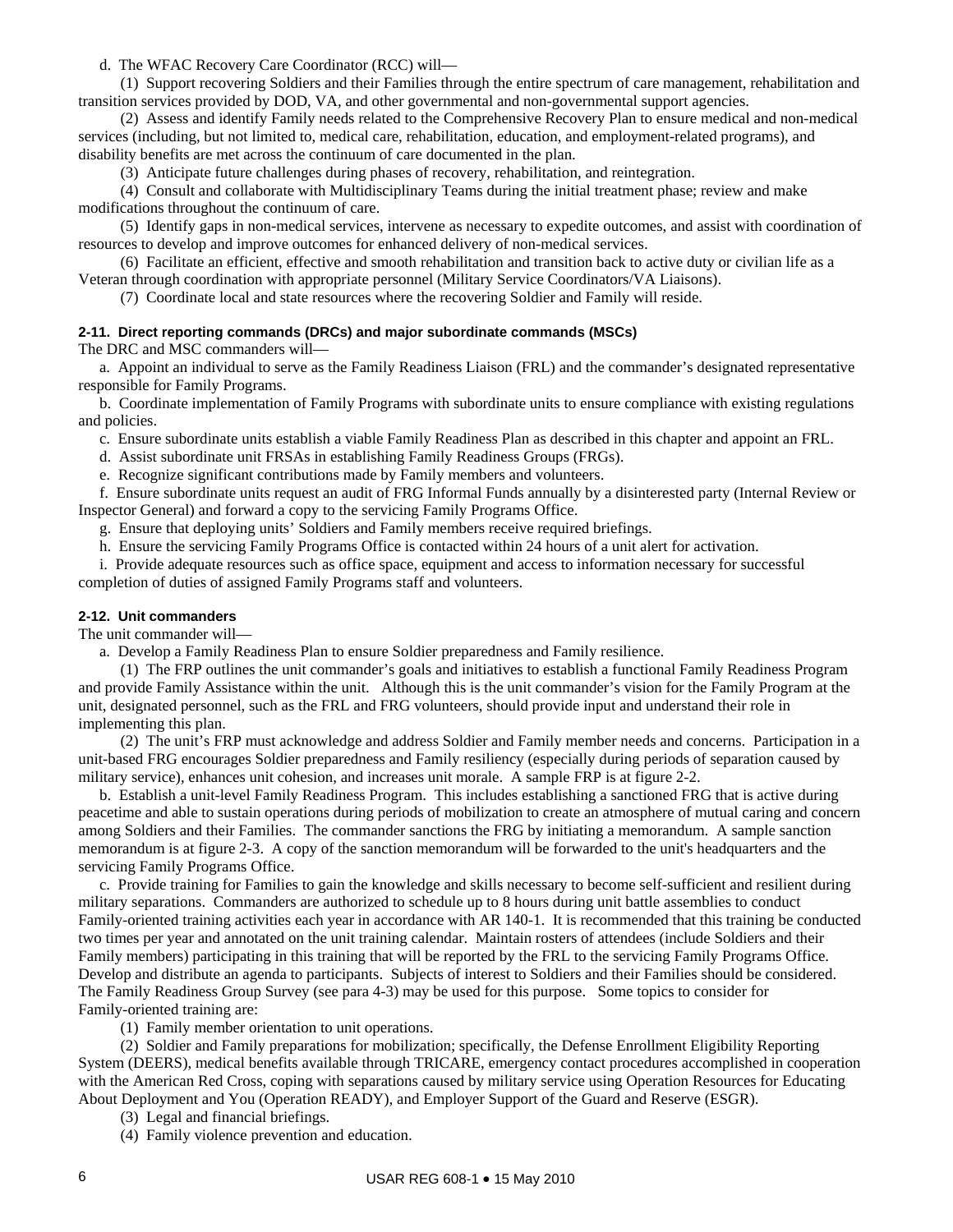d. The WFAC Recovery Care Coordinator (RCC) will—

(1) Support recovering Soldiers and their Families through the entire spectrum of care management, rehabilitation and transition services provided by DOD, VA, and other governmental and non-governmental support agencies.

(2) Assess and identify Family needs related to the Comprehensive Recovery Plan to ensure medical and non-medical services (including, but not limited to, medical care, rehabilitation, education, and employment-related programs), and disability benefits are met across the continuum of care documented in the plan.

(3) Anticipate future challenges during phases of recovery, rehabilitation, and reintegration.

(4) Consult and collaborate with Multidisciplinary Teams during the initial treatment phase; review and make modifications throughout the continuum of care.

(5) Identify gaps in non-medical services, intervene as necessary to expedite outcomes, and assist with coordination of resources to develop and improve outcomes for enhanced delivery of non-medical services.

(6) Facilitate an efficient, effective and smooth rehabilitation and transition back to active duty or civilian life as a Veteran through coordination with appropriate personnel (Military Service Coordinators/VA Liaisons).

(7) Coordinate local and state resources where the recovering Soldier and Family will reside.

**2-11. Direct reporting commands (DRCs) and major subordinate commands (MSCs)**

The DRC and MSC commanders will—

a. Appoint an individual to serve as the Family Readiness Liaison (FRL) and the commander's designated representative responsible for Family Programs.

b. Coordinate implementation of Family Programs with subordinate units to ensure compliance with existing regulations and policies.

c. Ensure subordinate units establish a viable Family Readiness Plan as described in this chapter and appoint an FRL.

d. Assist subordinate unit FRSAs in establishing Family Readiness Groups (FRGs).

e. Recognize significant contributions made by Family members and volunteers.

f. Ensure subordinate units request an audit of FRG Informal Funds annually by a disinterested party (Internal Review or Inspector General) and forward a copy to the servicing Family Programs Office.

g. Ensure that deploying units' Soldiers and Family members receive required briefings.

h. Ensure the servicing Family Programs Office is contacted within 24 hours of a unit alert for activation.

i. Provide adequate resources such as office space, equipment and access to information necessary for successful completion of duties of assigned Family Programs staff and volunteers.

**2-12. Unit commanders**

The unit commander will—

a. Develop a Family Readiness Plan to ensure Soldier preparedness and Family resilience.

(1) The FRP outlines the unit commander's goals and initiatives to establish a functional Family Readiness Program and provide Family Assistance within the unit. Although this is the unit commander's vision for the Family Program at the unit, designated personnel, such as the FRL and FRG volunteers, should provide input and understand their role in implementing this plan.

(2) The unit's FRP must acknowledge and address Soldier and Family member needs and concerns. Participation in a unit-based FRG encourages Soldier preparedness and Family resiliency (especially during periods of separation caused by military service), enhances unit cohesion, and increases unit morale. A sample FRP is at figure 2-2.

b. Establish a unit-level Family Readiness Program. This includes establishing a sanctioned FRG that is active during peacetime and able to sustain operations during periods of mobilization to create an atmosphere of mutual caring and concern among Soldiers and their Families. The commander sanctions the FRG by initiating a memorandum. A sample sanction memorandum is at figure 2-3. A copy of the sanction memorandum will be forwarded to the unit's headquarters and the servicing Family Programs Office.

c. Provide training for Families to gain the knowledge and skills necessary to become self-sufficient and resilient during military separations. Commanders are authorized to schedule up to 8 hours during unit battle assemblies to conduct Family-oriented training activities each year in accordance with AR 140-1. It is recommended that this training be conducted two times per year and annotated on the unit training calendar. Maintain rosters of attendees (include Soldiers and their Family members) participating in this training that will be reported by the FRL to the servicing Family Programs Office. Develop and distribute an agenda to participants. Subjects of interest to Soldiers and their Families should be considered. The Family Readiness Group Survey (see para 4-3) may be used for this purpose. Some topics to consider for Family-oriented training are:

(1) Family member orientation to unit operations.

(2) Soldier and Family preparations for mobilization; specifically, the Defense Enrollment Eligibility Reporting System (DEERS), medical benefits available through TRICARE, emergency contact procedures accomplished in cooperation with the American Red Cross, coping with separations caused by military service using Operation Resources for Educating About Deployment and You (Operation READY), and Employer Support of the Guard and Reserve (ESGR).

(3) Legal and financial briefings.

(4) Family violence prevention and education.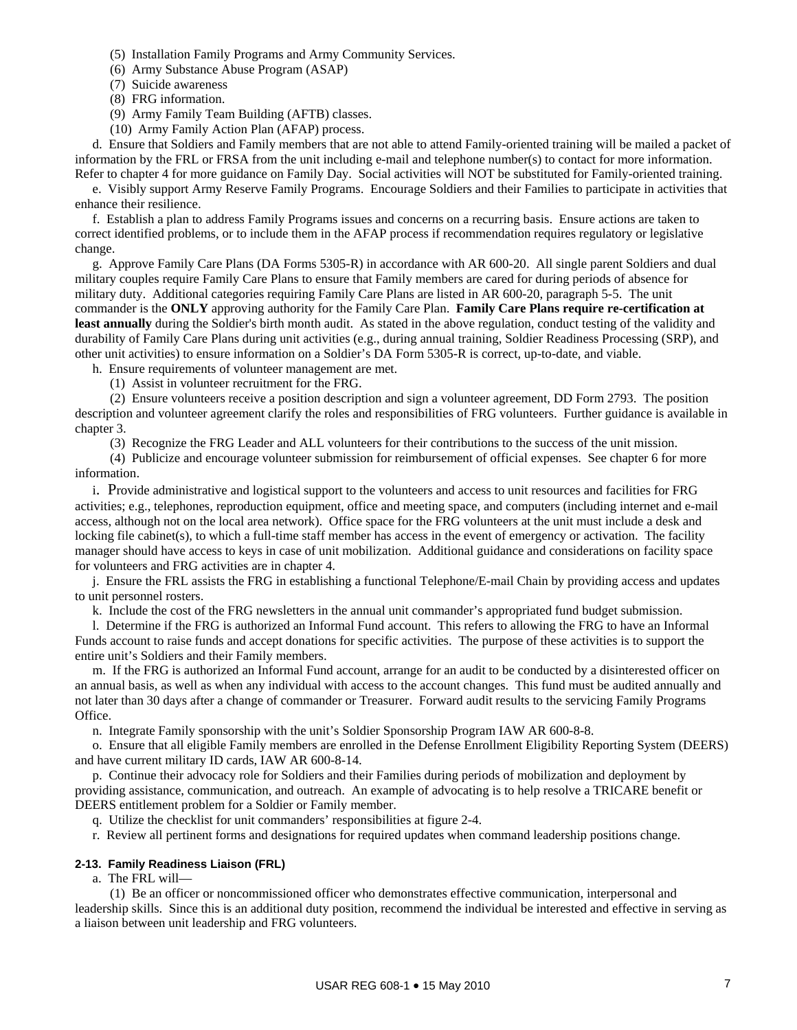(5) Installation Family Programs and Army Community Services.

(6) Army Substance Abuse Program (ASAP)

(7) Suicide awareness

(8) FRG information.

(9) Army Family Team Building (AFTB) classes.

(10) Army Family Action Plan (AFAP) process.

d. Ensure that Soldiers and Family members that are not able to attend Family-oriented training will be mailed a packet of information by the FRL or FRSA from the unit including e-mail and telephone number(s) to contact for more information. Refer to chapter 4 for more guidance on Family Day. Social activities will NOT be substituted for Family-oriented training.

e. Visibly support Army Reserve Family Programs. Encourage Soldiers and their Families to participate in activities that enhance their resilience.

f. Establish a plan to address Family Programs issues and concerns on a recurring basis. Ensure actions are taken to correct identified problems, or to include them in the AFAP process if recommendation requires regulatory or legislative change.

g. Approve Family Care Plans (DA Forms 5305-R) in accordance with AR 600-20. All single parent Soldiers and dual military couples require Family Care Plans to ensure that Family members are cared for during periods of absence for military duty. Additional categories requiring Family Care Plans are listed in AR 600-20, paragraph 5-5. The unit commander is the **ONLY** approving authority for the Family Care Plan. **Family Care Plans require re-certification at least annually** during the Soldier's birth month audit. As stated in the above regulation, conduct testing of the validity and durability of Family Care Plans during unit activities (e.g., during annual training, Soldier Readiness Processing (SRP), and other unit activities) to ensure information on a Soldier's DA Form 5305-R is correct, up-to-date, and viable.

h. Ensure requirements of volunteer management are met.

(1) Assist in volunteer recruitment for the FRG.

(2) Ensure volunteers receive a position description and sign a volunteer agreement, DD Form 2793. The position description and volunteer agreement clarify the roles and responsibilities of FRG volunteers. Further guidance is available in chapter 3.

(3) Recognize the FRG Leader and ALL volunteers for their contributions to the success of the unit mission.

(4) Publicize and encourage volunteer submission for reimbursement of official expenses. See chapter 6 for more information.

i. Provide administrative and logistical support to the volunteers and access to unit resources and facilities for FRG activities; e.g., telephones, reproduction equipment, office and meeting space, and computers (including internet and e-mail access, although not on the local area network). Office space for the FRG volunteers at the unit must include a desk and locking file cabinet(s), to which a full-time staff member has access in the event of emergency or activation. The facility manager should have access to keys in case of unit mobilization. Additional guidance and considerations on facility space for volunteers and FRG activities are in chapter 4.

j. Ensure the FRL assists the FRG in establishing a functional Telephone/E-mail Chain by providing access and updates to unit personnel rosters.

k. Include the cost of the FRG newsletters in the annual unit commander's appropriated fund budget submission.

l. Determine if the FRG is authorized an Informal Fund account. This refers to allowing the FRG to have an Informal Funds account to raise funds and accept donations for specific activities. The purpose of these activities is to support the entire unit's Soldiers and their Family members.

m. If the FRG is authorized an Informal Fund account, arrange for an audit to be conducted by a disinterested officer on an annual basis, as well as when any individual with access to the account changes. This fund must be audited annually and not later than 30 days after a change of commander or Treasurer. Forward audit results to the servicing Family Programs Office.

n. Integrate Family sponsorship with the unit's Soldier Sponsorship Program IAW AR 600-8-8.

o. Ensure that all eligible Family members are enrolled in the Defense Enrollment Eligibility Reporting System (DEERS) and have current military ID cards, IAW AR 600-8-14.

p. Continue their advocacy role for Soldiers and their Families during periods of mobilization and deployment by providing assistance, communication, and outreach. An example of advocating is to help resolve a TRICARE benefit or DEERS entitlement problem for a Soldier or Family member.

q. Utilize the checklist for unit commanders' responsibilities at figure 2-4.

r. Review all pertinent forms and designations for required updates when command leadership positions change.

### 2-13. Family Readiness Liaison (FRL)

a. The FRL will—

(1) Be an officer or noncommissioned officer who demonstrates effective communication, interpersonal and leadership skills. Since this is an additional duty position, recommend the individual be interested and effective in serving as a liaison between unit leadership and FRG volunteers.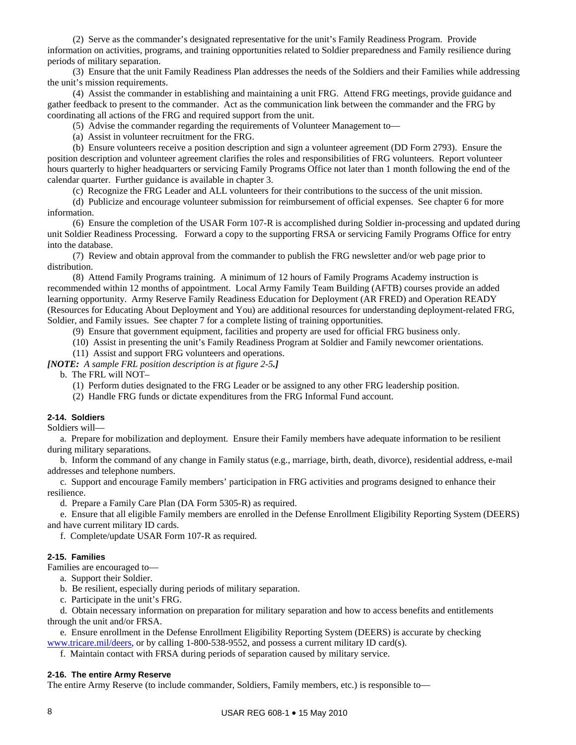(2) Serve as the commander's designated representative for the unit's Family Readiness Program. Provide information on activities, programs, and training opportunities related to Soldier preparedness and Family resilience during periods of military separation.

(3) Ensure that the unit Family Readiness Plan addresses the needs of the Soldiers and their Families while addressing the unit's mission requirements.

(4) Assist the commander in establishing and maintaining a unit FRG. Attend FRG meetings, provide guidance and gather feedback to present to the commander. Act as the communication link between the commander and the FRG by coordinating all actions of the FRG and required support from the unit.

(5) Advise the commander regarding the requirements of Volunteer Management to—

(a) Assist in volunteer recruitment for the FRG.

(b) Ensure volunteers receive a position description and sign a volunteer agreement (DD Form 2793). Ensure the position description and volunteer agreement clarifies the roles and responsibilities of FRG volunteers. Report volunteer hours quarterly to higher headquarters or servicing Family Programs Office not later than 1 month following the end of the calendar quarter. Further guidance is available in chapter 3.

(c) Recognize the FRG Leader and ALL volunteers for their contributions to the success of the unit mission.

(d) Publicize and encourage volunteer submission for reimbursement of official expenses. See chapter 6 for more information.

(6) Ensure the completion of the USAR Form 107-R is accomplished during Soldier in-processing and updated during unit Soldier Readiness Processing. Forward a copy to the supporting FRSA or servicing Family Programs Office for entry into the database.

(7) Review and obtain approval from the commander to publish the FRG newsletter and/or web page prior to distribution.

(8) Attend Family Programs training. A minimum of 12 hours of Family Programs Academy instruction is recommended within 12 months of appointment. Local Army Family Team Building (AFTB) courses provide an added learning opportunity. Army Reserve Family Readiness Education for Deployment (AR FRED) and Operation READY (Resources for Educating About Deployment and You) are additional resources for understanding deployment-related FRG, Soldier, and Family issues. See chapter 7 for a complete listing of training opportunities.

(9) Ensure that government equipment, facilities and property are used for official FRG business only.

(10) Assist in presenting the unit's Family Readiness Program at Soldier and Family newcomer orientations.

(11) Assist and support FRG volunteers and operations.

***[NOTE:** A sample FRL position description is at figure 2-5.**]***

b. The FRL will NOT–

(1) Perform duties designated to the FRG Leader or be assigned to any other FRG leadership position.

(2) Handle FRG funds or dictate expenditures from the FRG Informal Fund account.

### 2-14. Soldiers

Soldiers will—

a. Prepare for mobilization and deployment. Ensure their Family members have adequate information to be resilient during military separations.

b. Inform the command of any change in Family status (e.g., marriage, birth, death, divorce), residential address, e-mail addresses and telephone numbers.

c. Support and encourage Family members' participation in FRG activities and programs designed to enhance their resilience.

d. Prepare a Family Care Plan (DA Form 5305-R) as required.

e. Ensure that all eligible Family members are enrolled in the Defense Enrollment Eligibility Reporting System (DEERS) and have current military ID cards.

f. Complete/update USAR Form 107-R as required.

### 2-15. Families

Families are encouraged to—

a. Support their Soldier.

b. Be resilient, especially during periods of military separation.

c. Participate in the unit's FRG.

d. Obtain necessary information on preparation for military separation and how to access benefits and entitlements through the unit and/or FRSA.

e. Ensure enrollment in the Defense Enrollment Eligibility Reporting System (DEERS) is accurate by checking www.tricare.mil/deers, or by calling 1-800-538-9552, and possess a current military ID card(s).

f. Maintain contact with FRSA during periods of separation caused by military service.

### 2-16. The entire Army Reserve

The entire Army Reserve (to include commander, Soldiers, Family members, etc.) is responsible to—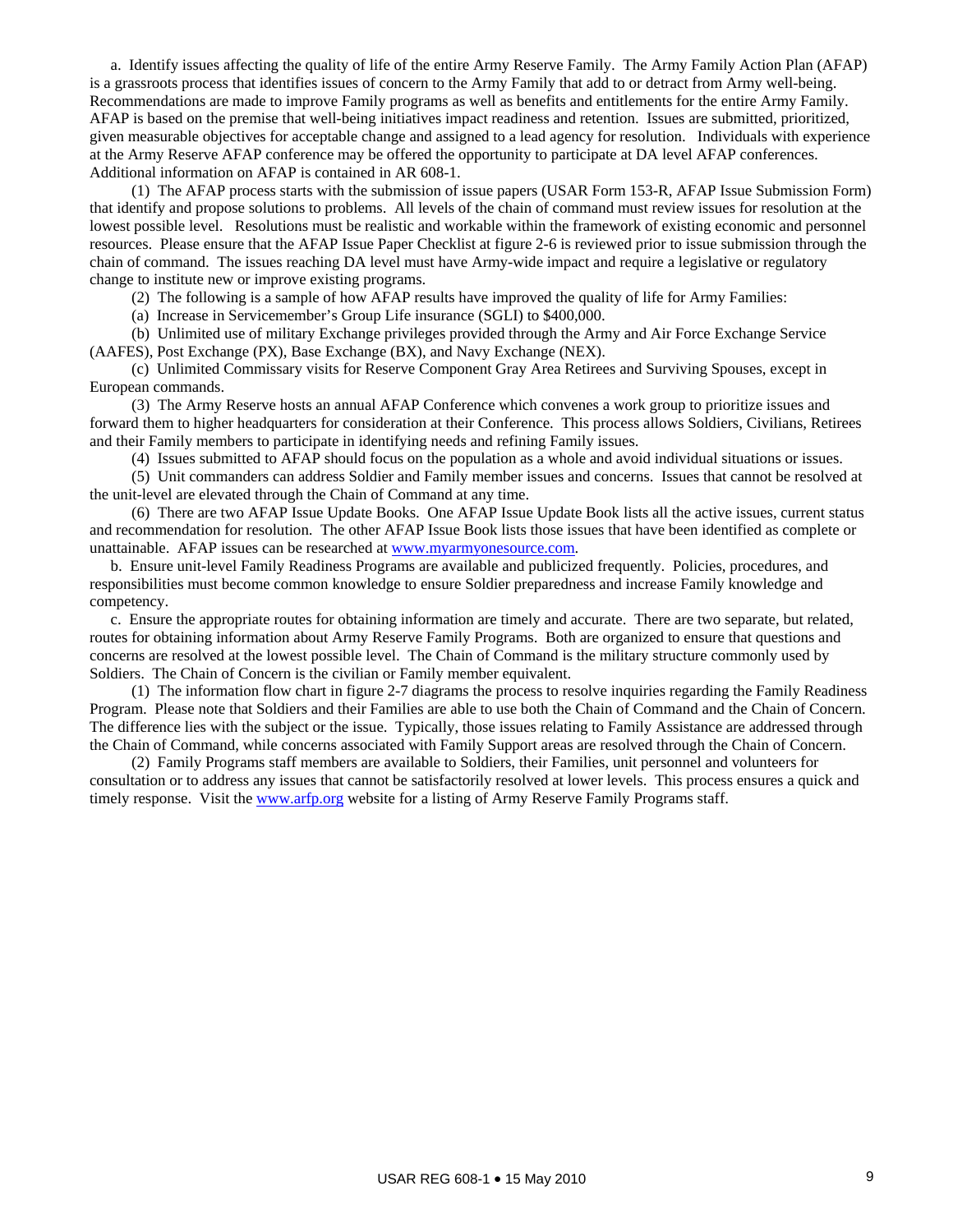a. Identify issues affecting the quality of life of the entire Army Reserve Family. The Army Family Action Plan (AFAP) is a grassroots process that identifies issues of concern to the Army Family that add to or detract from Army well-being. Recommendations are made to improve Family programs as well as benefits and entitlements for the entire Army Family. AFAP is based on the premise that well-being initiatives impact readiness and retention. Issues are submitted, prioritized, given measurable objectives for acceptable change and assigned to a lead agency for resolution. Individuals with experience at the Army Reserve AFAP conference may be offered the opportunity to participate at DA level AFAP conferences. Additional information on AFAP is contained in AR 608-1.

(1) The AFAP process starts with the submission of issue papers (USAR Form 153-R, AFAP Issue Submission Form) that identify and propose solutions to problems. All levels of the chain of command must review issues for resolution at the lowest possible level. Resolutions must be realistic and workable within the framework of existing economic and personnel resources. Please ensure that the AFAP Issue Paper Checklist at figure 2-6 is reviewed prior to issue submission through the chain of command. The issues reaching DA level must have Army-wide impact and require a legislative or regulatory change to institute new or improve existing programs.

(2) The following is a sample of how AFAP results have improved the quality of life for Army Families:

(a) Increase in Servicemember's Group Life insurance (SGLI) to $400,000.

(b) Unlimited use of military Exchange privileges provided through the Army and Air Force Exchange Service (AAFES), Post Exchange (PX), Base Exchange (BX), and Navy Exchange (NEX).

(c) Unlimited Commissary visits for Reserve Component Gray Area Retirees and Surviving Spouses, except in European commands.

(3) The Army Reserve hosts an annual AFAP Conference which convenes a work group to prioritize issues and forward them to higher headquarters for consideration at their Conference. This process allows Soldiers, Civilians, Retirees and their Family members to participate in identifying needs and refining Family issues.

(4) Issues submitted to AFAP should focus on the population as a whole and avoid individual situations or issues.

(5) Unit commanders can address Soldier and Family member issues and concerns. Issues that cannot be resolved at the unit-level are elevated through the Chain of Command at any time.

(6) There are two AFAP Issue Update Books. One AFAP Issue Update Book lists all the active issues, current status and recommendation for resolution. The other AFAP Issue Book lists those issues that have been identified as complete or unattainable. AFAP issues can be researched at www.myarmyonesource.com.

b. Ensure unit-level Family Readiness Programs are available and publicized frequently. Policies, procedures, and responsibilities must become common knowledge to ensure Soldier preparedness and increase Family knowledge and competency.

c. Ensure the appropriate routes for obtaining information are timely and accurate. There are two separate, but related, routes for obtaining information about Army Reserve Family Programs. Both are organized to ensure that questions and concerns are resolved at the lowest possible level. The Chain of Command is the military structure commonly used by Soldiers. The Chain of Concern is the civilian or Family member equivalent.

(1) The information flow chart in figure 2-7 diagrams the process to resolve inquiries regarding the Family Readiness Program. Please note that Soldiers and their Families are able to use both the Chain of Command and the Chain of Concern. The difference lies with the subject or the issue. Typically, those issues relating to Family Assistance are addressed through the Chain of Command, while concerns associated with Family Support areas are resolved through the Chain of Concern.

(2) Family Programs staff members are available to Soldiers, their Families, unit personnel and volunteers for consultation or to address any issues that cannot be satisfactorily resolved at lower levels. This process ensures a quick and timely response. Visit the www.arfp.org website for a listing of Army Reserve Family Programs staff.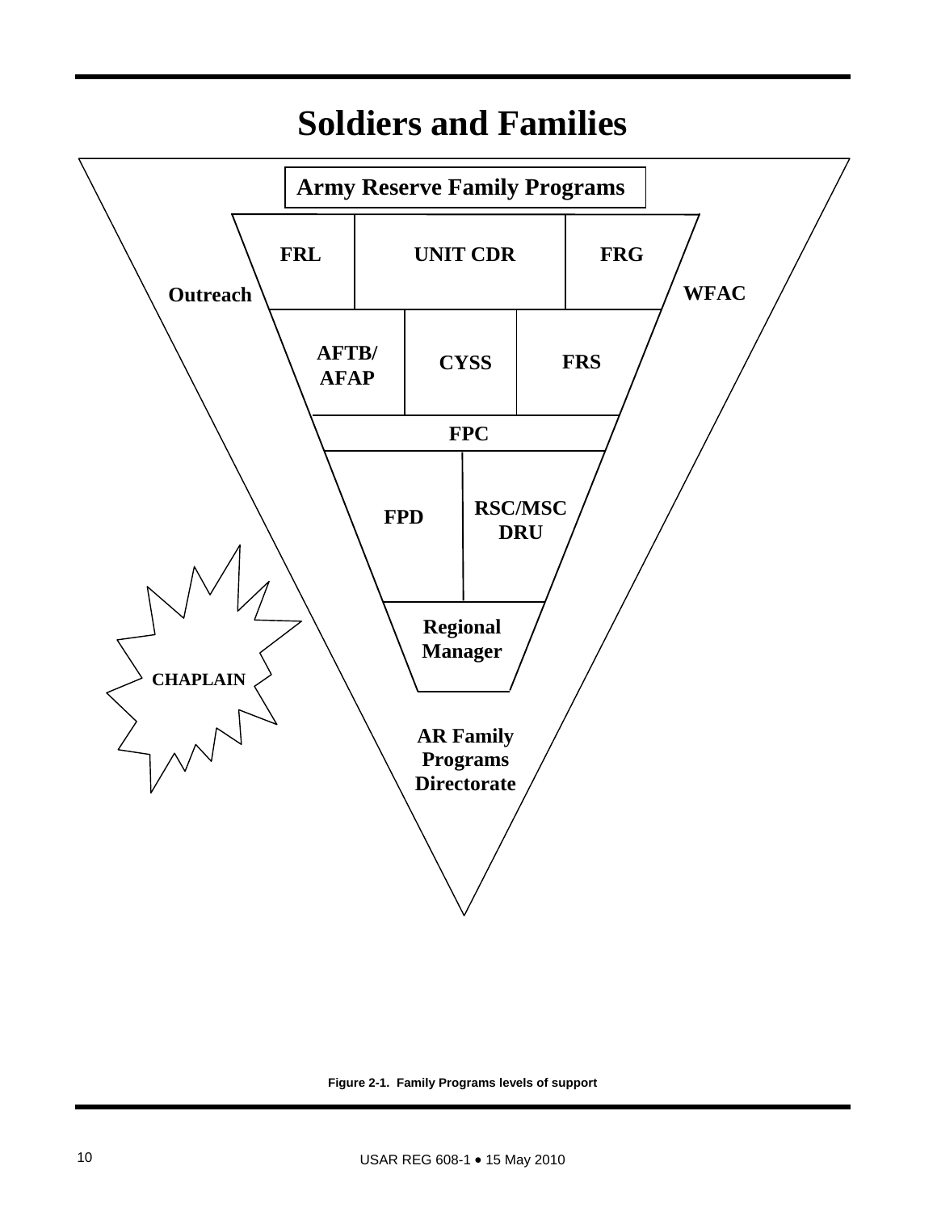# Soldiers and Families

**Army Reserve Family Programs**

**FRL** | **UNIT CDR** | **FRG**

**Outreach** **WFAC**

**AFTB/ AFAP** | **CYSS** | **FRS**

**FPC**

**FPD** | **RSC/MSC DRU**

**Regional Manager**

**CHAPLAIN**

**AR Family Programs Directorate**

**Figure 2-1. Family Programs levels of support**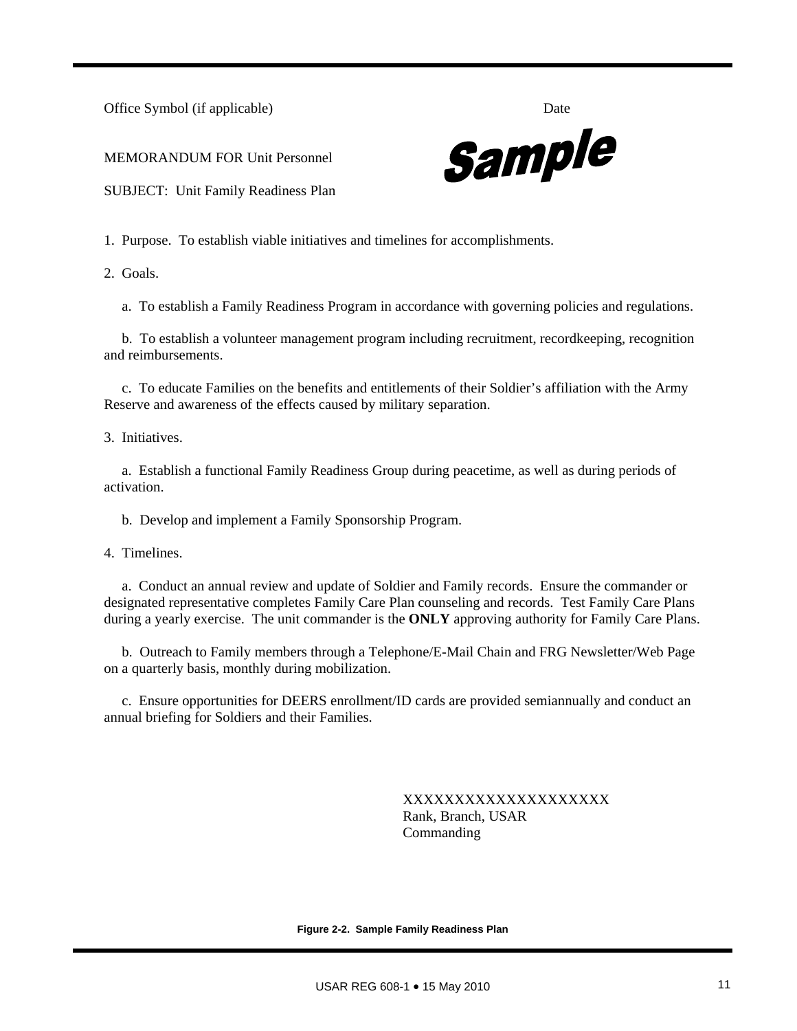Office Symbol (if applicable) Date

MEMORANDUM FOR Unit Personnel

**Sample**

SUBJECT: Unit Family Readiness Plan

1. Purpose. To establish viable initiatives and timelines for accomplishments.

2. Goals.

a. To establish a Family Readiness Program in accordance with governing policies and regulations.

b. To establish a volunteer management program including recruitment, recordkeeping, recognition and reimbursements.

c. To educate Families on the benefits and entitlements of their Soldier's affiliation with the Army Reserve and awareness of the effects caused by military separation.

3. Initiatives.

a. Establish a functional Family Readiness Group during peacetime, as well as during periods of activation.

b. Develop and implement a Family Sponsorship Program.

4. Timelines.

a. Conduct an annual review and update of Soldier and Family records. Ensure the commander or designated representative completes Family Care Plan counseling and records. Test Family Care Plans during a yearly exercise. The unit commander is the **ONLY** approving authority for Family Care Plans.

b. Outreach to Family members through a Telephone/E-Mail Chain and FRG Newsletter/Web Page on a quarterly basis, monthly during mobilization.

c. Ensure opportunities for DEERS enrollment/ID cards are provided semiannually and conduct an annual briefing for Soldiers and their Families.

XXXXXXXXXXXXXXXXXXXX
Rank, Branch, USAR
Commanding

**Figure 2-2. Sample Family Readiness Plan**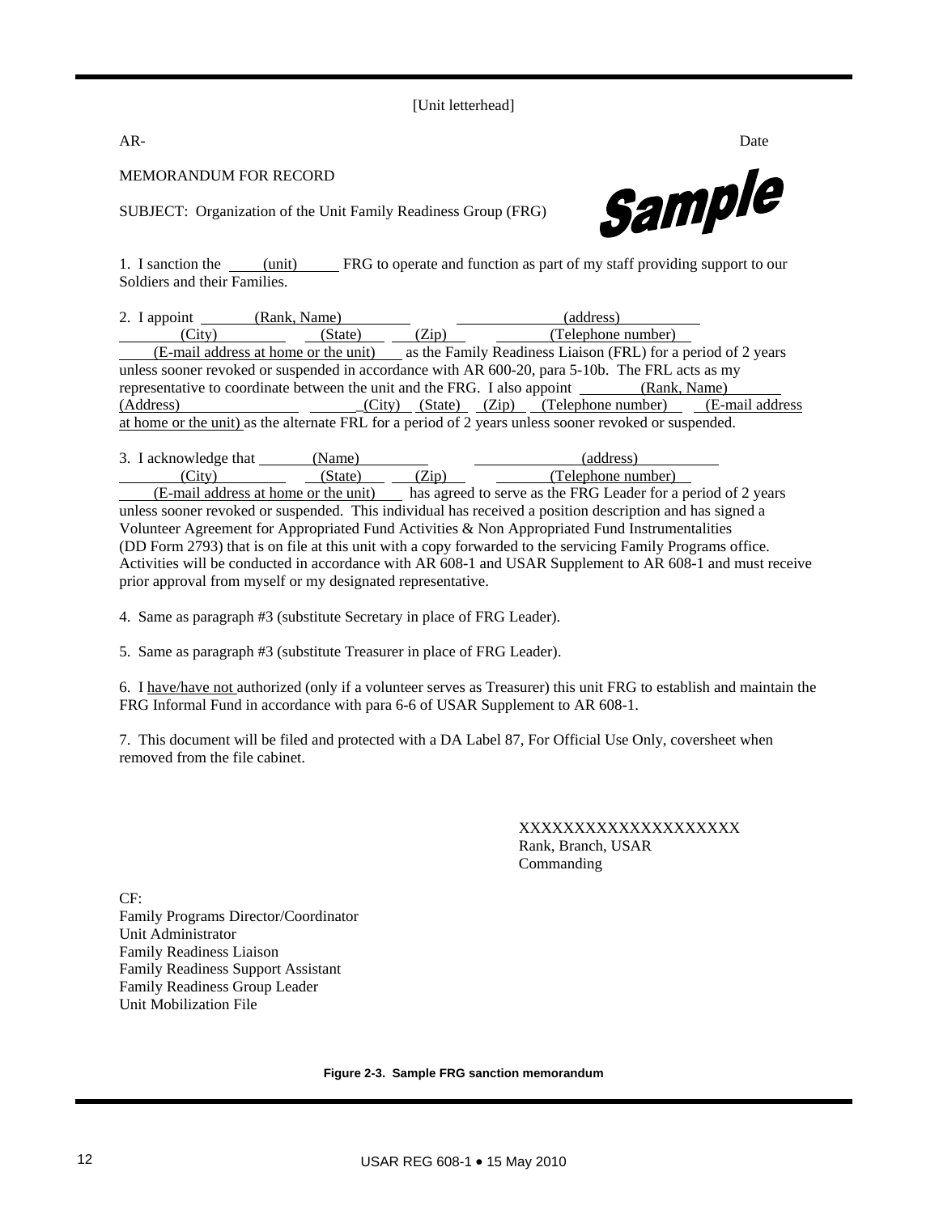[Unit letterhead]

AR- Date

MEMORANDUM FOR RECORD

SUBJECT: Organization of the Unit Family Readiness Group (FRG)

Sample

1. I sanction the (unit) FRG to operate and function as part of my staff providing support to our Soldiers and their Families.

2. I appoint (Rank, Name) (address) (City) (State) (Zip) (Telephone number) (E-mail address at home or the unit) as the Family Readiness Liaison (FRL) for a period of 2 years unless sooner revoked or suspended in accordance with AR 600-20, para 5-10b. The FRL acts as my representative to coordinate between the unit and the FRG. I also appoint (Rank, Name) (Address) (City) (State) (Zip) (Telephone number) (E-mail address at home or the unit) as the alternate FRL for a period of 2 years unless sooner revoked or suspended.

3. I acknowledge that (Name) (address) (City) (State) (Zip) (Telephone number) (E-mail address at home or the unit) has agreed to serve as the FRG Leader for a period of 2 years unless sooner revoked or suspended. This individual has received a position description and has signed a Volunteer Agreement for Appropriated Fund Activities & Non Appropriated Fund Instrumentalities (DD Form 2793) that is on file at this unit with a copy forwarded to the servicing Family Programs office. Activities will be conducted in accordance with AR 608-1 and USAR Supplement to AR 608-1 and must receive prior approval from myself or my designated representative.

4. Same as paragraph #3 (substitute Secretary in place of FRG Leader).

5. Same as paragraph #3 (substitute Treasurer in place of FRG Leader).

6. I have/have not authorized (only if a volunteer serves as Treasurer) this unit FRG to establish and maintain the FRG Informal Fund in accordance with para 6-6 of USAR Supplement to AR 608-1.

7. This document will be filed and protected with a DA Label 87, For Official Use Only, coversheet when removed from the file cabinet.

XXXXXXXXXXXXXXXXXXXX
Rank, Branch, USAR
Commanding

CF:
Family Programs Director/Coordinator
Unit Administrator
Family Readiness Liaison
Family Readiness Support Assistant
Family Readiness Group Leader
Unit Mobilization File

**Figure 2-3. Sample FRG sanction memorandum**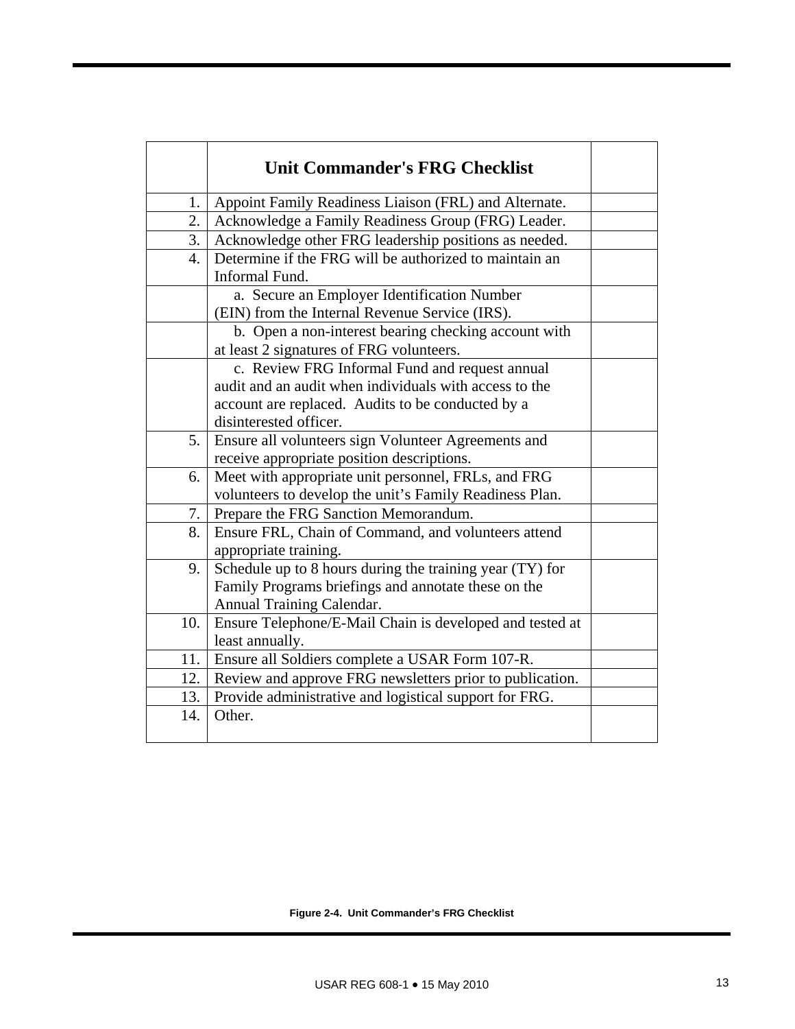| | Unit Commander's FRG Checklist | |
|---|---|---|
| 1. | Appoint Family Readiness Liaison (FRL) and Alternate. | |
| 2. | Acknowledge a Family Readiness Group (FRG) Leader. | |
| 3. | Acknowledge other FRG leadership positions as needed. | |
| 4. | Determine if the FRG will be authorized to maintain an Informal Fund. | |
| | a. Secure an Employer Identification Number (EIN) from the Internal Revenue Service (IRS). | |
| | b. Open a non-interest bearing checking account with at least 2 signatures of FRG volunteers. | |
| | c. Review FRG Informal Fund and request annual audit and an audit when individuals with access to the account are replaced. Audits to be conducted by a disinterested officer. | |
| 5. | Ensure all volunteers sign Volunteer Agreements and receive appropriate position descriptions. | |
| 6. | Meet with appropriate unit personnel, FRLs, and FRG volunteers to develop the unit's Family Readiness Plan. | |
| 7. | Prepare the FRG Sanction Memorandum. | |
| 8. | Ensure FRL, Chain of Command, and volunteers attend appropriate training. | |
| 9. | Schedule up to 8 hours during the training year (TY) for Family Programs briefings and annotate these on the Annual Training Calendar. | |
| 10. | Ensure Telephone/E-Mail Chain is developed and tested at least annually. | |
| 11. | Ensure all Soldiers complete a USAR Form 107-R. | |
| 12. | Review and approve FRG newsletters prior to publication. | |
| 13. | Provide administrative and logistical support for FRG. | |
| 14. | Other. | |

**Figure 2-4. Unit Commander's FRG Checklist**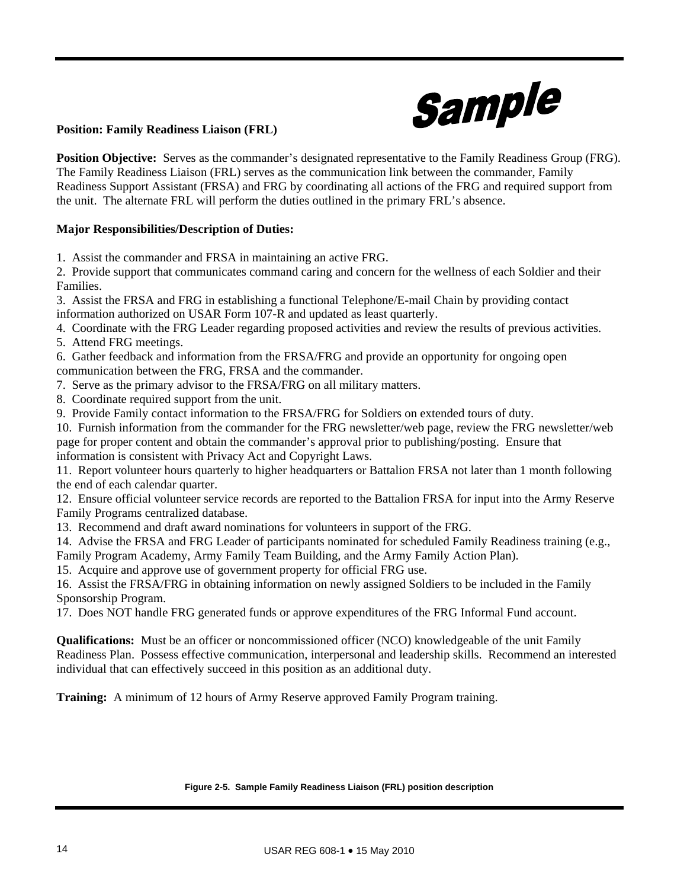**Sample**

**Position: Family Readiness Liaison (FRL)**

**Position Objective:** Serves as the commander's designated representative to the Family Readiness Group (FRG). The Family Readiness Liaison (FRL) serves as the communication link between the commander, Family Readiness Support Assistant (FRSA) and FRG by coordinating all actions of the FRG and required support from the unit. The alternate FRL will perform the duties outlined in the primary FRL's absence.

**Major Responsibilities/Description of Duties:**

1. Assist the commander and FRSA in maintaining an active FRG.
2. Provide support that communicates command caring and concern for the wellness of each Soldier and their Families.
3. Assist the FRSA and FRG in establishing a functional Telephone/E-mail Chain by providing contact information authorized on USAR Form 107-R and updated as least quarterly.
4. Coordinate with the FRG Leader regarding proposed activities and review the results of previous activities.
5. Attend FRG meetings.
6. Gather feedback and information from the FRSA/FRG and provide an opportunity for ongoing open communication between the FRG, FRSA and the commander.
7. Serve as the primary advisor to the FRSA/FRG on all military matters.
8. Coordinate required support from the unit.
9. Provide Family contact information to the FRSA/FRG for Soldiers on extended tours of duty.
10. Furnish information from the commander for the FRG newsletter/web page, review the FRG newsletter/web page for proper content and obtain the commander's approval prior to publishing/posting. Ensure that information is consistent with Privacy Act and Copyright Laws.
11. Report volunteer hours quarterly to higher headquarters or Battalion FRSA not later than 1 month following the end of each calendar quarter.
12. Ensure official volunteer service records are reported to the Battalion FRSA for input into the Army Reserve Family Programs centralized database.
13. Recommend and draft award nominations for volunteers in support of the FRG.
14. Advise the FRSA and FRG Leader of participants nominated for scheduled Family Readiness training (e.g., Family Program Academy, Army Family Team Building, and the Army Family Action Plan).
15. Acquire and approve use of government property for official FRG use.
16. Assist the FRSA/FRG in obtaining information on newly assigned Soldiers to be included in the Family Sponsorship Program.
17. Does NOT handle FRG generated funds or approve expenditures of the FRG Informal Fund account.

**Qualifications:** Must be an officer or noncommissioned officer (NCO) knowledgeable of the unit Family Readiness Plan. Possess effective communication, interpersonal and leadership skills. Recommend an interested individual that can effectively succeed in this position as an additional duty.

**Training:** A minimum of 12 hours of Army Reserve approved Family Program training.

**Figure 2-5. Sample Family Readiness Liaison (FRL) position description**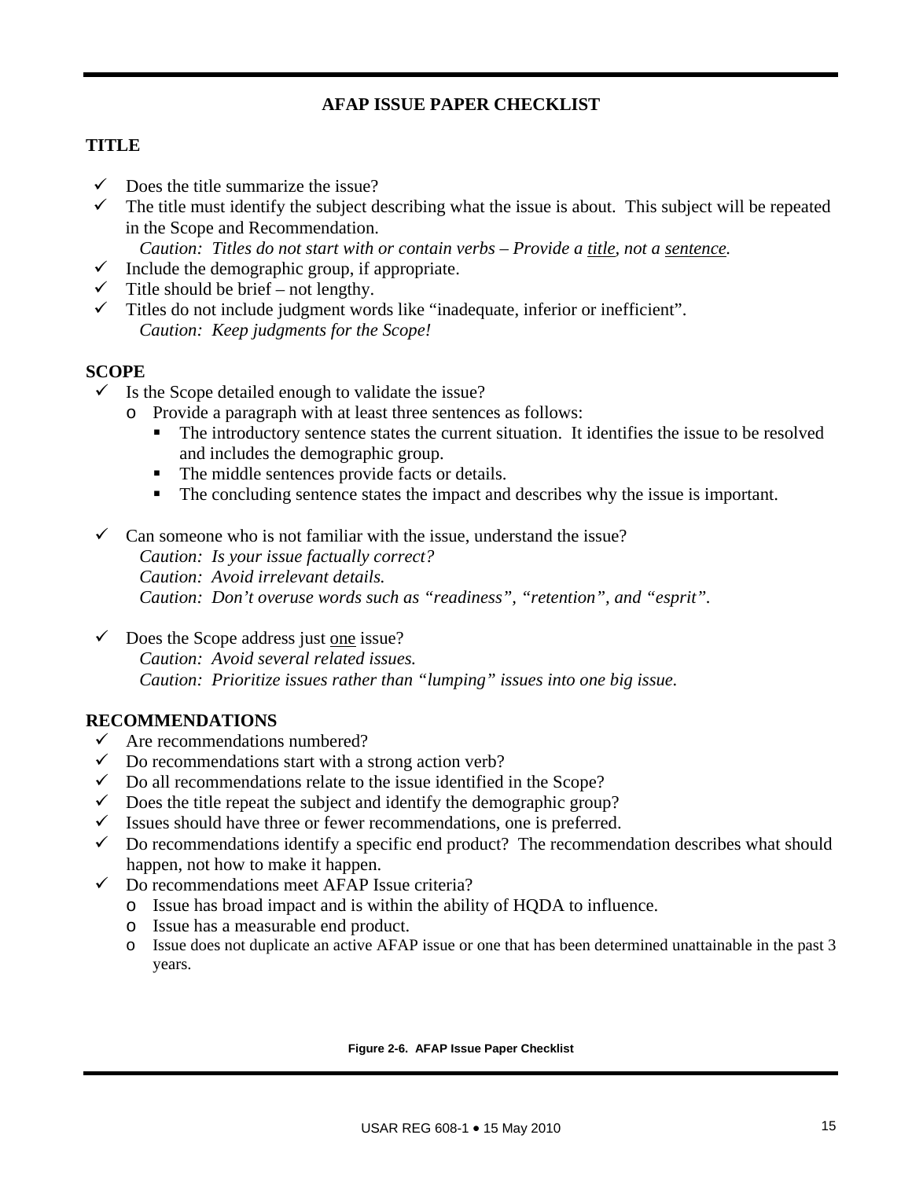## AFAP ISSUE PAPER CHECKLIST

### TITLE

- ✓ Does the title summarize the issue?
- ✓ The title must identify the subject describing what the issue is about. This subject will be repeated in the Scope and Recommendation.
  *Caution: Titles do not start with or contain verbs – Provide a title, not a sentence.*
- ✓ Include the demographic group, if appropriate.
- ✓ Title should be brief – not lengthy.
- ✓ Titles do not include judgment words like "inadequate, inferior or inefficient".
  *Caution: Keep judgments for the Scope!*

### SCOPE

- ✓ Is the Scope detailed enough to validate the issue?
  - o Provide a paragraph with at least three sentences as follows:
    - ▪ The introductory sentence states the current situation. It identifies the issue to be resolved and includes the demographic group.
    - ▪ The middle sentences provide facts or details.
    - ▪ The concluding sentence states the impact and describes why the issue is important.
- ✓ Can someone who is not familiar with the issue, understand the issue?
  *Caution: Is your issue factually correct?*
  *Caution: Avoid irrelevant details.*
  *Caution: Don't overuse words such as "readiness", "retention", and "esprit".*
- ✓ Does the Scope address just one issue?
  *Caution: Avoid several related issues.*
  *Caution: Prioritize issues rather than "lumping" issues into one big issue.*

### RECOMMENDATIONS

- ✓ Are recommendations numbered?
- ✓ Do recommendations start with a strong action verb?
- ✓ Do all recommendations relate to the issue identified in the Scope?
- ✓ Does the title repeat the subject and identify the demographic group?
- ✓ Issues should have three or fewer recommendations, one is preferred.
- ✓ Do recommendations identify a specific end product? The recommendation describes what should happen, not how to make it happen.
- ✓ Do recommendations meet AFAP Issue criteria?
  - o Issue has broad impact and is within the ability of HQDA to influence.
  - o Issue has a measurable end product.
  - o Issue does not duplicate an active AFAP issue or one that has been determined unattainable in the past 3 years.

**Figure 2-6. AFAP Issue Paper Checklist**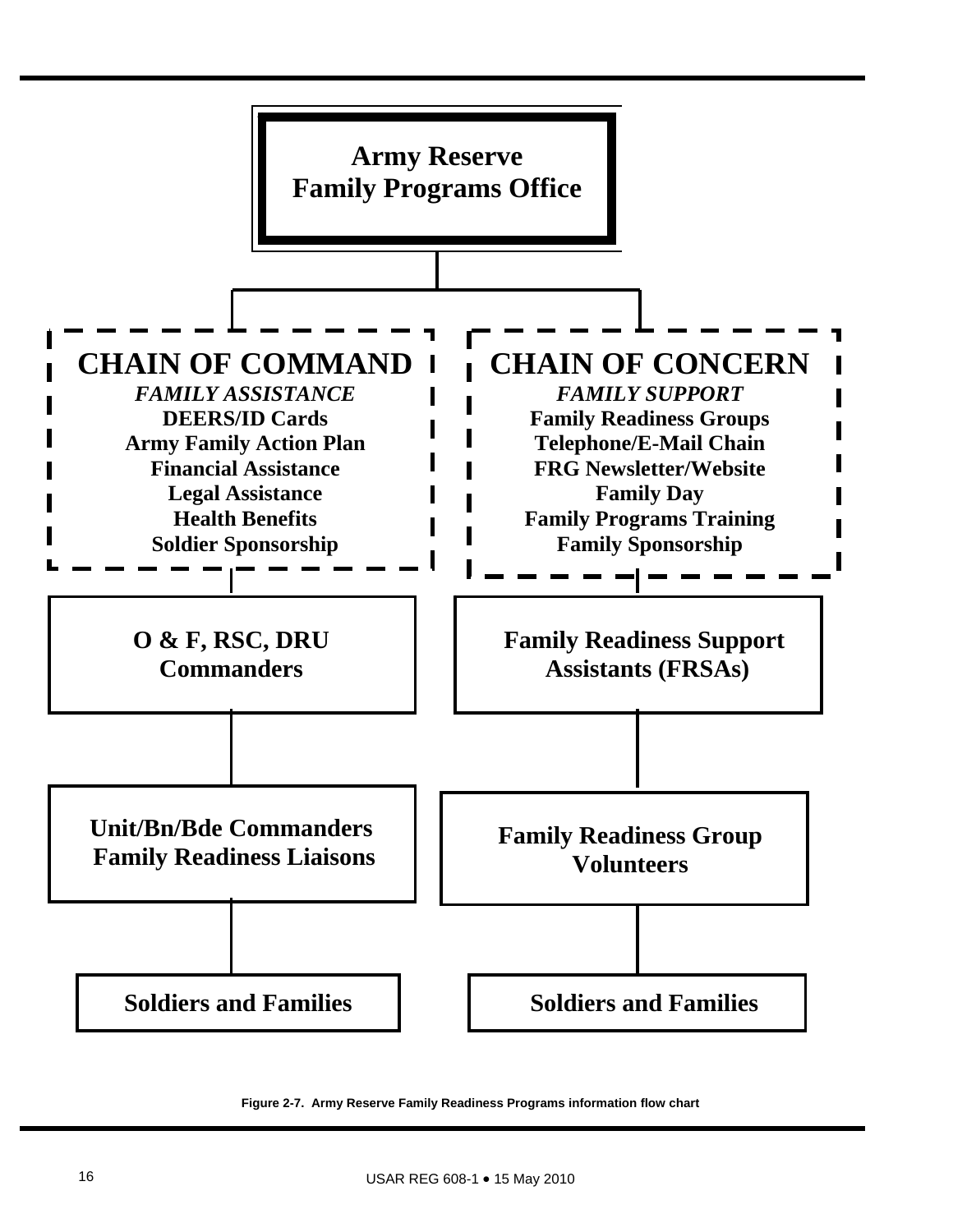**Army Reserve Family Programs Office**

**CHAIN OF COMMAND**

*FAMILY ASSISTANCE*

- DEERS/ID Cards
- Army Family Action Plan
- Financial Assistance
- Legal Assistance
- Health Benefits
- Soldier Sponsorship

**O & F, RSC, DRU Commanders**

**Unit/Bn/Bde Commanders Family Readiness Liaisons**

**Soldiers and Families**

**CHAIN OF CONCERN**

*FAMILY SUPPORT*

- Family Readiness Groups
- Telephone/E-Mail Chain
- FRG Newsletter/Website
- Family Day
- Family Programs Training
- Family Sponsorship

**Family Readiness Support Assistants (FRSAs)**

**Family Readiness Group Volunteers**

**Soldiers and Families**

**Figure 2-7. Army Reserve Family Readiness Programs information flow chart**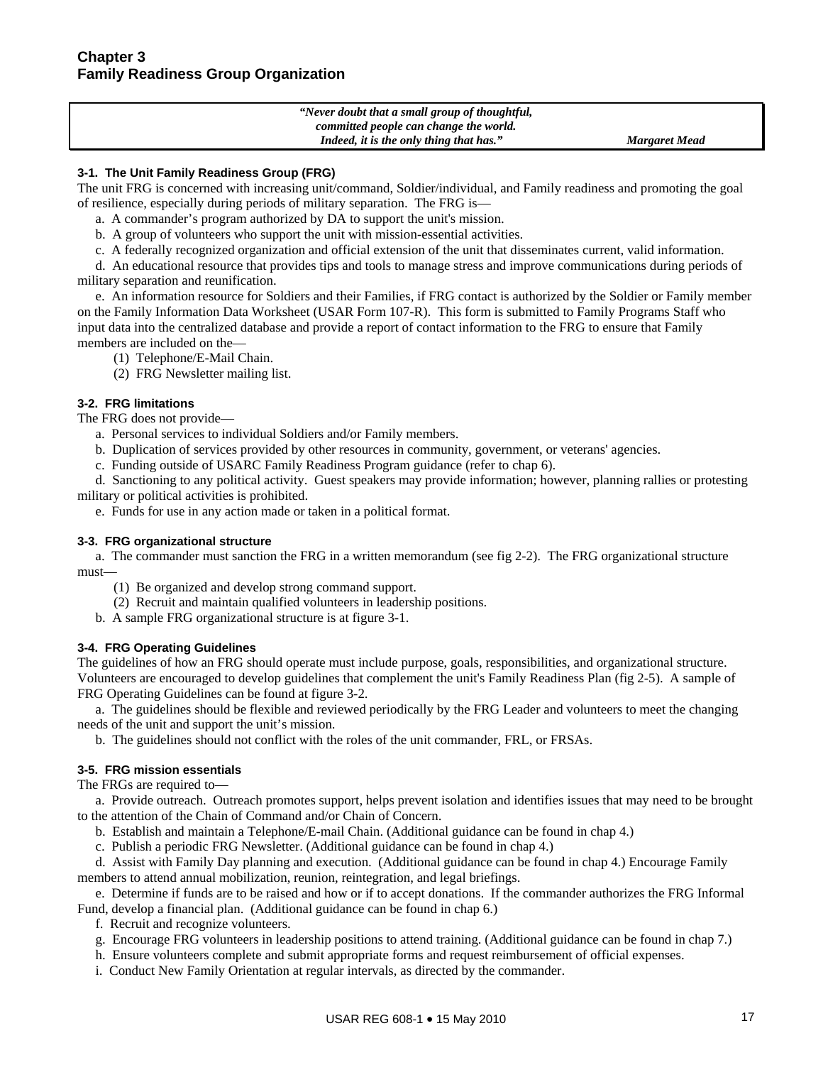# Chapter 3
# Family Readiness Group Organization

> *"Never doubt that a small group of thoughtful, committed people can change the world. Indeed, it is the only thing that has."* — ***Margaret Mead***

### 3-1. The Unit Family Readiness Group (FRG)

The unit FRG is concerned with increasing unit/command, Soldier/individual, and Family readiness and promoting the goal of resilience, especially during periods of military separation. The FRG is—

a. A commander's program authorized by DA to support the unit's mission.

b. A group of volunteers who support the unit with mission-essential activities.

c. A federally recognized organization and official extension of the unit that disseminates current, valid information.

d. An educational resource that provides tips and tools to manage stress and improve communications during periods of military separation and reunification.

e. An information resource for Soldiers and their Families, if FRG contact is authorized by the Soldier or Family member on the Family Information Data Worksheet (USAR Form 107-R). This form is submitted to Family Programs Staff who input data into the centralized database and provide a report of contact information to the FRG to ensure that Family members are included on the—

(1) Telephone/E-Mail Chain.

(2) FRG Newsletter mailing list.

### 3-2. FRG limitations

The FRG does not provide—

a. Personal services to individual Soldiers and/or Family members.

b. Duplication of services provided by other resources in community, government, or veterans' agencies.

c. Funding outside of USARC Family Readiness Program guidance (refer to chap 6).

d. Sanctioning to any political activity. Guest speakers may provide information; however, planning rallies or protesting military or political activities is prohibited.

e. Funds for use in any action made or taken in a political format.

### 3-3. FRG organizational structure

a. The commander must sanction the FRG in a written memorandum (see fig 2-2). The FRG organizational structure must—

(1) Be organized and develop strong command support.

(2) Recruit and maintain qualified volunteers in leadership positions.

b. A sample FRG organizational structure is at figure 3-1.

### 3-4. FRG Operating Guidelines

The guidelines of how an FRG should operate must include purpose, goals, responsibilities, and organizational structure. Volunteers are encouraged to develop guidelines that complement the unit's Family Readiness Plan (fig 2-5). A sample of FRG Operating Guidelines can be found at figure 3-2.

a. The guidelines should be flexible and reviewed periodically by the FRG Leader and volunteers to meet the changing needs of the unit and support the unit's mission.

b. The guidelines should not conflict with the roles of the unit commander, FRL, or FRSAs.

### 3-5. FRG mission essentials

The FRGs are required to—

a. Provide outreach. Outreach promotes support, helps prevent isolation and identifies issues that may need to be brought to the attention of the Chain of Command and/or Chain of Concern.

b. Establish and maintain a Telephone/E-mail Chain. (Additional guidance can be found in chap 4.)

c. Publish a periodic FRG Newsletter. (Additional guidance can be found in chap 4.)

d. Assist with Family Day planning and execution. (Additional guidance can be found in chap 4.) Encourage Family members to attend annual mobilization, reunion, reintegration, and legal briefings.

e. Determine if funds are to be raised and how or if to accept donations. If the commander authorizes the FRG Informal Fund, develop a financial plan. (Additional guidance can be found in chap 6.)

f. Recruit and recognize volunteers.

g. Encourage FRG volunteers in leadership positions to attend training. (Additional guidance can be found in chap 7.)

h. Ensure volunteers complete and submit appropriate forms and request reimbursement of official expenses.

i. Conduct New Family Orientation at regular intervals, as directed by the commander.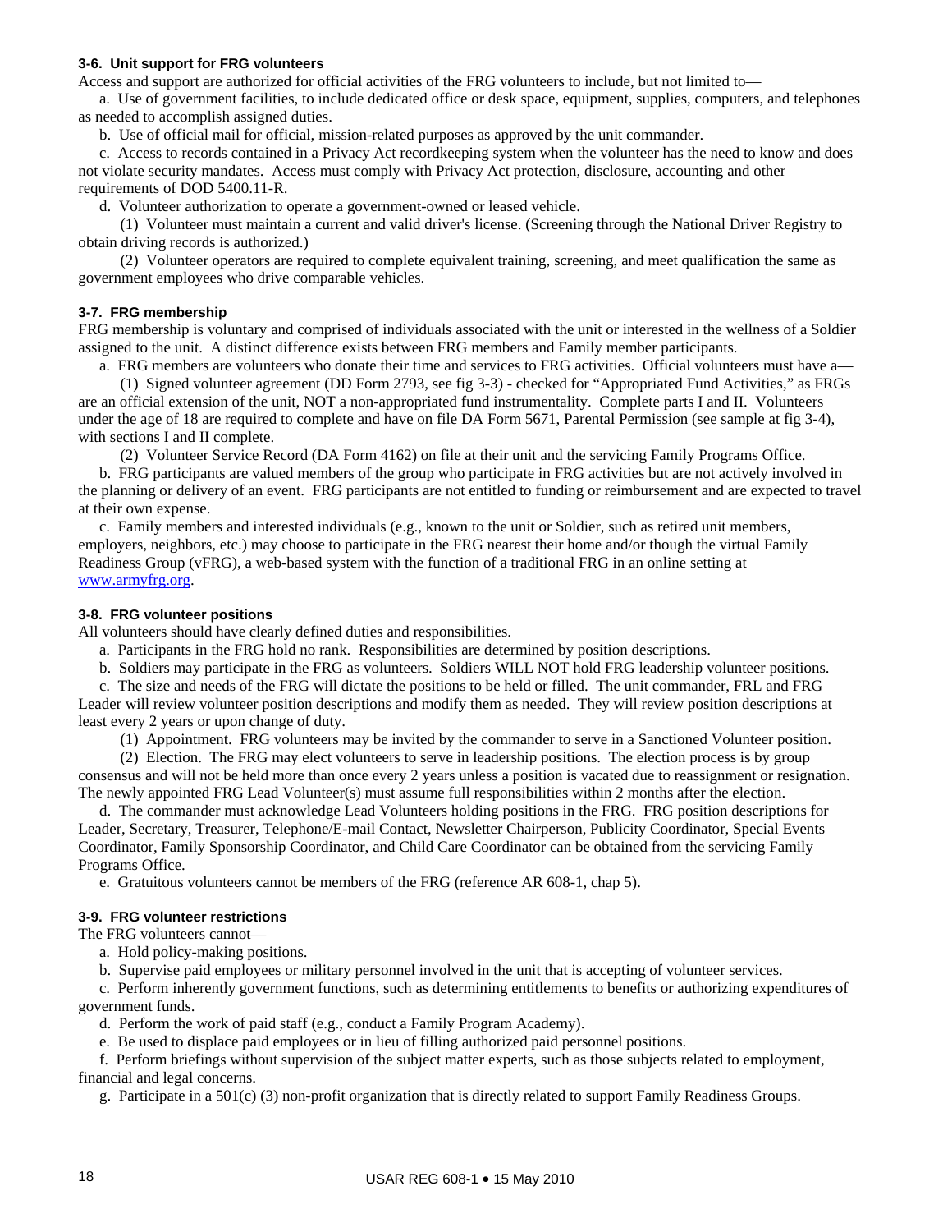### 3-6. Unit support for FRG volunteers

Access and support are authorized for official activities of the FRG volunteers to include, but not limited to—

a. Use of government facilities, to include dedicated office or desk space, equipment, supplies, computers, and telephones as needed to accomplish assigned duties.

b. Use of official mail for official, mission-related purposes as approved by the unit commander.

c. Access to records contained in a Privacy Act recordkeeping system when the volunteer has the need to know and does not violate security mandates. Access must comply with Privacy Act protection, disclosure, accounting and other requirements of DOD 5400.11-R.

d. Volunteer authorization to operate a government-owned or leased vehicle.

(1) Volunteer must maintain a current and valid driver's license. (Screening through the National Driver Registry to obtain driving records is authorized.)

(2) Volunteer operators are required to complete equivalent training, screening, and meet qualification the same as government employees who drive comparable vehicles.

### 3-7. FRG membership

FRG membership is voluntary and comprised of individuals associated with the unit or interested in the wellness of a Soldier assigned to the unit. A distinct difference exists between FRG members and Family member participants.

a. FRG members are volunteers who donate their time and services to FRG activities. Official volunteers must have a—

(1) Signed volunteer agreement (DD Form 2793, see fig 3-3) - checked for "Appropriated Fund Activities," as FRGs are an official extension of the unit, NOT a non-appropriated fund instrumentality. Complete parts I and II. Volunteers under the age of 18 are required to complete and have on file DA Form 5671, Parental Permission (see sample at fig 3-4), with sections I and II complete.

(2) Volunteer Service Record (DA Form 4162) on file at their unit and the servicing Family Programs Office.

b. FRG participants are valued members of the group who participate in FRG activities but are not actively involved in the planning or delivery of an event. FRG participants are not entitled to funding or reimbursement and are expected to travel at their own expense.

c. Family members and interested individuals (e.g., known to the unit or Soldier, such as retired unit members, employers, neighbors, etc.) may choose to participate in the FRG nearest their home and/or though the virtual Family Readiness Group (vFRG), a web-based system with the function of a traditional FRG in an online setting at www.armyfrg.org.

### 3-8. FRG volunteer positions

All volunteers should have clearly defined duties and responsibilities.

a. Participants in the FRG hold no rank. Responsibilities are determined by position descriptions.

b. Soldiers may participate in the FRG as volunteers. Soldiers WILL NOT hold FRG leadership volunteer positions.

c. The size and needs of the FRG will dictate the positions to be held or filled. The unit commander, FRL and FRG Leader will review volunteer position descriptions and modify them as needed. They will review position descriptions at least every 2 years or upon change of duty.

(1) Appointment. FRG volunteers may be invited by the commander to serve in a Sanctioned Volunteer position.

(2) Election. The FRG may elect volunteers to serve in leadership positions. The election process is by group consensus and will not be held more than once every 2 years unless a position is vacated due to reassignment or resignation. The newly appointed FRG Lead Volunteer(s) must assume full responsibilities within 2 months after the election.

d. The commander must acknowledge Lead Volunteers holding positions in the FRG. FRG position descriptions for Leader, Secretary, Treasurer, Telephone/E-mail Contact, Newsletter Chairperson, Publicity Coordinator, Special Events Coordinator, Family Sponsorship Coordinator, and Child Care Coordinator can be obtained from the servicing Family Programs Office.

e. Gratuitous volunteers cannot be members of the FRG (reference AR 608-1, chap 5).

### 3-9. FRG volunteer restrictions

The FRG volunteers cannot—

a. Hold policy-making positions.

b. Supervise paid employees or military personnel involved in the unit that is accepting of volunteer services.

c. Perform inherently government functions, such as determining entitlements to benefits or authorizing expenditures of government funds.

d. Perform the work of paid staff (e.g., conduct a Family Program Academy).

e. Be used to displace paid employees or in lieu of filling authorized paid personnel positions.

f. Perform briefings without supervision of the subject matter experts, such as those subjects related to employment, financial and legal concerns.

g. Participate in a 501(c) (3) non-profit organization that is directly related to support Family Readiness Groups.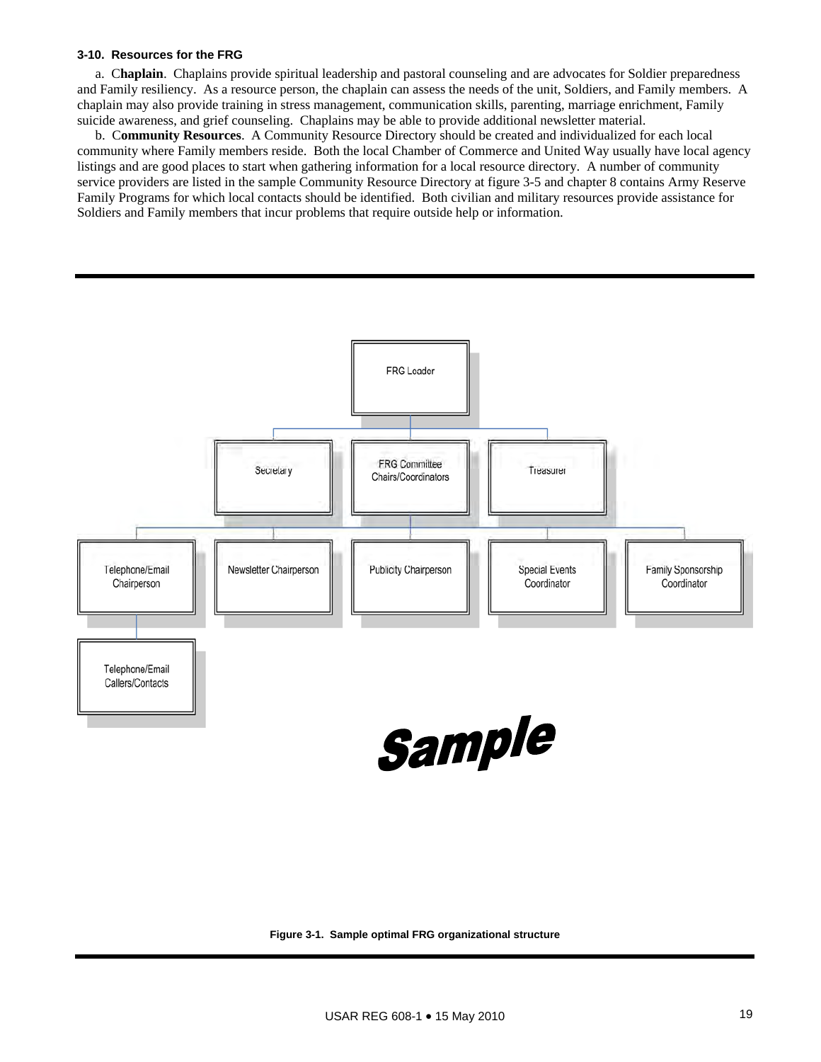### 3-10. Resources for the FRG

a. C**haplain**. Chaplains provide spiritual leadership and pastoral counseling and are advocates for Soldier preparedness and Family resiliency. As a resource person, the chaplain can assess the needs of the unit, Soldiers, and Family members. A chaplain may also provide training in stress management, communication skills, parenting, marriage enrichment, Family suicide awareness, and grief counseling. Chaplains may be able to provide additional newsletter material.

b. C**ommunity Resources**. A Community Resource Directory should be created and individualized for each local community where Family members reside. Both the local Chamber of Commerce and United Way usually have local agency listings and are good places to start when gathering information for a local resource directory. A number of community service providers are listed in the sample Community Resource Directory at figure 3-5 and chapter 8 contains Army Reserve Family Programs for which local contacts should be identified. Both civilian and military resources provide assistance for Soldiers and Family members that incur problems that require outside help or information.

- FRG Leader
  - Secretary
  - FRG Committee Chairs/Coordinators
    - Telephone/Email Chairperson
      - Telephone/Email Callers/Contacts
    - Newsletter Chairperson
    - Publicity Chairperson
    - Special Events Coordinator
    - Family Sponsorship Coordinator
  - Treasurer

Sample

**Figure 3-1. Sample optimal FRG organizational structure**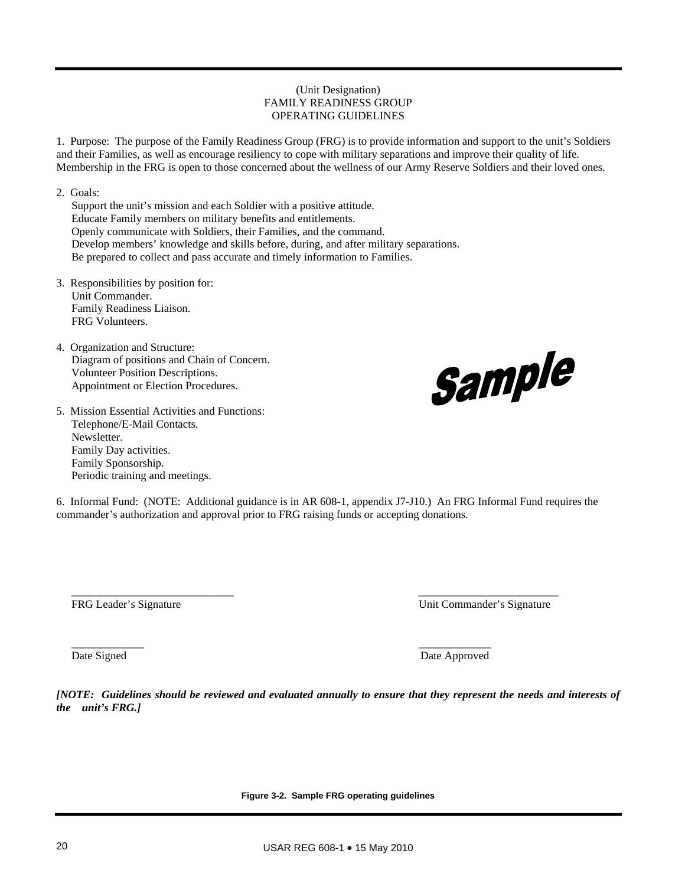(Unit Designation)
FAMILY READINESS GROUP
OPERATING GUIDELINES

1. Purpose: The purpose of the Family Readiness Group (FRG) is to provide information and support to the unit's Soldiers and their Families, as well as encourage resiliency to cope with military separations and improve their quality of life. Membership in the FRG is open to those concerned about the wellness of our Army Reserve Soldiers and their loved ones.

2. Goals:
   Support the unit's mission and each Soldier with a positive attitude.
   Educate Family members on military benefits and entitlements.
   Openly communicate with Soldiers, their Families, and the command.
   Develop members' knowledge and skills before, during, and after military separations.
   Be prepared to collect and pass accurate and timely information to Families.

3. Responsibilities by position for:
   Unit Commander.
   Family Readiness Liaison.
   FRG Volunteers.

4. Organization and Structure:
   Diagram of positions and Chain of Concern.
   Volunteer Position Descriptions.
   Appointment or Election Procedures.

Sample

5. Mission Essential Activities and Functions:
   Telephone/E-Mail Contacts.
   Newsletter.
   Family Day activities.
   Family Sponsorship.
   Periodic training and meetings.

6. Informal Fund: (NOTE: Additional guidance is in AR 608-1, appendix J7-J10.) An FRG Informal Fund requires the commander's authorization and approval prior to FRG raising funds or accepting donations.

_____________________________ FRG Leader's Signature

_________________________ Unit Commander's Signature

_____________ Date Signed

_____________ Date Approved

***[NOTE: Guidelines should be reviewed and evaluated annually to ensure that they represent the needs and interests of the unit's FRG.]***

**Figure 3-2. Sample FRG operating guidelines**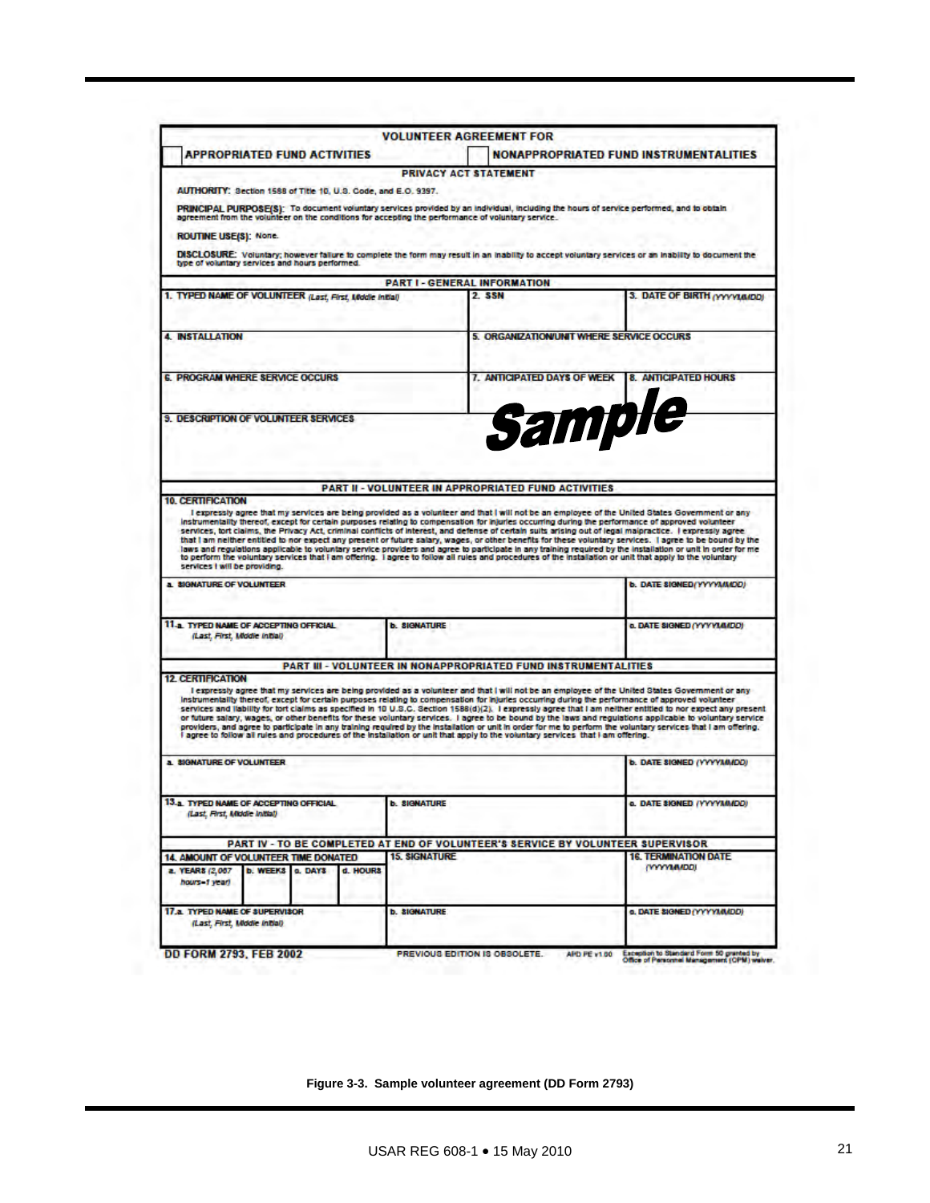**VOLUNTEER AGREEMENT FOR**

☐ **APPROPRIATED FUND ACTIVITIES** ☐ **NONAPPROPRIATED FUND INSTRUMENTALITIES**

**PRIVACY ACT STATEMENT**

**AUTHORITY:** Section 1588 of Title 10, U.S. Code, and E.O. 9397.

**PRINCIPAL PURPOSE(S):** To document voluntary services provided by an individual, including the hours of service performed, and to obtain agreement from the volunteer on the conditions for accepting the performance of voluntary service.

**ROUTINE USE(S):** None.

**DISCLOSURE:** Voluntary; however failure to complete the form may result in an inability to accept voluntary services or an inability to document the type of voluntary services and hours performed.

**PART I - GENERAL INFORMATION**

| 1. TYPED NAME OF VOLUNTEER *(Last, First, Middle Initial)* | 2. SSN | 3. DATE OF BIRTH *(YYYYMMDD)* |
|---|---|---|
| 4. INSTALLATION | 5. ORGANIZATION/UNIT WHERE SERVICE OCCURS | |
| 6. PROGRAM WHERE SERVICE OCCURS | 7. ANTICIPATED DAYS OF WEEK | 8. ANTICIPATED HOURS |
| 9. DESCRIPTION OF VOLUNTEER SERVICES | | |

*Sample*

**PART II - VOLUNTEER IN APPROPRIATED FUND ACTIVITIES**

**10. CERTIFICATION**

I expressly agree that my services are being provided as a volunteer and that I will not be an employee of the United States Government or any instrumentality thereof, except for certain purposes relating to compensation for injuries occurring during the performance of approved volunteer services, tort claims, the Privacy Act, criminal conflicts of interest, and defense of certain suits arising out of legal malpractice. I expressly agree that I am neither entitled to nor expect any present or future salary, wages, or other benefits for these voluntary services. I agree to be bound by the laws and regulations applicable to voluntary service providers and agree to participate in any training required by the installation or unit in order for me to perform the voluntary services that I am offering. I agree to follow all rules and procedures of the installation or unit that apply to the voluntary services I will be providing.

| a. SIGNATURE OF VOLUNTEER | | b. DATE SIGNED *(YYYYMMDD)* |
|---|---|---|
| 11.a. TYPED NAME OF ACCEPTING OFFICIAL *(Last, First, Middle Initial)* | b. SIGNATURE | c. DATE SIGNED *(YYYYMMDD)* |

**PART III - VOLUNTEER IN NONAPPROPRIATED FUND INSTRUMENTALITIES**

**12. CERTIFICATION**

I expressly agree that my services are being provided as a volunteer and that I will not be an employee of the United States Government or any instrumentality thereof, except for certain purposes relating to compensation for injuries occurring during the performance of approved volunteer services and liability for tort claims as specified in 10 U.S.C. Section 1588(d)(2). I expressly agree that I am neither entitled to nor expect any present or future salary, wages, or other benefits for these voluntary services. I agree to be bound by the laws and regulations applicable to voluntary service providers, and agree to participate in any training required by the installation or unit in order for me to perform the voluntary services that I am offering. I agree to follow all rules and procedures of the installation or unit that apply to the voluntary services that I am offering.

| a. SIGNATURE OF VOLUNTEER | | b. DATE SIGNED *(YYYYMMDD)* |
|---|---|---|
| 13.a. TYPED NAME OF ACCEPTING OFFICIAL *(Last, First, Middle Initial)* | b. SIGNATURE | c. DATE SIGNED *(YYYYMMDD)* |

**PART IV - TO BE COMPLETED AT END OF VOLUNTEER'S SERVICE BY VOLUNTEER SUPERVISOR**

| 14. AMOUNT OF VOLUNTEER TIME DONATED | | | | 15. SIGNATURE | 16. TERMINATION DATE *(YYYYMMDD)* |
|---|---|---|---|---|---|
| a. YEARS *(2,087 hours=1 year)* | b. WEEKS | c. DAYS | d. HOURS | | |
| 17.a. TYPED NAME OF SUPERVISOR *(Last, First, Middle Initial)* | | | | b. SIGNATURE | c. DATE SIGNED *(YYYYMMDD)* |

**DD FORM 2793, FEB 2002** PREVIOUS EDITION IS OBSOLETE. APD PE v1.00 Exception to Standard Form 50 granted by Office of Personnel Management (OPM) waiver.

**Figure 3-3. Sample volunteer agreement (DD Form 2793)**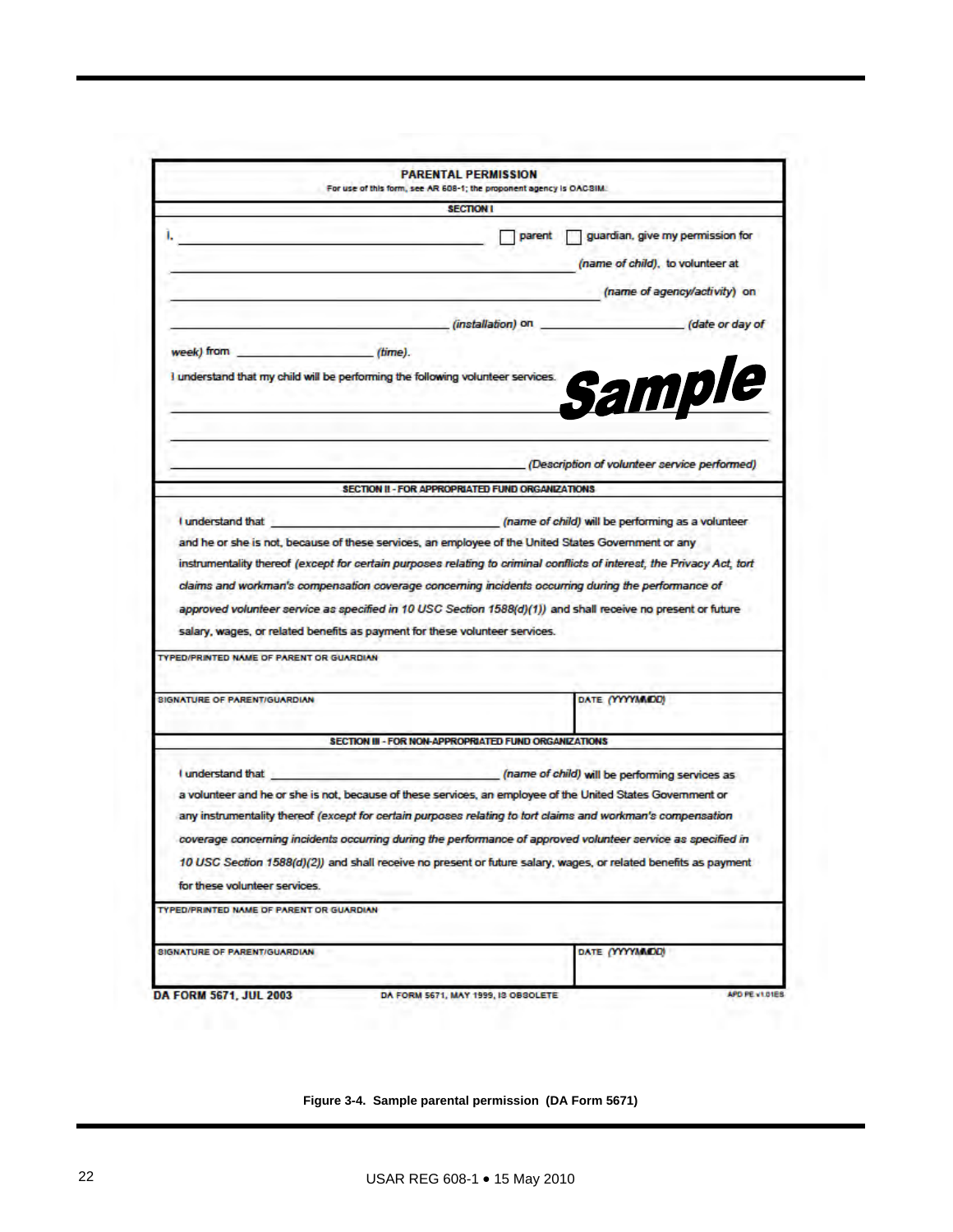**PARENTAL PERMISSION**

For use of this form, see AR 608-1; the proponent agency is OACSIM.

**SECTION I**

I, ______________________________ ☐ parent ☐ guardian, give my permission for

______________________________ *(name of child)*, to volunteer at

______________________________ *(name of agency/activity)* on

______________________________ *(installation)* on ______________ *(date or day of week)* from ______________ *(time)*.

I understand that my child will be performing the following volunteer services.

**Sample**

______________________________

______________________________

______________________________ *(Description of volunteer service performed)*

**SECTION II - FOR APPROPRIATED FUND ORGANIZATIONS**

I understand that ______________________________ *(name of child)* will be performing as a volunteer and he or she is not, because of these services, an employee of the United States Government or any instrumentality thereof *(except for certain purposes relating to criminal conflicts of interest, the Privacy Act, tort claims and workman's compensation coverage concerning incidents occurring during the performance of approved volunteer service as specified in 10 USC Section 1588(d)(1))* and shall receive no present or future salary, wages, or related benefits as payment for these volunteer services.

| TYPED/PRINTED NAME OF PARENT OR GUARDIAN | |
|---|---|
| SIGNATURE OF PARENT/GUARDIAN | DATE *(YYYYMMDD)* |

**SECTION III - FOR NON-APPROPRIATED FUND ORGANIZATIONS**

I understand that ______________________________ *(name of child)* will be performing services as a volunteer and he or she is not, because of these services, an employee of the United States Government or any instrumentality thereof *(except for certain purposes relating to tort claims and workman's compensation coverage concerning incidents occurring during the performance of approved volunteer service as specified in 10 USC Section 1588(d)(2))* and shall receive no present or future salary, wages, or related benefits as payment for these volunteer services.

| TYPED/PRINTED NAME OF PARENT OR GUARDIAN | |
|---|---|
| SIGNATURE OF PARENT/GUARDIAN | DATE *(YYYYMMDD)* |

**DA FORM 5671, JUL 2003** DA FORM 5671, MAY 1999, IS OBSOLETE APD PE v1.01ES

**Figure 3-4. Sample parental permission (DA Form 5671)**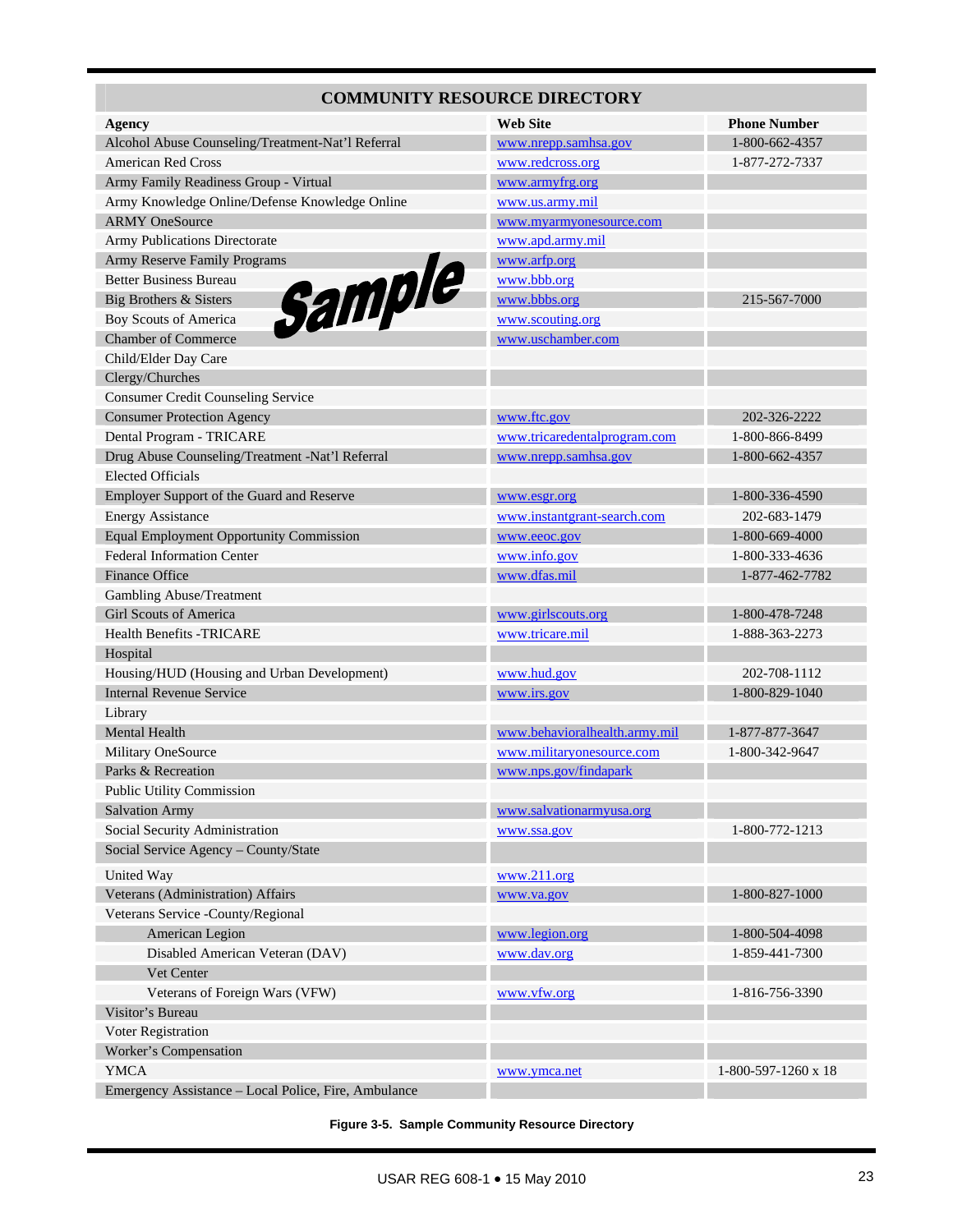| COMMUNITY RESOURCE DIRECTORY | | |
|---|---|---|
| **Agency** | **Web Site** | **Phone Number** |
| Alcohol Abuse Counseling/Treatment-Nat'l Referral | www.nrepp.samhsa.gov | 1-800-662-4357 |
| American Red Cross | www.redcross.org | 1-877-272-7337 |
| Army Family Readiness Group - Virtual | www.armyfrg.org | |
| Army Knowledge Online/Defense Knowledge Online | www.us.army.mil | |
| ARMY OneSource | www.myarmyonesource.com | |
| Army Publications Directorate | www.apd.army.mil | |
| Army Reserve Family Programs | www.arfp.org | |
| Better Business Bureau | www.bbb.org | |
| Big Brothers & Sisters | www.bbbs.org | 215-567-7000 |
| Boy Scouts of America | www.scouting.org | |
| Chamber of Commerce | www.uschamber.com | |
| Child/Elder Day Care | | |
| Clergy/Churches | | |
| Consumer Credit Counseling Service | | |
| Consumer Protection Agency | www.ftc.gov | 202-326-2222 |
| Dental Program - TRICARE | www.tricaredentalprogram.com | 1-800-866-8499 |
| Drug Abuse Counseling/Treatment -Nat'l Referral | www.nrepp.samhsa.gov | 1-800-662-4357 |
| Elected Officials | | |
| Employer Support of the Guard and Reserve | www.esgr.org | 1-800-336-4590 |
| Energy Assistance | www.instantgrant-search.com | 202-683-1479 |
| Equal Employment Opportunity Commission | www.eeoc.gov | 1-800-669-4000 |
| Federal Information Center | www.info.gov | 1-800-333-4636 |
| Finance Office | www.dfas.mil | 1-877-462-7782 |
| Gambling Abuse/Treatment | | |
| Girl Scouts of America | www.girlscouts.org | 1-800-478-7248 |
| Health Benefits -TRICARE | www.tricare.mil | 1-888-363-2273 |
| Hospital | | |
| Housing/HUD (Housing and Urban Development) | www.hud.gov | 202-708-1112 |
| Internal Revenue Service | www.irs.gov | 1-800-829-1040 |
| Library | | |
| Mental Health | www.behavioralhealth.army.mil | 1-877-877-3647 |
| Military OneSource | www.militaryonesource.com | 1-800-342-9647 |
| Parks & Recreation | www.nps.gov/findapark | |
| Public Utility Commission | | |
| Salvation Army | www.salvationarmyusa.org | |
| Social Security Administration | www.ssa.gov | 1-800-772-1213 |
| Social Service Agency – County/State | | |
| United Way | www.211.org | |
| Veterans (Administration) Affairs | www.va.gov | 1-800-827-1000 |
| Veterans Service -County/Regional | | |
| American Legion | www.legion.org | 1-800-504-4098 |
| Disabled American Veteran (DAV) | www.dav.org | 1-859-441-7300 |
| Vet Center | | |
| Veterans of Foreign Wars (VFW) | www.vfw.org | 1-816-756-3390 |
| Visitor's Bureau | | |
| Voter Registration | | |
| Worker's Compensation | | |
| YMCA | www.ymca.net | 1-800-597-1260 x 18 |
| Emergency Assistance – Local Police, Fire, Ambulance | | |

Sample

**Figure 3-5. Sample Community Resource Directory**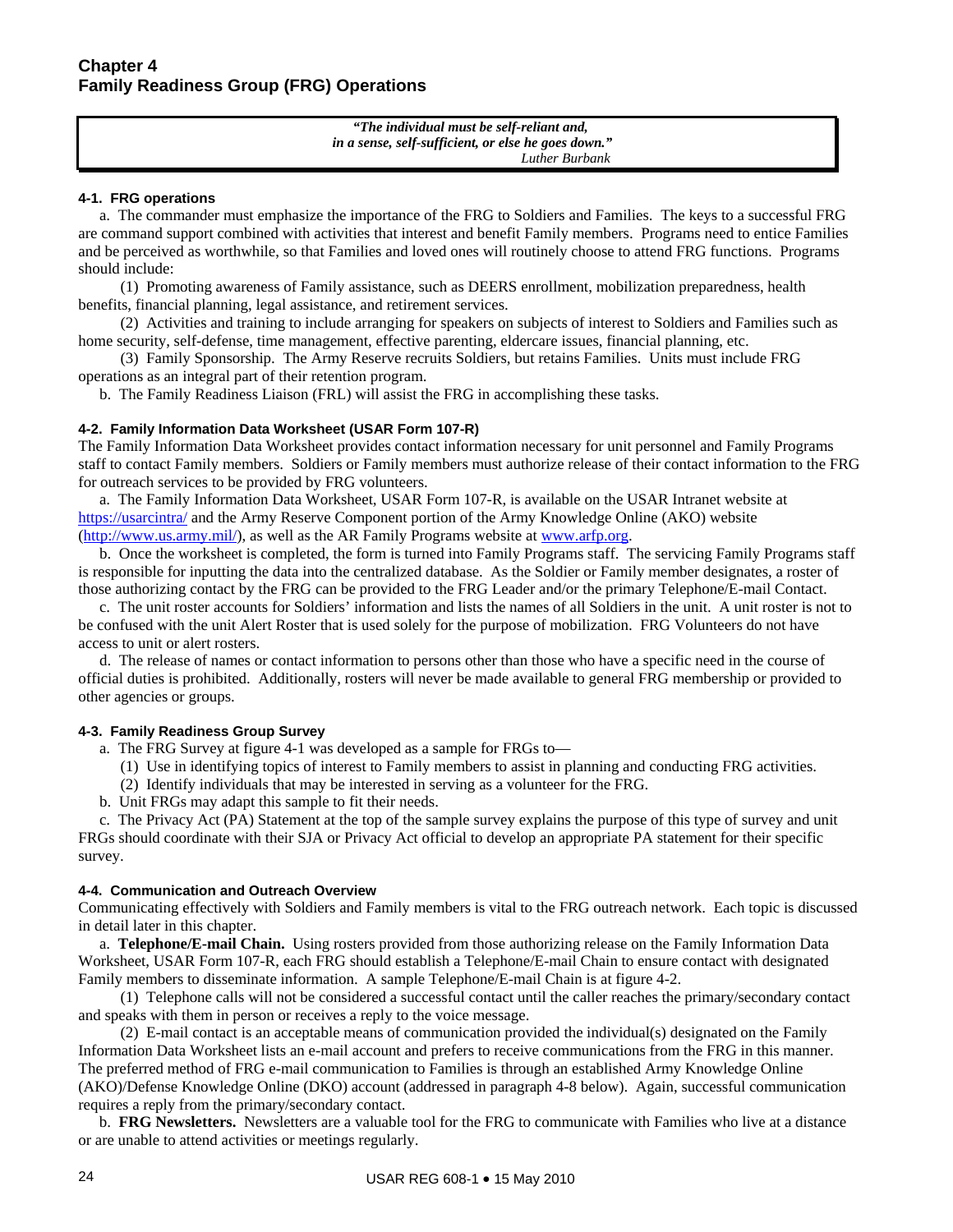# Chapter 4
# Family Readiness Group (FRG) Operations

> *"The individual must be self-reliant and,*
> *in a sense, self-sufficient, or else he goes down."*
> *Luther Burbank*

### 4-1. FRG operations

a. The commander must emphasize the importance of the FRG to Soldiers and Families. The keys to a successful FRG are command support combined with activities that interest and benefit Family members. Programs need to entice Families and be perceived as worthwhile, so that Families and loved ones will routinely choose to attend FRG functions. Programs should include:

(1) Promoting awareness of Family assistance, such as DEERS enrollment, mobilization preparedness, health benefits, financial planning, legal assistance, and retirement services.

(2) Activities and training to include arranging for speakers on subjects of interest to Soldiers and Families such as home security, self-defense, time management, effective parenting, eldercare issues, financial planning, etc.

(3) Family Sponsorship. The Army Reserve recruits Soldiers, but retains Families. Units must include FRG operations as an integral part of their retention program.

b. The Family Readiness Liaison (FRL) will assist the FRG in accomplishing these tasks.

### 4-2. Family Information Data Worksheet (USAR Form 107-R)

The Family Information Data Worksheet provides contact information necessary for unit personnel and Family Programs staff to contact Family members. Soldiers or Family members must authorize release of their contact information to the FRG for outreach services to be provided by FRG volunteers.

a. The Family Information Data Worksheet, USAR Form 107-R, is available on the USAR Intranet website at https://usarcintra/ and the Army Reserve Component portion of the Army Knowledge Online (AKO) website (http://www.us.army.mil/), as well as the AR Family Programs website at www.arfp.org.

b. Once the worksheet is completed, the form is turned into Family Programs staff. The servicing Family Programs staff is responsible for inputting the data into the centralized database. As the Soldier or Family member designates, a roster of those authorizing contact by the FRG can be provided to the FRG Leader and/or the primary Telephone/E-mail Contact.

c. The unit roster accounts for Soldiers' information and lists the names of all Soldiers in the unit. A unit roster is not to be confused with the unit Alert Roster that is used solely for the purpose of mobilization. FRG Volunteers do not have access to unit or alert rosters.

d. The release of names or contact information to persons other than those who have a specific need in the course of official duties is prohibited. Additionally, rosters will never be made available to general FRG membership or provided to other agencies or groups.

### 4-3. Family Readiness Group Survey

a. The FRG Survey at figure 4-1 was developed as a sample for FRGs to—

(1) Use in identifying topics of interest to Family members to assist in planning and conducting FRG activities.

(2) Identify individuals that may be interested in serving as a volunteer for the FRG.

b. Unit FRGs may adapt this sample to fit their needs.

c. The Privacy Act (PA) Statement at the top of the sample survey explains the purpose of this type of survey and unit FRGs should coordinate with their SJA or Privacy Act official to develop an appropriate PA statement for their specific survey.

### 4-4. Communication and Outreach Overview

Communicating effectively with Soldiers and Family members is vital to the FRG outreach network. Each topic is discussed in detail later in this chapter.

a. **Telephone/E-mail Chain.** Using rosters provided from those authorizing release on the Family Information Data Worksheet, USAR Form 107-R, each FRG should establish a Telephone/E-mail Chain to ensure contact with designated Family members to disseminate information. A sample Telephone/E-mail Chain is at figure 4-2.

(1) Telephone calls will not be considered a successful contact until the caller reaches the primary/secondary contact and speaks with them in person or receives a reply to the voice message.

(2) E-mail contact is an acceptable means of communication provided the individual(s) designated on the Family Information Data Worksheet lists an e-mail account and prefers to receive communications from the FRG in this manner. The preferred method of FRG e-mail communication to Families is through an established Army Knowledge Online (AKO)/Defense Knowledge Online (DKO) account (addressed in paragraph 4-8 below). Again, successful communication requires a reply from the primary/secondary contact.

b. **FRG Newsletters.** Newsletters are a valuable tool for the FRG to communicate with Families who live at a distance or are unable to attend activities or meetings regularly.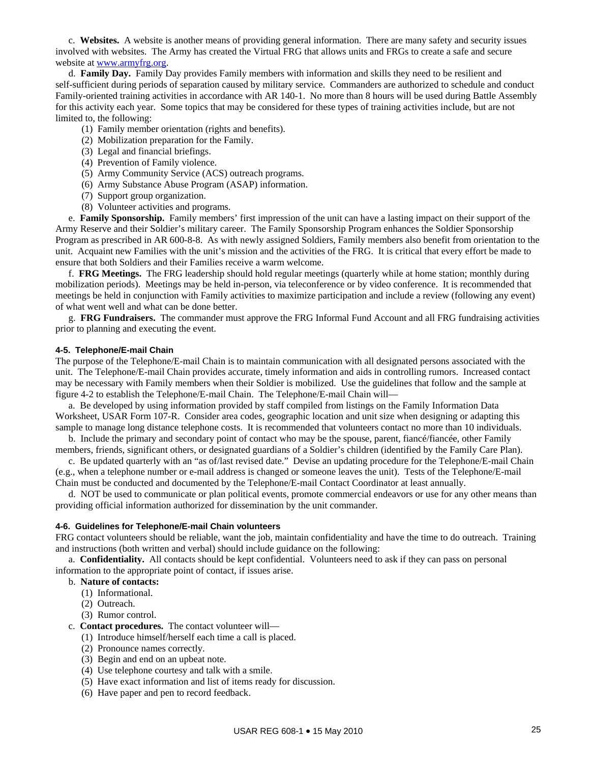c. **Websites.** A website is another means of providing general information. There are many safety and security issues involved with websites. The Army has created the Virtual FRG that allows units and FRGs to create a safe and secure website at www.armyfrg.org.

d. **Family Day.** Family Day provides Family members with information and skills they need to be resilient and self-sufficient during periods of separation caused by military service. Commanders are authorized to schedule and conduct Family-oriented training activities in accordance with AR 140-1. No more than 8 hours will be used during Battle Assembly for this activity each year. Some topics that may be considered for these types of training activities include, but are not limited to, the following:

(1) Family member orientation (rights and benefits).
(2) Mobilization preparation for the Family.
(3) Legal and financial briefings.
(4) Prevention of Family violence.
(5) Army Community Service (ACS) outreach programs.
(6) Army Substance Abuse Program (ASAP) information.
(7) Support group organization.
(8) Volunteer activities and programs.

e. **Family Sponsorship.** Family members' first impression of the unit can have a lasting impact on their support of the Army Reserve and their Soldier's military career. The Family Sponsorship Program enhances the Soldier Sponsorship Program as prescribed in AR 600-8-8. As with newly assigned Soldiers, Family members also benefit from orientation to the unit. Acquaint new Families with the unit's mission and the activities of the FRG. It is critical that every effort be made to ensure that both Soldiers and their Families receive a warm welcome.

f. **FRG Meetings.** The FRG leadership should hold regular meetings (quarterly while at home station; monthly during mobilization periods). Meetings may be held in-person, via teleconference or by video conference. It is recommended that meetings be held in conjunction with Family activities to maximize participation and include a review (following any event) of what went well and what can be done better.

g. **FRG Fundraisers.** The commander must approve the FRG Informal Fund Account and all FRG fundraising activities prior to planning and executing the event.

#### 4-5. Telephone/E-mail Chain

The purpose of the Telephone/E-mail Chain is to maintain communication with all designated persons associated with the unit. The Telephone/E-mail Chain provides accurate, timely information and aids in controlling rumors. Increased contact may be necessary with Family members when their Soldier is mobilized. Use the guidelines that follow and the sample at figure 4-2 to establish the Telephone/E-mail Chain. The Telephone/E-mail Chain will—

a. Be developed by using information provided by staff compiled from listings on the Family Information Data Worksheet, USAR Form 107-R. Consider area codes, geographic location and unit size when designing or adapting this sample to manage long distance telephone costs. It is recommended that volunteers contact no more than 10 individuals.

b. Include the primary and secondary point of contact who may be the spouse, parent, fiancé/fiancée, other Family members, friends, significant others, or designated guardians of a Soldier's children (identified by the Family Care Plan).

c. Be updated quarterly with an "as of/last revised date." Devise an updating procedure for the Telephone/E-mail Chain (e.g., when a telephone number or e-mail address is changed or someone leaves the unit). Tests of the Telephone/E-mail Chain must be conducted and documented by the Telephone/E-mail Contact Coordinator at least annually.

d. NOT be used to communicate or plan political events, promote commercial endeavors or use for any other means than providing official information authorized for dissemination by the unit commander.

#### 4-6. Guidelines for Telephone/E-mail Chain volunteers

FRG contact volunteers should be reliable, want the job, maintain confidentiality and have the time to do outreach. Training and instructions (both written and verbal) should include guidance on the following:

a. **Confidentiality.** All contacts should be kept confidential. Volunteers need to ask if they can pass on personal information to the appropriate point of contact, if issues arise.

b. **Nature of contacts:**

(1) Informational.
(2) Outreach.
(3) Rumor control.

c. **Contact procedures.** The contact volunteer will—

(1) Introduce himself/herself each time a call is placed.
(2) Pronounce names correctly.
(3) Begin and end on an upbeat note.
(4) Use telephone courtesy and talk with a smile.
(5) Have exact information and list of items ready for discussion.
(6) Have paper and pen to record feedback.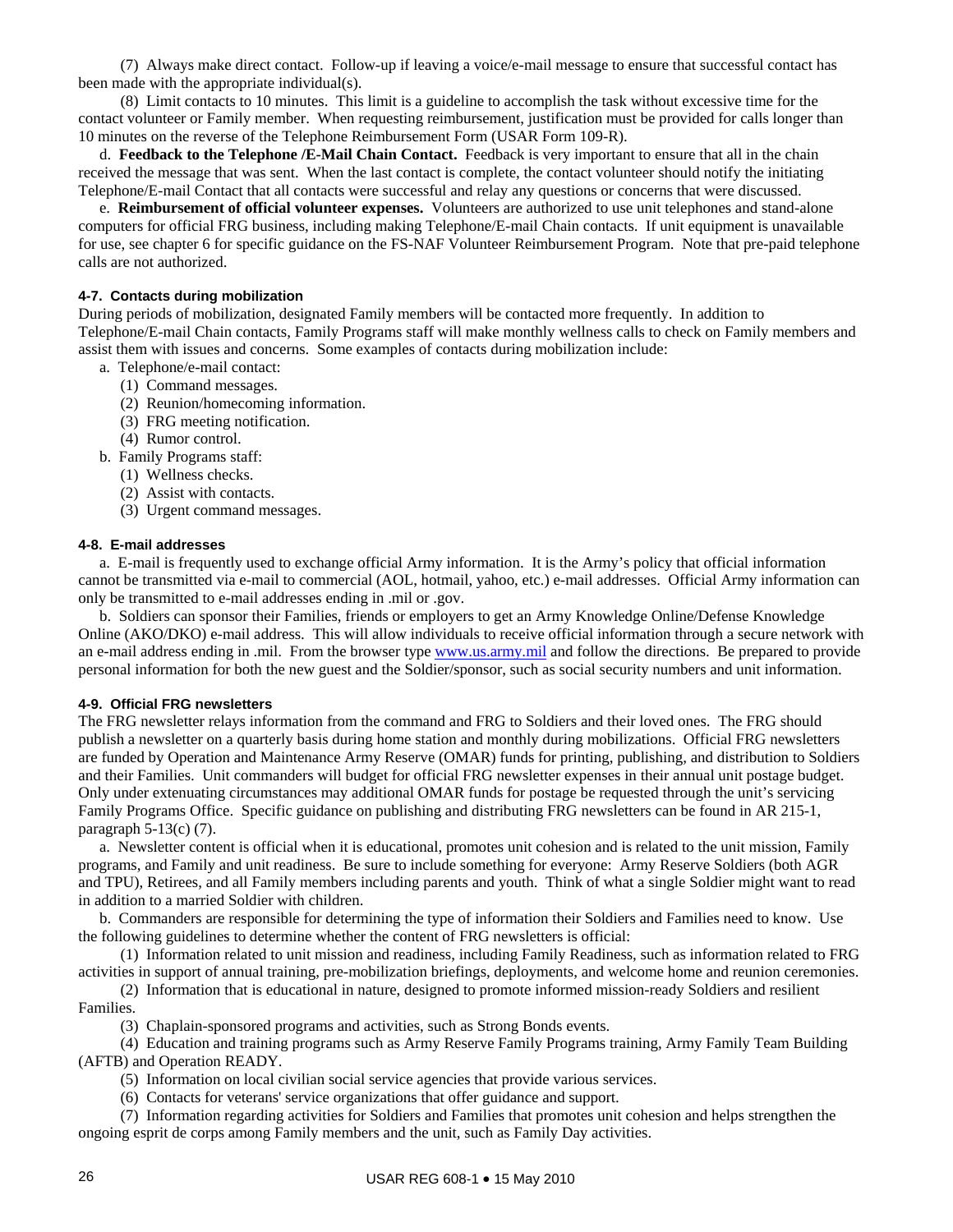(7) Always make direct contact. Follow-up if leaving a voice/e-mail message to ensure that successful contact has been made with the appropriate individual(s).

(8) Limit contacts to 10 minutes. This limit is a guideline to accomplish the task without excessive time for the contact volunteer or Family member. When requesting reimbursement, justification must be provided for calls longer than 10 minutes on the reverse of the Telephone Reimbursement Form (USAR Form 109-R).

d. **Feedback to the Telephone /E-Mail Chain Contact.** Feedback is very important to ensure that all in the chain received the message that was sent. When the last contact is complete, the contact volunteer should notify the initiating Telephone/E-mail Contact that all contacts were successful and relay any questions or concerns that were discussed.

e. **Reimbursement of official volunteer expenses.** Volunteers are authorized to use unit telephones and stand-alone computers for official FRG business, including making Telephone/E-mail Chain contacts. If unit equipment is unavailable for use, see chapter 6 for specific guidance on the FS-NAF Volunteer Reimbursement Program. Note that pre-paid telephone calls are not authorized.

#### 4-7. Contacts during mobilization

During periods of mobilization, designated Family members will be contacted more frequently. In addition to Telephone/E-mail Chain contacts, Family Programs staff will make monthly wellness calls to check on Family members and assist them with issues and concerns. Some examples of contacts during mobilization include:

a. Telephone/e-mail contact:
  - (1) Command messages.
  - (2) Reunion/homecoming information.
  - (3) FRG meeting notification.
  - (4) Rumor control.

b. Family Programs staff:
  - (1) Wellness checks.
  - (2) Assist with contacts.
  - (3) Urgent command messages.

#### 4-8. E-mail addresses

a. E-mail is frequently used to exchange official Army information. It is the Army's policy that official information cannot be transmitted via e-mail to commercial (AOL, hotmail, yahoo, etc.) e-mail addresses. Official Army information can only be transmitted to e-mail addresses ending in .mil or .gov.

b. Soldiers can sponsor their Families, friends or employers to get an Army Knowledge Online/Defense Knowledge Online (AKO/DKO) e-mail address. This will allow individuals to receive official information through a secure network with an e-mail address ending in .mil. From the browser type www.us.army.mil and follow the directions. Be prepared to provide personal information for both the new guest and the Soldier/sponsor, such as social security numbers and unit information.

#### 4-9. Official FRG newsletters

The FRG newsletter relays information from the command and FRG to Soldiers and their loved ones. The FRG should publish a newsletter on a quarterly basis during home station and monthly during mobilizations. Official FRG newsletters are funded by Operation and Maintenance Army Reserve (OMAR) funds for printing, publishing, and distribution to Soldiers and their Families. Unit commanders will budget for official FRG newsletter expenses in their annual unit postage budget. Only under extenuating circumstances may additional OMAR funds for postage be requested through the unit's servicing Family Programs Office. Specific guidance on publishing and distributing FRG newsletters can be found in AR 215-1, paragraph 5-13(c) (7).

a. Newsletter content is official when it is educational, promotes unit cohesion and is related to the unit mission, Family programs, and Family and unit readiness. Be sure to include something for everyone: Army Reserve Soldiers (both AGR and TPU), Retirees, and all Family members including parents and youth. Think of what a single Soldier might want to read in addition to a married Soldier with children.

b. Commanders are responsible for determining the type of information their Soldiers and Families need to know. Use the following guidelines to determine whether the content of FRG newsletters is official:

(1) Information related to unit mission and readiness, including Family Readiness, such as information related to FRG activities in support of annual training, pre-mobilization briefings, deployments, and welcome home and reunion ceremonies.

(2) Information that is educational in nature, designed to promote informed mission-ready Soldiers and resilient Families.

(3) Chaplain-sponsored programs and activities, such as Strong Bonds events.

(4) Education and training programs such as Army Reserve Family Programs training, Army Family Team Building (AFTB) and Operation READY.

(5) Information on local civilian social service agencies that provide various services.

(6) Contacts for veterans' service organizations that offer guidance and support.

(7) Information regarding activities for Soldiers and Families that promotes unit cohesion and helps strengthen the ongoing esprit de corps among Family members and the unit, such as Family Day activities.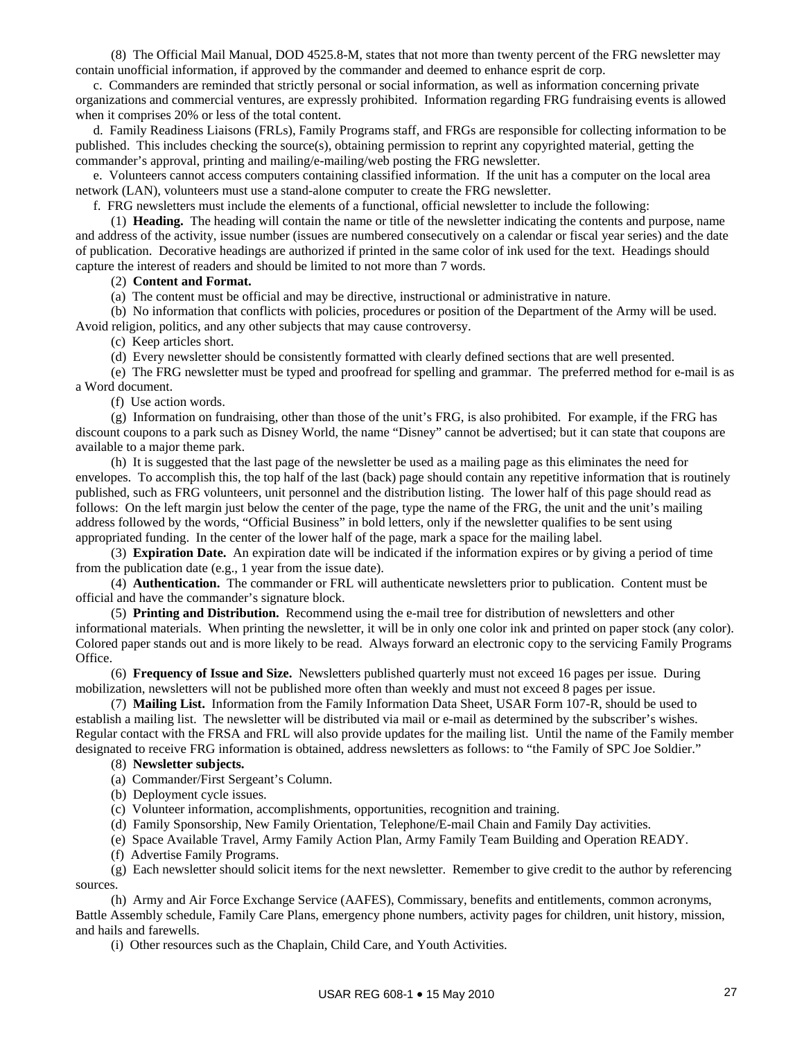(8) The Official Mail Manual, DOD 4525.8-M, states that not more than twenty percent of the FRG newsletter may contain unofficial information, if approved by the commander and deemed to enhance esprit de corp.

c. Commanders are reminded that strictly personal or social information, as well as information concerning private organizations and commercial ventures, are expressly prohibited. Information regarding FRG fundraising events is allowed when it comprises 20% or less of the total content.

d. Family Readiness Liaisons (FRLs), Family Programs staff, and FRGs are responsible for collecting information to be published. This includes checking the source(s), obtaining permission to reprint any copyrighted material, getting the commander's approval, printing and mailing/e-mailing/web posting the FRG newsletter.

e. Volunteers cannot access computers containing classified information. If the unit has a computer on the local area network (LAN), volunteers must use a stand-alone computer to create the FRG newsletter.

f. FRG newsletters must include the elements of a functional, official newsletter to include the following:

(1) **Heading.** The heading will contain the name or title of the newsletter indicating the contents and purpose, name and address of the activity, issue number (issues are numbered consecutively on a calendar or fiscal year series) and the date of publication. Decorative headings are authorized if printed in the same color of ink used for the text. Headings should capture the interest of readers and should be limited to not more than 7 words.

(2) **Content and Format.**

(a) The content must be official and may be directive, instructional or administrative in nature.

(b) No information that conflicts with policies, procedures or position of the Department of the Army will be used. Avoid religion, politics, and any other subjects that may cause controversy.

(c) Keep articles short.

(d) Every newsletter should be consistently formatted with clearly defined sections that are well presented.

(e) The FRG newsletter must be typed and proofread for spelling and grammar. The preferred method for e-mail is as a Word document.

(f) Use action words.

(g) Information on fundraising, other than those of the unit's FRG, is also prohibited. For example, if the FRG has discount coupons to a park such as Disney World, the name "Disney" cannot be advertised; but it can state that coupons are available to a major theme park.

(h) It is suggested that the last page of the newsletter be used as a mailing page as this eliminates the need for envelopes. To accomplish this, the top half of the last (back) page should contain any repetitive information that is routinely published, such as FRG volunteers, unit personnel and the distribution listing. The lower half of this page should read as follows: On the left margin just below the center of the page, type the name of the FRG, the unit and the unit's mailing address followed by the words, "Official Business" in bold letters, only if the newsletter qualifies to be sent using appropriated funding. In the center of the lower half of the page, mark a space for the mailing label.

(3) **Expiration Date.** An expiration date will be indicated if the information expires or by giving a period of time from the publication date (e.g., 1 year from the issue date).

(4) **Authentication.** The commander or FRL will authenticate newsletters prior to publication. Content must be official and have the commander's signature block.

(5) **Printing and Distribution.** Recommend using the e-mail tree for distribution of newsletters and other informational materials. When printing the newsletter, it will be in only one color ink and printed on paper stock (any color). Colored paper stands out and is more likely to be read. Always forward an electronic copy to the servicing Family Programs Office.

(6) **Frequency of Issue and Size.** Newsletters published quarterly must not exceed 16 pages per issue. During mobilization, newsletters will not be published more often than weekly and must not exceed 8 pages per issue.

(7) **Mailing List.** Information from the Family Information Data Sheet, USAR Form 107-R, should be used to establish a mailing list. The newsletter will be distributed via mail or e-mail as determined by the subscriber's wishes. Regular contact with the FRSA and FRL will also provide updates for the mailing list. Until the name of the Family member designated to receive FRG information is obtained, address newsletters as follows: to "the Family of SPC Joe Soldier."

(8) **Newsletter subjects.**

(a) Commander/First Sergeant's Column.

(b) Deployment cycle issues.

(c) Volunteer information, accomplishments, opportunities, recognition and training.

(d) Family Sponsorship, New Family Orientation, Telephone/E-mail Chain and Family Day activities.

(e) Space Available Travel, Army Family Action Plan, Army Family Team Building and Operation READY.

(f) Advertise Family Programs.

(g) Each newsletter should solicit items for the next newsletter. Remember to give credit to the author by referencing sources.

(h) Army and Air Force Exchange Service (AAFES), Commissary, benefits and entitlements, common acronyms, Battle Assembly schedule, Family Care Plans, emergency phone numbers, activity pages for children, unit history, mission, and hails and farewells.

(i) Other resources such as the Chaplain, Child Care, and Youth Activities.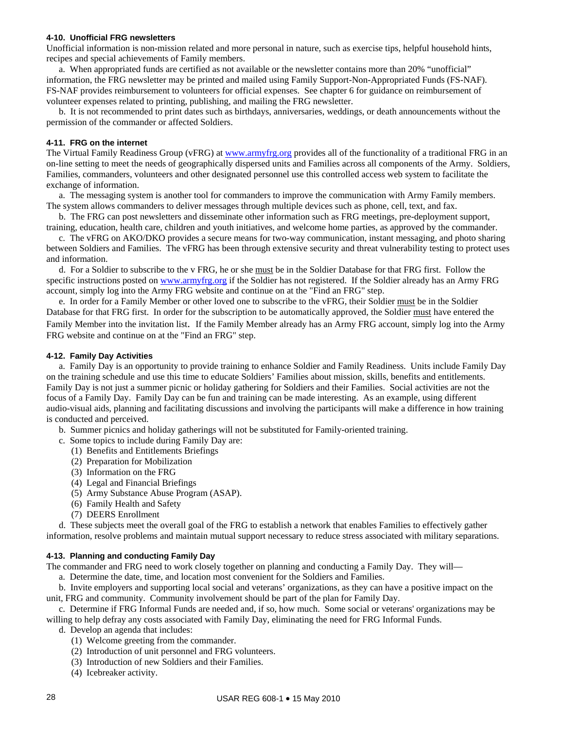### 4-10. Unofficial FRG newsletters

Unofficial information is non-mission related and more personal in nature, such as exercise tips, helpful household hints, recipes and special achievements of Family members.

a. When appropriated funds are certified as not available or the newsletter contains more than 20% "unofficial" information, the FRG newsletter may be printed and mailed using Family Support-Non-Appropriated Funds (FS-NAF). FS-NAF provides reimbursement to volunteers for official expenses. See chapter 6 for guidance on reimbursement of volunteer expenses related to printing, publishing, and mailing the FRG newsletter.

b. It is not recommended to print dates such as birthdays, anniversaries, weddings, or death announcements without the permission of the commander or affected Soldiers.

### 4-11. FRG on the internet

The Virtual Family Readiness Group (vFRG) at www.armyfrg.org provides all of the functionality of a traditional FRG in an on-line setting to meet the needs of geographically dispersed units and Families across all components of the Army. Soldiers, Families, commanders, volunteers and other designated personnel use this controlled access web system to facilitate the exchange of information.

a. The messaging system is another tool for commanders to improve the communication with Army Family members. The system allows commanders to deliver messages through multiple devices such as phone, cell, text, and fax.

b. The FRG can post newsletters and disseminate other information such as FRG meetings, pre-deployment support, training, education, health care, children and youth initiatives, and welcome home parties, as approved by the commander.

c. The vFRG on AKO/DKO provides a secure means for two-way communication, instant messaging, and photo sharing between Soldiers and Families. The vFRG has been through extensive security and threat vulnerability testing to protect uses and information.

d. For a Soldier to subscribe to the v FRG, he or she must be in the Soldier Database for that FRG first. Follow the specific instructions posted on www.armyfrg.org if the Soldier has not registered. If the Soldier already has an Army FRG account, simply log into the Army FRG website and continue on at the "Find an FRG" step.

e. In order for a Family Member or other loved one to subscribe to the vFRG, their Soldier must be in the Soldier Database for that FRG first. In order for the subscription to be automatically approved, the Soldier must have entered the Family Member into the invitation list. If the Family Member already has an Army FRG account, simply log into the Army FRG website and continue on at the "Find an FRG" step.

### 4-12. Family Day Activities

a. Family Day is an opportunity to provide training to enhance Soldier and Family Readiness. Units include Family Day on the training schedule and use this time to educate Soldiers' Families about mission, skills, benefits and entitlements. Family Day is not just a summer picnic or holiday gathering for Soldiers and their Families. Social activities are not the focus of a Family Day. Family Day can be fun and training can be made interesting. As an example, using different audio-visual aids, planning and facilitating discussions and involving the participants will make a difference in how training is conducted and perceived.

b. Summer picnics and holiday gatherings will not be substituted for Family-oriented training.

c. Some topics to include during Family Day are:

(1) Benefits and Entitlements Briefings
(2) Preparation for Mobilization
(3) Information on the FRG
(4) Legal and Financial Briefings
(5) Army Substance Abuse Program (ASAP).
(6) Family Health and Safety
(7) DEERS Enrollment

d. These subjects meet the overall goal of the FRG to establish a network that enables Families to effectively gather information, resolve problems and maintain mutual support necessary to reduce stress associated with military separations.

### 4-13. Planning and conducting Family Day

The commander and FRG need to work closely together on planning and conducting a Family Day. They will—

a. Determine the date, time, and location most convenient for the Soldiers and Families.

b. Invite employers and supporting local social and veterans' organizations, as they can have a positive impact on the unit, FRG and community. Community involvement should be part of the plan for Family Day.

c. Determine if FRG Informal Funds are needed and, if so, how much. Some social or veterans' organizations may be willing to help defray any costs associated with Family Day, eliminating the need for FRG Informal Funds.

d. Develop an agenda that includes:

(1) Welcome greeting from the commander.
(2) Introduction of unit personnel and FRG volunteers.
(3) Introduction of new Soldiers and their Families.
(4) Icebreaker activity.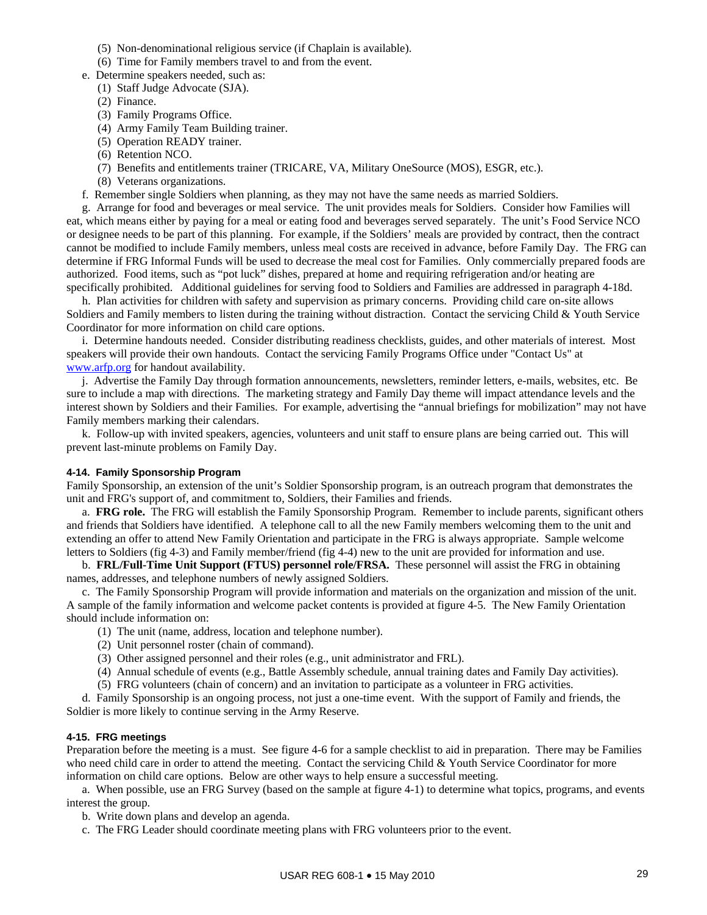(5) Non-denominational religious service (if Chaplain is available).

(6) Time for Family members travel to and from the event.

e. Determine speakers needed, such as:

(1) Staff Judge Advocate (SJA).

(2) Finance.

(3) Family Programs Office.

(4) Army Family Team Building trainer.

(5) Operation READY trainer.

(6) Retention NCO.

(7) Benefits and entitlements trainer (TRICARE, VA, Military OneSource (MOS), ESGR, etc.).

(8) Veterans organizations.

f. Remember single Soldiers when planning, as they may not have the same needs as married Soldiers.

g. Arrange for food and beverages or meal service. The unit provides meals for Soldiers. Consider how Families will eat, which means either by paying for a meal or eating food and beverages served separately. The unit's Food Service NCO or designee needs to be part of this planning. For example, if the Soldiers' meals are provided by contract, then the contract cannot be modified to include Family members, unless meal costs are received in advance, before Family Day. The FRG can determine if FRG Informal Funds will be used to decrease the meal cost for Families. Only commercially prepared foods are authorized. Food items, such as "pot luck" dishes, prepared at home and requiring refrigeration and/or heating are specifically prohibited. Additional guidelines for serving food to Soldiers and Families are addressed in paragraph 4-18d.

h. Plan activities for children with safety and supervision as primary concerns. Providing child care on-site allows Soldiers and Family members to listen during the training without distraction. Contact the servicing Child & Youth Service Coordinator for more information on child care options.

i. Determine handouts needed. Consider distributing readiness checklists, guides, and other materials of interest. Most speakers will provide their own handouts. Contact the servicing Family Programs Office under "Contact Us" at www.arfp.org for handout availability.

j. Advertise the Family Day through formation announcements, newsletters, reminder letters, e-mails, websites, etc. Be sure to include a map with directions. The marketing strategy and Family Day theme will impact attendance levels and the interest shown by Soldiers and their Families. For example, advertising the "annual briefings for mobilization" may not have Family members marking their calendars.

k. Follow-up with invited speakers, agencies, volunteers and unit staff to ensure plans are being carried out. This will prevent last-minute problems on Family Day.

#### 4-14. Family Sponsorship Program

Family Sponsorship, an extension of the unit's Soldier Sponsorship program, is an outreach program that demonstrates the unit and FRG's support of, and commitment to, Soldiers, their Families and friends.

a. **FRG role.** The FRG will establish the Family Sponsorship Program. Remember to include parents, significant others and friends that Soldiers have identified. A telephone call to all the new Family members welcoming them to the unit and extending an offer to attend New Family Orientation and participate in the FRG is always appropriate. Sample welcome letters to Soldiers (fig 4-3) and Family member/friend (fig 4-4) new to the unit are provided for information and use.

b. **FRL/Full-Time Unit Support (FTUS) personnel role/FRSA.** These personnel will assist the FRG in obtaining names, addresses, and telephone numbers of newly assigned Soldiers.

c. The Family Sponsorship Program will provide information and materials on the organization and mission of the unit. A sample of the family information and welcome packet contents is provided at figure 4-5. The New Family Orientation should include information on:

(1) The unit (name, address, location and telephone number).

(2) Unit personnel roster (chain of command).

(3) Other assigned personnel and their roles (e.g., unit administrator and FRL).

(4) Annual schedule of events (e.g., Battle Assembly schedule, annual training dates and Family Day activities).

(5) FRG volunteers (chain of concern) and an invitation to participate as a volunteer in FRG activities.

d. Family Sponsorship is an ongoing process, not just a one-time event. With the support of Family and friends, the Soldier is more likely to continue serving in the Army Reserve.

#### 4-15. FRG meetings

Preparation before the meeting is a must. See figure 4-6 for a sample checklist to aid in preparation. There may be Families who need child care in order to attend the meeting. Contact the servicing Child & Youth Service Coordinator for more information on child care options. Below are other ways to help ensure a successful meeting.

a. When possible, use an FRG Survey (based on the sample at figure 4-1) to determine what topics, programs, and events interest the group.

b. Write down plans and develop an agenda.

c. The FRG Leader should coordinate meeting plans with FRG volunteers prior to the event.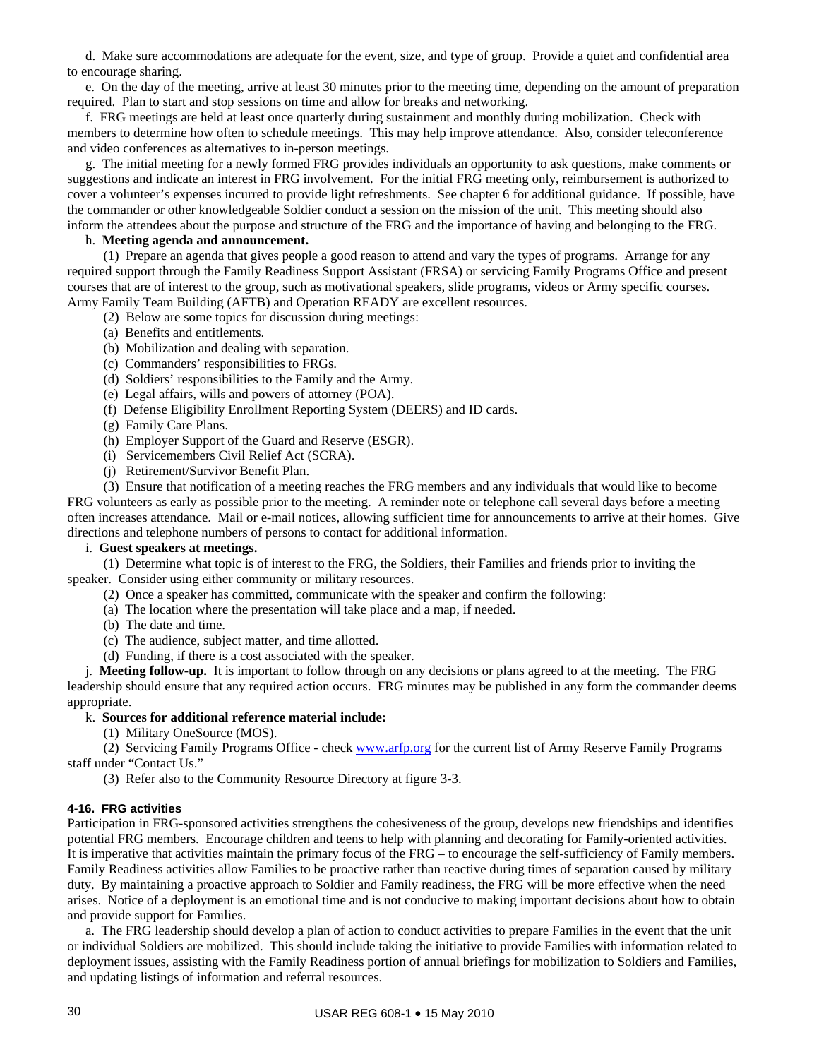d. Make sure accommodations are adequate for the event, size, and type of group. Provide a quiet and confidential area to encourage sharing.

e. On the day of the meeting, arrive at least 30 minutes prior to the meeting time, depending on the amount of preparation required. Plan to start and stop sessions on time and allow for breaks and networking.

f. FRG meetings are held at least once quarterly during sustainment and monthly during mobilization. Check with members to determine how often to schedule meetings. This may help improve attendance. Also, consider teleconference and video conferences as alternatives to in-person meetings.

g. The initial meeting for a newly formed FRG provides individuals an opportunity to ask questions, make comments or suggestions and indicate an interest in FRG involvement. For the initial FRG meeting only, reimbursement is authorized to cover a volunteer's expenses incurred to provide light refreshments. See chapter 6 for additional guidance. If possible, have the commander or other knowledgeable Soldier conduct a session on the mission of the unit. This meeting should also inform the attendees about the purpose and structure of the FRG and the importance of having and belonging to the FRG.

h. **Meeting agenda and announcement.**

(1) Prepare an agenda that gives people a good reason to attend and vary the types of programs. Arrange for any required support through the Family Readiness Support Assistant (FRSA) or servicing Family Programs Office and present courses that are of interest to the group, such as motivational speakers, slide programs, videos or Army specific courses. Army Family Team Building (AFTB) and Operation READY are excellent resources.

(2) Below are some topics for discussion during meetings:

(a) Benefits and entitlements.

(b) Mobilization and dealing with separation.

(c) Commanders' responsibilities to FRGs.

(d) Soldiers' responsibilities to the Family and the Army.

(e) Legal affairs, wills and powers of attorney (POA).

(f) Defense Eligibility Enrollment Reporting System (DEERS) and ID cards.

(g) Family Care Plans.

(h) Employer Support of the Guard and Reserve (ESGR).

(i) Servicemembers Civil Relief Act (SCRA).

(j) Retirement/Survivor Benefit Plan.

(3) Ensure that notification of a meeting reaches the FRG members and any individuals that would like to become FRG volunteers as early as possible prior to the meeting. A reminder note or telephone call several days before a meeting often increases attendance. Mail or e-mail notices, allowing sufficient time for announcements to arrive at their homes. Give directions and telephone numbers of persons to contact for additional information.

i. **Guest speakers at meetings.**

(1) Determine what topic is of interest to the FRG, the Soldiers, their Families and friends prior to inviting the speaker. Consider using either community or military resources.

(2) Once a speaker has committed, communicate with the speaker and confirm the following:

(a) The location where the presentation will take place and a map, if needed.

(b) The date and time.

(c) The audience, subject matter, and time allotted.

(d) Funding, if there is a cost associated with the speaker.

j. **Meeting follow-up.** It is important to follow through on any decisions or plans agreed to at the meeting. The FRG leadership should ensure that any required action occurs. FRG minutes may be published in any form the commander deems appropriate.

k. **Sources for additional reference material include:**

(1) Military OneSource (MOS).

(2) Servicing Family Programs Office - check www.arfp.org for the current list of Army Reserve Family Programs staff under "Contact Us."

(3) Refer also to the Community Resource Directory at figure 3-3.

### 4-16. FRG activities

Participation in FRG-sponsored activities strengthens the cohesiveness of the group, develops new friendships and identifies potential FRG members. Encourage children and teens to help with planning and decorating for Family-oriented activities. It is imperative that activities maintain the primary focus of the FRG – to encourage the self-sufficiency of Family members. Family Readiness activities allow Families to be proactive rather than reactive during times of separation caused by military duty. By maintaining a proactive approach to Soldier and Family readiness, the FRG will be more effective when the need arises. Notice of a deployment is an emotional time and is not conducive to making important decisions about how to obtain and provide support for Families.

a. The FRG leadership should develop a plan of action to conduct activities to prepare Families in the event that the unit or individual Soldiers are mobilized. This should include taking the initiative to provide Families with information related to deployment issues, assisting with the Family Readiness portion of annual briefings for mobilization to Soldiers and Families, and updating listings of information and referral resources.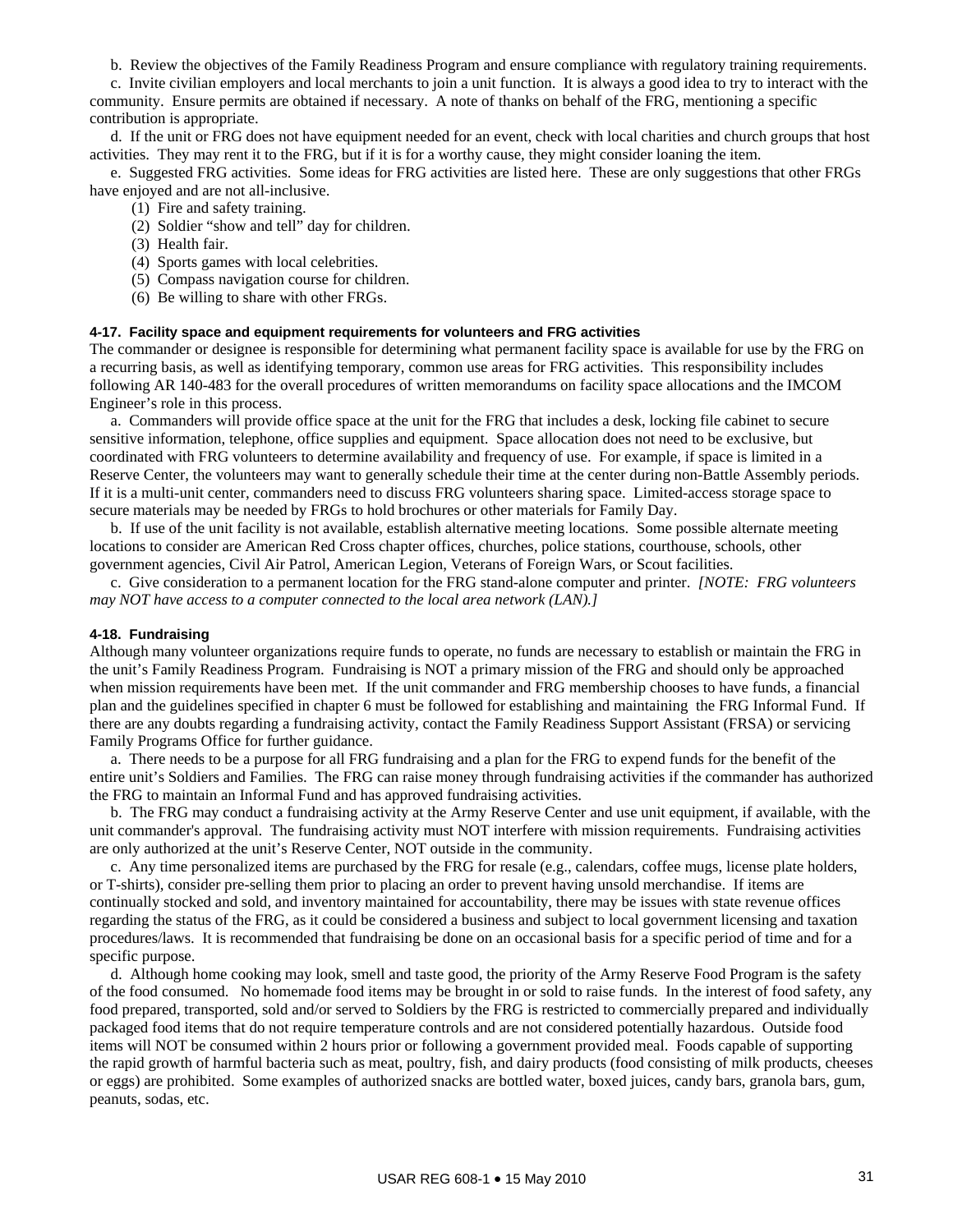b. Review the objectives of the Family Readiness Program and ensure compliance with regulatory training requirements.

c. Invite civilian employers and local merchants to join a unit function. It is always a good idea to try to interact with the community. Ensure permits are obtained if necessary. A note of thanks on behalf of the FRG, mentioning a specific contribution is appropriate.

d. If the unit or FRG does not have equipment needed for an event, check with local charities and church groups that host activities. They may rent it to the FRG, but if it is for a worthy cause, they might consider loaning the item.

e. Suggested FRG activities. Some ideas for FRG activities are listed here. These are only suggestions that other FRGs have enjoyed and are not all-inclusive.

(1) Fire and safety training.

(2) Soldier "show and tell" day for children.

(3) Health fair.

(4) Sports games with local celebrities.

(5) Compass navigation course for children.

(6) Be willing to share with other FRGs.

#### 4-17. Facility space and equipment requirements for volunteers and FRG activities

The commander or designee is responsible for determining what permanent facility space is available for use by the FRG on a recurring basis, as well as identifying temporary, common use areas for FRG activities. This responsibility includes following AR 140-483 for the overall procedures of written memorandums on facility space allocations and the IMCOM Engineer's role in this process.

a. Commanders will provide office space at the unit for the FRG that includes a desk, locking file cabinet to secure sensitive information, telephone, office supplies and equipment. Space allocation does not need to be exclusive, but coordinated with FRG volunteers to determine availability and frequency of use. For example, if space is limited in a Reserve Center, the volunteers may want to generally schedule their time at the center during non-Battle Assembly periods. If it is a multi-unit center, commanders need to discuss FRG volunteers sharing space. Limited-access storage space to secure materials may be needed by FRGs to hold brochures or other materials for Family Day.

b. If use of the unit facility is not available, establish alternative meeting locations. Some possible alternate meeting locations to consider are American Red Cross chapter offices, churches, police stations, courthouse, schools, other government agencies, Civil Air Patrol, American Legion, Veterans of Foreign Wars, or Scout facilities.

c. Give consideration to a permanent location for the FRG stand-alone computer and printer. *[NOTE: FRG volunteers may NOT have access to a computer connected to the local area network (LAN).]*

#### 4-18. Fundraising

Although many volunteer organizations require funds to operate, no funds are necessary to establish or maintain the FRG in the unit's Family Readiness Program. Fundraising is NOT a primary mission of the FRG and should only be approached when mission requirements have been met. If the unit commander and FRG membership chooses to have funds, a financial plan and the guidelines specified in chapter 6 must be followed for establishing and maintaining the FRG Informal Fund. If there are any doubts regarding a fundraising activity, contact the Family Readiness Support Assistant (FRSA) or servicing Family Programs Office for further guidance.

a. There needs to be a purpose for all FRG fundraising and a plan for the FRG to expend funds for the benefit of the entire unit's Soldiers and Families. The FRG can raise money through fundraising activities if the commander has authorized the FRG to maintain an Informal Fund and has approved fundraising activities.

b. The FRG may conduct a fundraising activity at the Army Reserve Center and use unit equipment, if available, with the unit commander's approval. The fundraising activity must NOT interfere with mission requirements. Fundraising activities are only authorized at the unit's Reserve Center, NOT outside in the community.

c. Any time personalized items are purchased by the FRG for resale (e.g., calendars, coffee mugs, license plate holders, or T-shirts), consider pre-selling them prior to placing an order to prevent having unsold merchandise. If items are continually stocked and sold, and inventory maintained for accountability, there may be issues with state revenue offices regarding the status of the FRG, as it could be considered a business and subject to local government licensing and taxation procedures/laws. It is recommended that fundraising be done on an occasional basis for a specific period of time and for a specific purpose.

d. Although home cooking may look, smell and taste good, the priority of the Army Reserve Food Program is the safety of the food consumed. No homemade food items may be brought in or sold to raise funds. In the interest of food safety, any food prepared, transported, sold and/or served to Soldiers by the FRG is restricted to commercially prepared and individually packaged food items that do not require temperature controls and are not considered potentially hazardous. Outside food items will NOT be consumed within 2 hours prior or following a government provided meal. Foods capable of supporting the rapid growth of harmful bacteria such as meat, poultry, fish, and dairy products (food consisting of milk products, cheeses or eggs) are prohibited. Some examples of authorized snacks are bottled water, boxed juices, candy bars, granola bars, gum, peanuts, sodas, etc.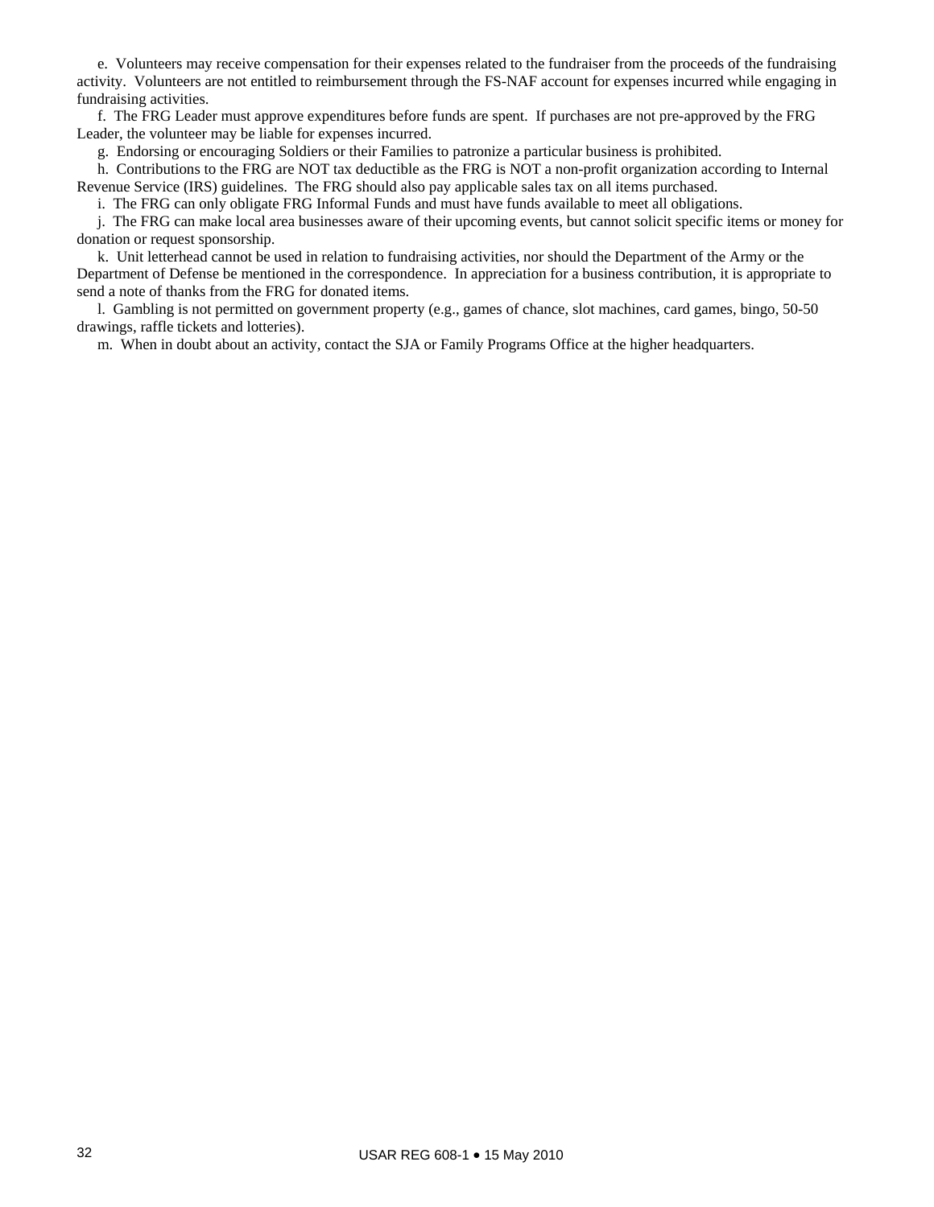e.  Volunteers may receive compensation for their expenses related to the fundraiser from the proceeds of the fundraising activity.  Volunteers are not entitled to reimbursement through the FS-NAF account for expenses incurred while engaging in fundraising activities.

f.  The FRG Leader must approve expenditures before funds are spent.  If purchases are not pre-approved by the FRG Leader, the volunteer may be liable for expenses incurred.

g.  Endorsing or encouraging Soldiers or their Families to patronize a particular business is prohibited.

h.  Contributions to the FRG are NOT tax deductible as the FRG is NOT a non-profit organization according to Internal Revenue Service (IRS) guidelines.  The FRG should also pay applicable sales tax on all items purchased.

i.  The FRG can only obligate FRG Informal Funds and must have funds available to meet all obligations.

j.  The FRG can make local area businesses aware of their upcoming events, but cannot solicit specific items or money for donation or request sponsorship.

k.  Unit letterhead cannot be used in relation to fundraising activities, nor should the Department of the Army or the Department of Defense be mentioned in the correspondence.  In appreciation for a business contribution, it is appropriate to send a note of thanks from the FRG for donated items.

l.  Gambling is not permitted on government property (e.g., games of chance, slot machines, card games, bingo, 50-50 drawings, raffle tickets and lotteries).

m.  When in doubt about an activity, contact the SJA or Family Programs Office at the higher headquarters.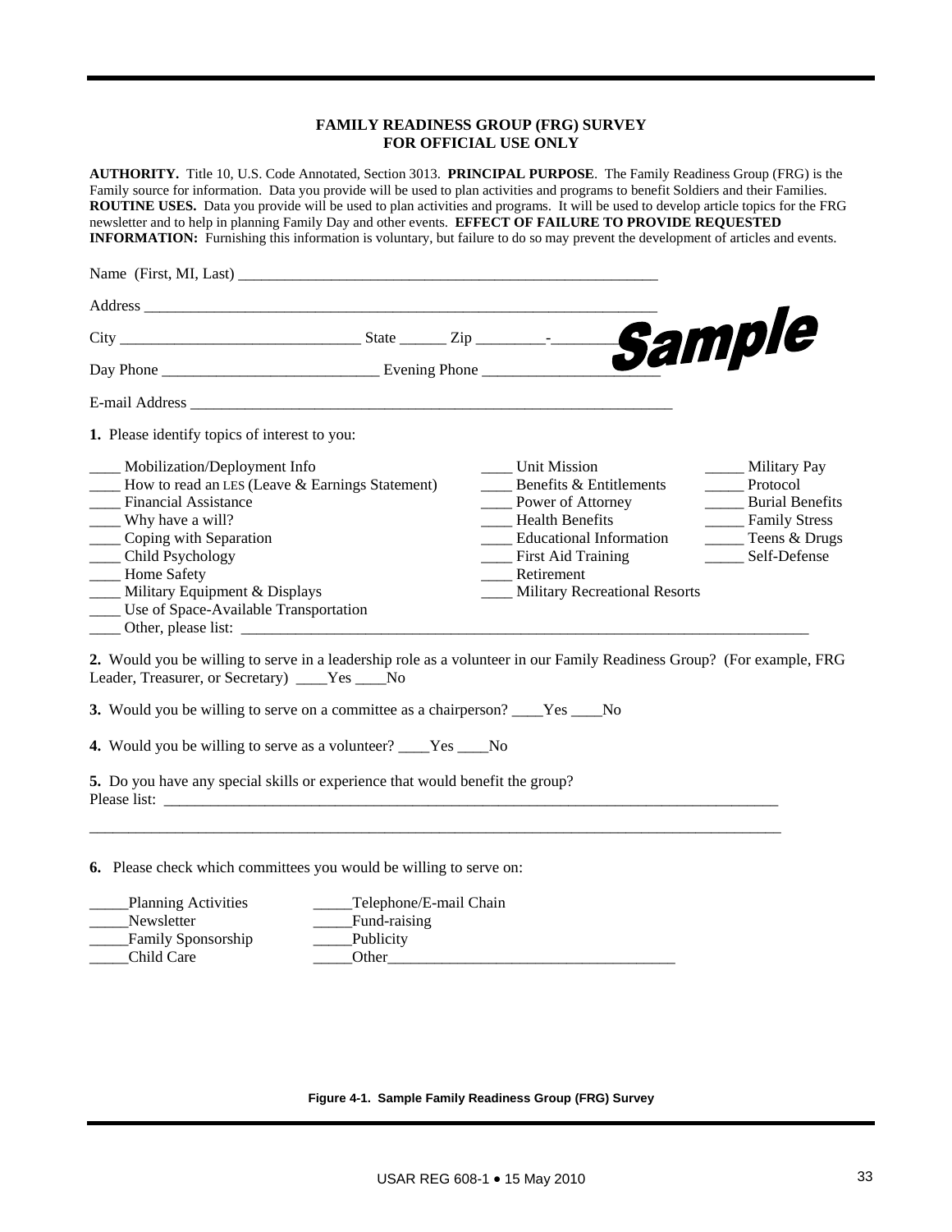**FAMILY READINESS GROUP (FRG) SURVEY**
**FOR OFFICIAL USE ONLY**

**AUTHORITY.** Title 10, U.S. Code Annotated, Section 3013. **PRINCIPAL PURPOSE**. The Family Readiness Group (FRG) is the Family source for information. Data you provide will be used to plan activities and programs to benefit Soldiers and their Families. **ROUTINE USES.** Data you provide will be used to plan activities and programs. It will be used to develop article topics for the FRG newsletter and to help in planning Family Day and other events. **EFFECT OF FAILURE TO PROVIDE REQUESTED INFORMATION:** Furnishing this information is voluntary, but failure to do so may prevent the development of articles and events.

Name (First, MI, Last) ______________________________________________________

Address ____________________________________________________________________

City ______________________________ State ______ Zip _________-________

Sample

Day Phone ___________________________ Evening Phone ______________________

E-mail Address _______________________________________________________________

**1.** Please identify topics of interest to you:

____ Mobilization/Deployment Info
____ How to read an LES (Leave & Earnings Statement)
____ Financial Assistance
____ Why have a will?
____ Coping with Separation
____ Child Psychology
____ Home Safety
____ Military Equipment & Displays
____ Use of Space-Available Transportation
____ Unit Mission
____ Benefits & Entitlements
____ Power of Attorney
____ Health Benefits
____ Educational Information
____ First Aid Training
____ Retirement
____ Military Recreational Resorts
_____ Military Pay
_____ Protocol
_____ Burial Benefits
_____ Family Stress
_____ Teens & Drugs
_____ Self-Defense
____ Other, please list: ______________________________________________________________________________

**2.** Would you be willing to serve in a leadership role as a volunteer in our Family Readiness Group? (For example, FRG Leader, Treasurer, or Secretary) ____Yes ____No

**3.** Would you be willing to serve on a committee as a chairperson? ____Yes ____No

**4.** Would you be willing to serve as a volunteer? ____Yes ____No

**5.** Do you have any special skills or experience that would benefit the group?
Please list: ______________________________________________________________________________

______________________________________________________________________________________________

**6.** Please check which committees you would be willing to serve on:

_____Planning Activities
_____Newsletter
_____Family Sponsorship
_____Child Care
_____Telephone/E-mail Chain
_____Fund-raising
_____Publicity
_____Other_____________________________________

**Figure 4-1. Sample Family Readiness Group (FRG) Survey**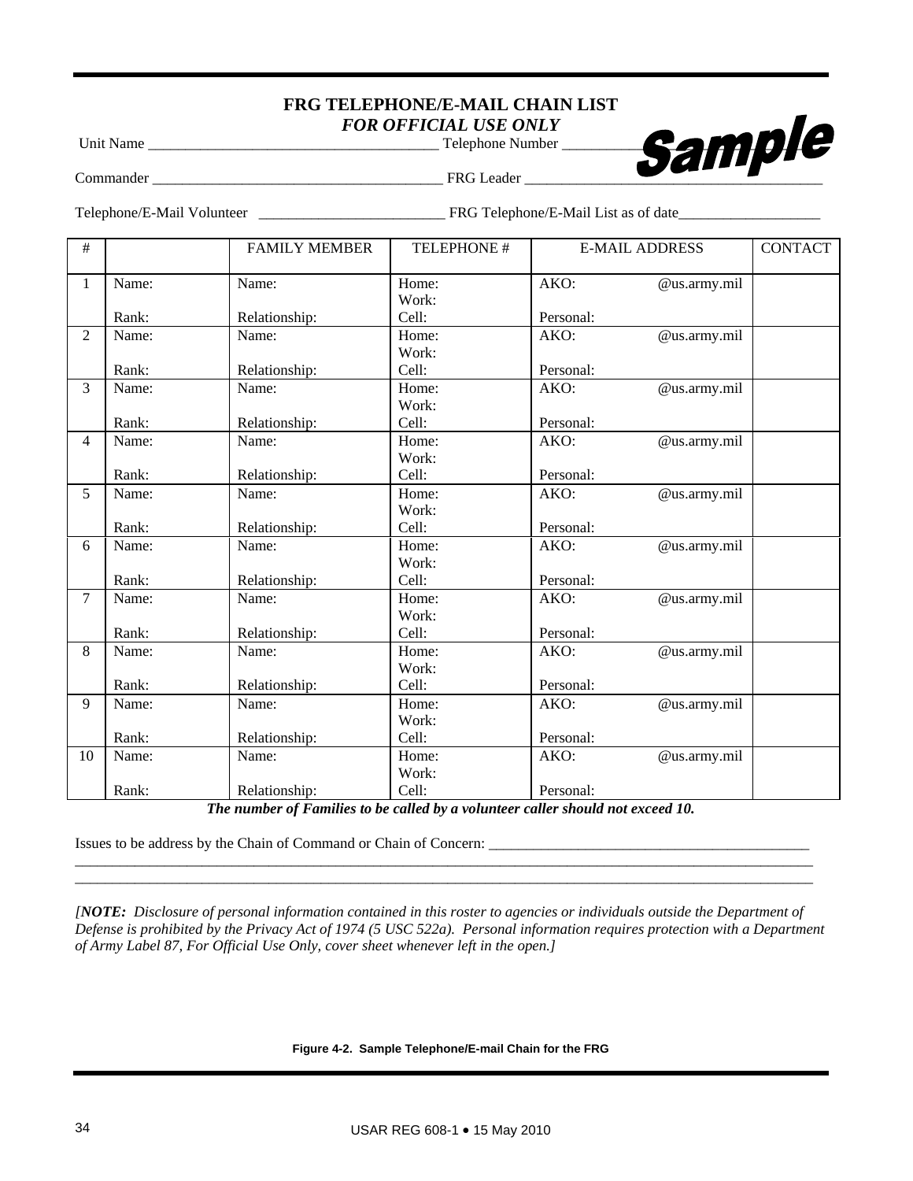## FRG TELEPHONE/E-MAIL CHAIN LIST

***FOR OFFICIAL USE ONLY***

**Sample**

Unit Name ______________________________________ Telephone Number __________

Commander ______________________________________ FRG Leader ______________________________________

Telephone/E-Mail Volunteer ________________________ FRG Telephone/E-Mail List as of date___________________

| # | | FAMILY MEMBER | TELEPHONE # | E-MAIL ADDRESS | CONTACT |
|---|---|---|---|---|---|
| 1 | Name:<br><br>Rank: | Name:<br><br>Relationship: | Home:<br>Work:<br>Cell: | AKO: @us.army.mil<br><br>Personal: | |
| 2 | Name:<br><br>Rank: | Name:<br><br>Relationship: | Home:<br>Work:<br>Cell: | AKO: @us.army.mil<br><br>Personal: | |
| 3 | Name:<br><br>Rank: | Name:<br><br>Relationship: | Home:<br>Work:<br>Cell: | AKO: @us.army.mil<br><br>Personal: | |
| 4 | Name:<br><br>Rank: | Name:<br><br>Relationship: | Home:<br>Work:<br>Cell: | AKO: @us.army.mil<br><br>Personal: | |
| 5 | Name:<br><br>Rank: | Name:<br><br>Relationship: | Home:<br>Work:<br>Cell: | AKO: @us.army.mil<br><br>Personal: | |
| 6 | Name:<br><br>Rank: | Name:<br><br>Relationship: | Home:<br>Work:<br>Cell: | AKO: @us.army.mil<br><br>Personal: | |
| 7 | Name:<br><br>Rank: | Name:<br><br>Relationship: | Home:<br>Work:<br>Cell: | AKO: @us.army.mil<br><br>Personal: | |
| 8 | Name:<br><br>Rank: | Name:<br><br>Relationship: | Home:<br>Work:<br>Cell: | AKO: @us.army.mil<br><br>Personal: | |
| 9 | Name:<br><br>Rank: | Name:<br><br>Relationship: | Home:<br>Work:<br>Cell: | AKO: @us.army.mil<br><br>Personal: | |
| 10 | Name:<br><br>Rank: | Name:<br><br>Relationship: | Home:<br>Work:<br>Cell: | AKO: @us.army.mil<br><br>Personal: | |

***The number of Families to be called by a volunteer caller should not exceed 10.***

Issues to be address by the Chain of Command or Chain of Concern: ____________________________________________
______________________________________________________________________________________________________
______________________________________________________________________________________________________

*[**NOTE:** Disclosure of personal information contained in this roster to agencies or individuals outside the Department of Defense is prohibited by the Privacy Act of 1974 (5 USC 522a). Personal information requires protection with a Department of Army Label 87, For Official Use Only, cover sheet whenever left in the open.]*

**Figure 4-2. Sample Telephone/E-mail Chain for the FRG**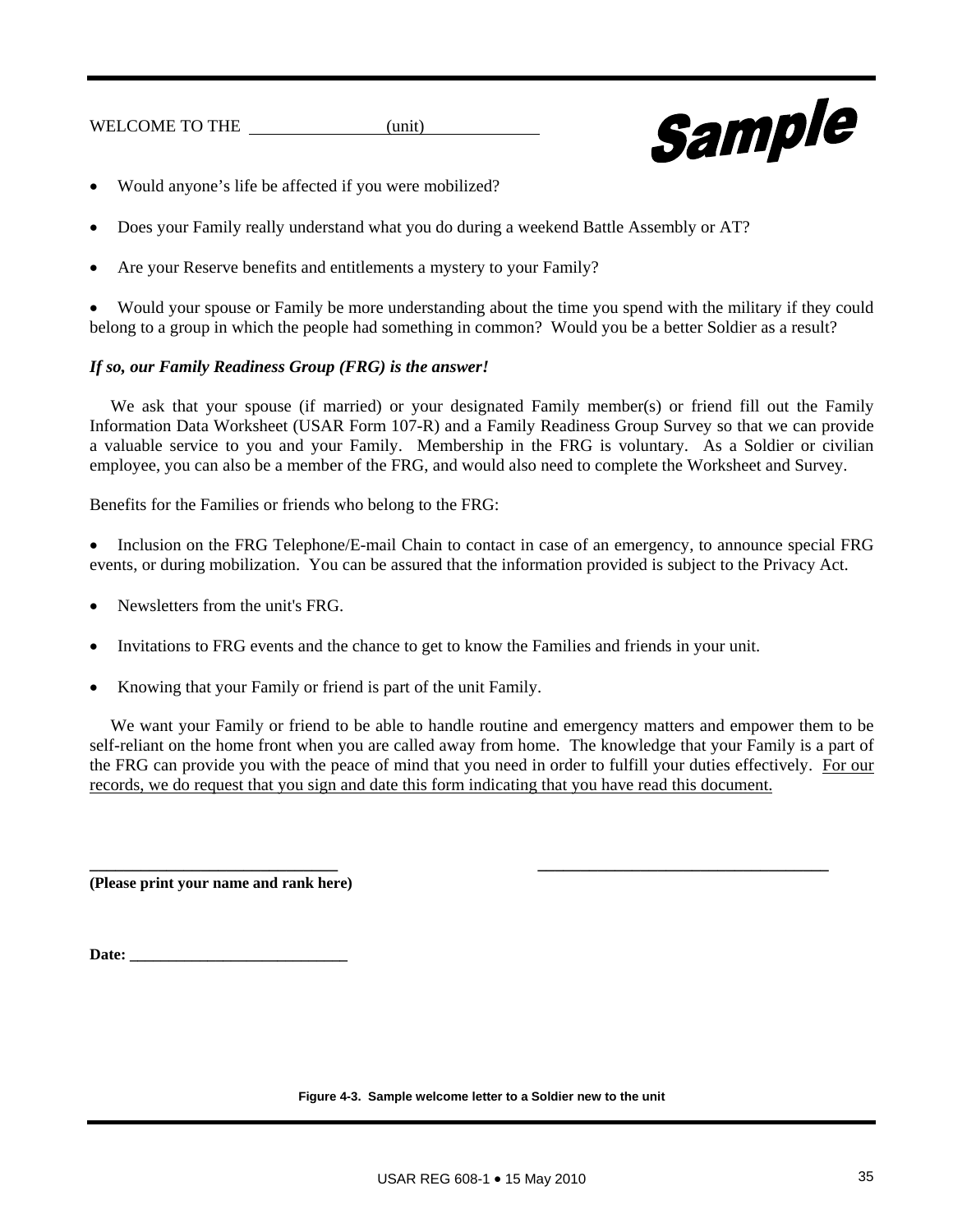WELCOME TO THE ________________ (unit) ________________

**Sample**

- Would anyone's life be affected if you were mobilized?

- Does your Family really understand what you do during a weekend Battle Assembly or AT?

- Are your Reserve benefits and entitlements a mystery to your Family?

- Would your spouse or Family be more understanding about the time you spend with the military if they could belong to a group in which the people had something in common? Would you be a better Soldier as a result?

***If so, our Family Readiness Group (FRG) is the answer!***

We ask that your spouse (if married) or your designated Family member(s) or friend fill out the Family Information Data Worksheet (USAR Form 107-R) and a Family Readiness Group Survey so that we can provide a valuable service to you and your Family. Membership in the FRG is voluntary. As a Soldier or civilian employee, you can also be a member of the FRG, and would also need to complete the Worksheet and Survey.

Benefits for the Families or friends who belong to the FRG:

- Inclusion on the FRG Telephone/E-mail Chain to contact in case of an emergency, to announce special FRG events, or during mobilization. You can be assured that the information provided is subject to the Privacy Act.

- Newsletters from the unit's FRG.

- Invitations to FRG events and the chance to get to know the Families and friends in your unit.

- Knowing that your Family or friend is part of the unit Family.

We want your Family or friend to be able to handle routine and emergency matters and empower them to be self-reliant on the home front when you are called away from home. The knowledge that your Family is a part of the FRG can provide you with the peace of mind that you need in order to fulfill your duties effectively. For our records, we do request that you sign and date this form indicating that you have read this document.

**______________________________** &nbsp;&nbsp;&nbsp;&nbsp;&nbsp;&nbsp;&nbsp;&nbsp;&nbsp;&nbsp;&nbsp;&nbsp; **____________________________________**

**(Please print your name and rank here)**

**Date: ___________________________**

**Figure 4-3. Sample welcome letter to a Soldier new to the unit**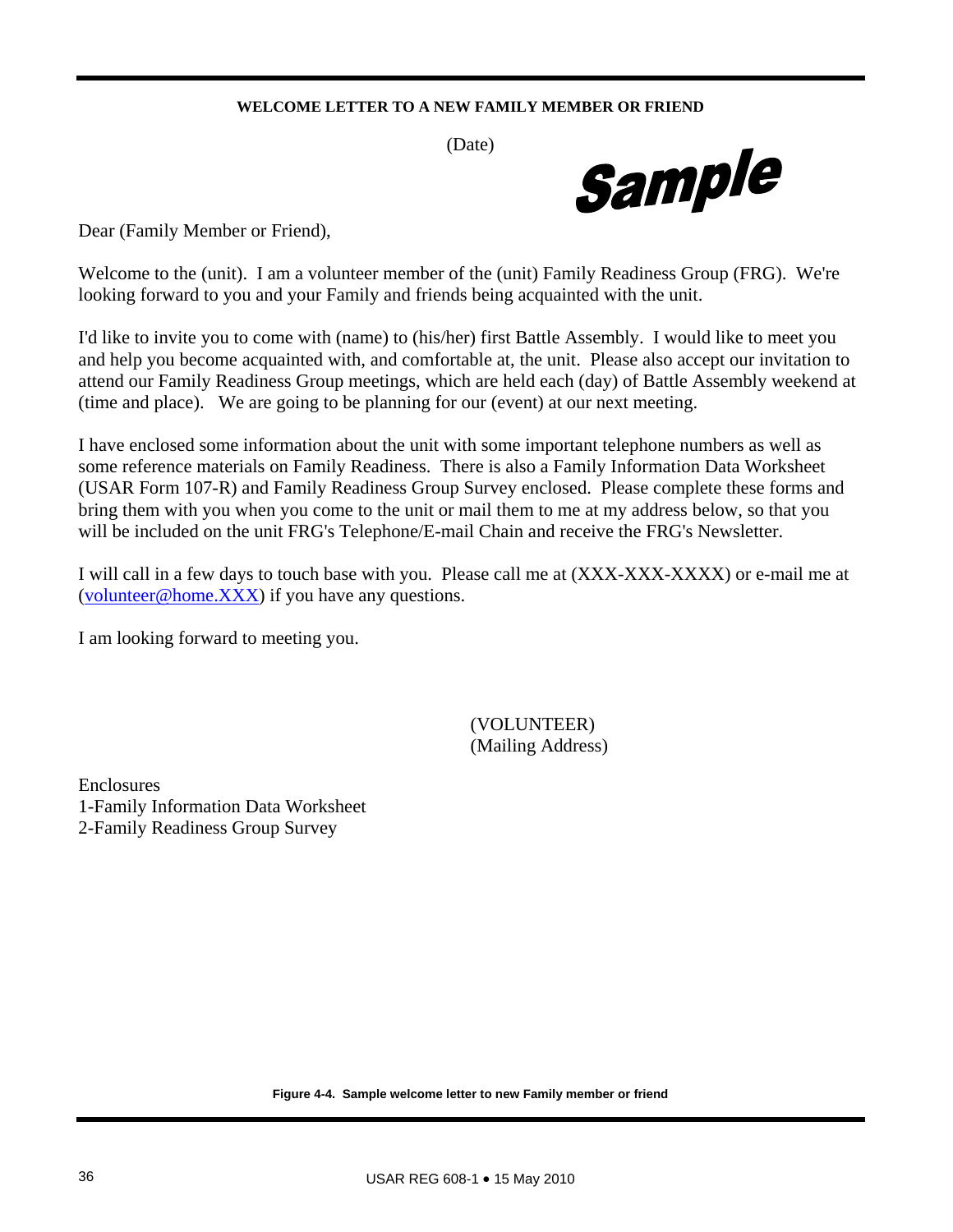**WELCOME LETTER TO A NEW FAMILY MEMBER OR FRIEND**

(Date)

***Sample***

Dear (Family Member or Friend),

Welcome to the (unit). I am a volunteer member of the (unit) Family Readiness Group (FRG). We're looking forward to you and your Family and friends being acquainted with the unit.

I'd like to invite you to come with (name) to (his/her) first Battle Assembly. I would like to meet you and help you become acquainted with, and comfortable at, the unit. Please also accept our invitation to attend our Family Readiness Group meetings, which are held each (day) of Battle Assembly weekend at (time and place). We are going to be planning for our (event) at our next meeting.

I have enclosed some information about the unit with some important telephone numbers as well as some reference materials on Family Readiness. There is also a Family Information Data Worksheet (USAR Form 107-R) and Family Readiness Group Survey enclosed. Please complete these forms and bring them with you when you come to the unit or mail them to me at my address below, so that you will be included on the unit FRG's Telephone/E-mail Chain and receive the FRG's Newsletter.

I will call in a few days to touch base with you. Please call me at (XXX-XXX-XXXX) or e-mail me at (volunteer@home.XXX) if you have any questions.

I am looking forward to meeting you.

(VOLUNTEER)
(Mailing Address)

Enclosures
1-Family Information Data Worksheet
2-Family Readiness Group Survey

**Figure 4-4. Sample welcome letter to new Family member or friend**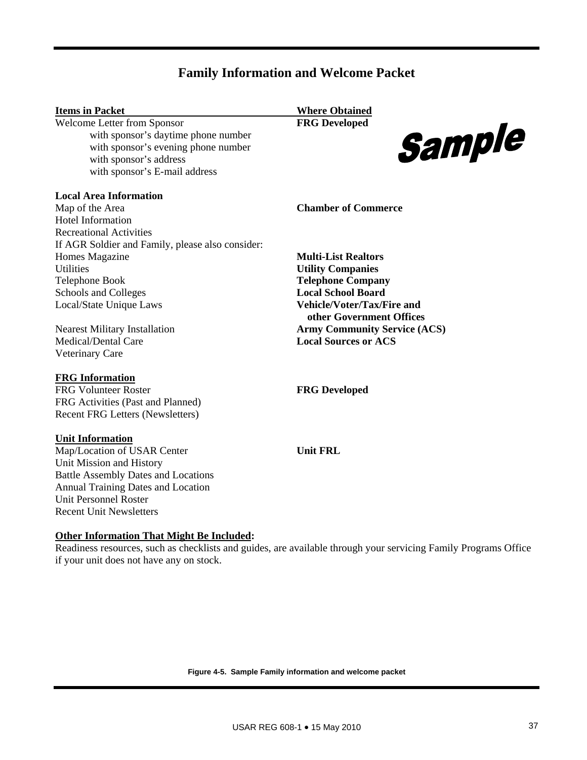# Family Information and Welcome Packet

*Sample*

| Items in Packet | Where Obtained |
| --- | --- |
| Welcome Letter from Sponsor | **FRG Developed** |
| with sponsor's daytime phone number | |
| with sponsor's evening phone number | |
| with sponsor's address | |
| with sponsor's E-mail address | |
| | |
| **Local Area Information** | |
| Map of the Area | **Chamber of Commerce** |
| Hotel Information | |
| Recreational Activities | |
| If AGR Soldier and Family, please also consider: | |
| Homes Magazine | **Multi-List Realtors** |
| Utilities | **Utility Companies** |
| Telephone Book | **Telephone Company** |
| Schools and Colleges | **Local School Board** |
| Local/State Unique Laws | **Vehicle/Voter/Tax/Fire and other Government Offices** |
| Nearest Military Installation | **Army Community Service (ACS)** |
| Medical/Dental Care | **Local Sources or ACS** |
| Veterinary Care | |
| | |
| **FRG Information** | |
| FRG Volunteer Roster | **FRG Developed** |
| FRG Activities (Past and Planned) | |
| Recent FRG Letters (Newsletters) | |
| | |
| **Unit Information** | |
| Map/Location of USAR Center | **Unit FRL** |
| Unit Mission and History | |
| Battle Assembly Dates and Locations | |
| Annual Training Dates and Location | |
| Unit Personnel Roster | |
| Recent Unit Newsletters | |

**Other Information That Might Be Included:**

Readiness resources, such as checklists and guides, are available through your servicing Family Programs Office if your unit does not have any on stock.

**Figure 4-5. Sample Family information and welcome packet**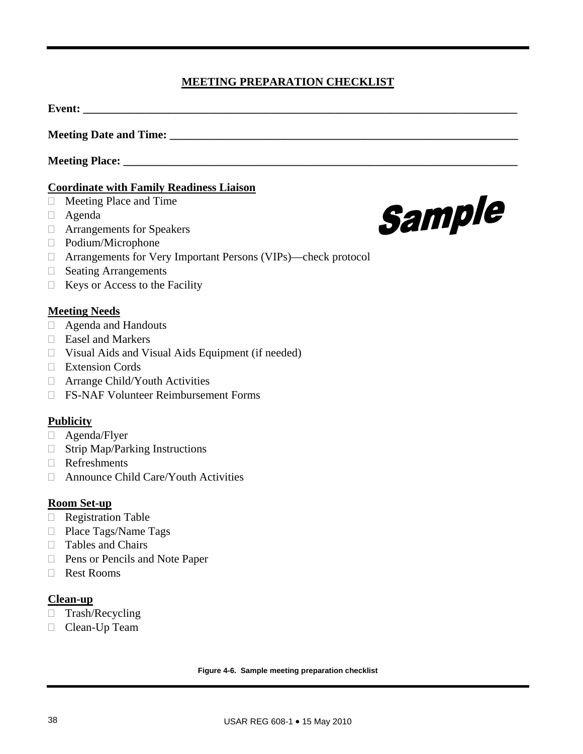## MEETING PREPARATION CHECKLIST

**Event: ______________________________________________________________________________**

**Meeting Date and Time: ______________________________________________________________**

**Meeting Place: ______________________________________________________________________**

**Coordinate with Family Readiness Liaison**

- ☐ Meeting Place and Time
- ☐ Agenda
- ☐ Arrangements for Speakers
- ☐ Podium/Microphone
- ☐ Arrangements for Very Important Persons (VIPs)—check protocol
- ☐ Seating Arrangements
- ☐ Keys or Access to the Facility

*Sample*

**Meeting Needs**

- ☐ Agenda and Handouts
- ☐ Easel and Markers
- ☐ Visual Aids and Visual Aids Equipment (if needed)
- ☐ Extension Cords
- ☐ Arrange Child/Youth Activities
- ☐ FS-NAF Volunteer Reimbursement Forms

**Publicity**

- ☐ Agenda/Flyer
- ☐ Strip Map/Parking Instructions
- ☐ Refreshments
- ☐ Announce Child Care/Youth Activities

**Room Set-up**

- ☐ Registration Table
- ☐ Place Tags/Name Tags
- ☐ Tables and Chairs
- ☐ Pens or Pencils and Note Paper
- ☐ Rest Rooms

**Clean-up**

- ☐ Trash/Recycling
- ☐ Clean-Up Team

**Figure 4-6. Sample meeting preparation checklist**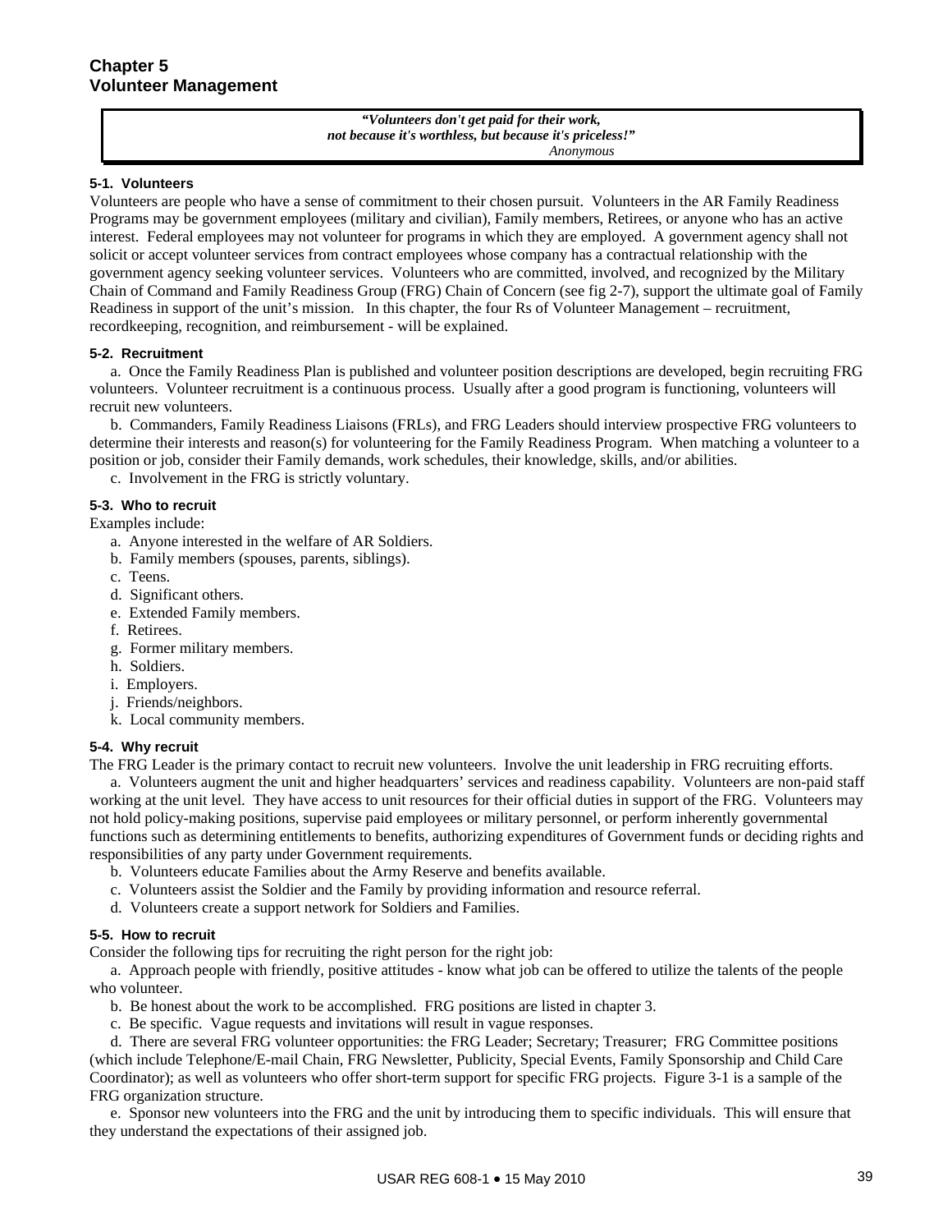# Chapter 5
# Volunteer Management

> ***"Volunteers don't get paid for their work,***
> ***not because it's worthless, but because it's priceless!"***
> *Anonymous*

#### 5-1. Volunteers

Volunteers are people who have a sense of commitment to their chosen pursuit. Volunteers in the AR Family Readiness Programs may be government employees (military and civilian), Family members, Retirees, or anyone who has an active interest. Federal employees may not volunteer for programs in which they are employed. A government agency shall not solicit or accept volunteer services from contract employees whose company has a contractual relationship with the government agency seeking volunteer services. Volunteers who are committed, involved, and recognized by the Military Chain of Command and Family Readiness Group (FRG) Chain of Concern (see fig 2-7), support the ultimate goal of Family Readiness in support of the unit's mission. In this chapter, the four Rs of Volunteer Management – recruitment, recordkeeping, recognition, and reimbursement - will be explained.

#### 5-2. Recruitment

a. Once the Family Readiness Plan is published and volunteer position descriptions are developed, begin recruiting FRG volunteers. Volunteer recruitment is a continuous process. Usually after a good program is functioning, volunteers will recruit new volunteers.

b. Commanders, Family Readiness Liaisons (FRLs), and FRG Leaders should interview prospective FRG volunteers to determine their interests and reason(s) for volunteering for the Family Readiness Program. When matching a volunteer to a position or job, consider their Family demands, work schedules, their knowledge, skills, and/or abilities.

c. Involvement in the FRG is strictly voluntary.

#### 5-3. Who to recruit

Examples include:

a. Anyone interested in the welfare of AR Soldiers.
b. Family members (spouses, parents, siblings).
c. Teens.
d. Significant others.
e. Extended Family members.
f. Retirees.
g. Former military members.
h. Soldiers.
i. Employers.
j. Friends/neighbors.
k. Local community members.

#### 5-4. Why recruit

The FRG Leader is the primary contact to recruit new volunteers. Involve the unit leadership in FRG recruiting efforts.

a. Volunteers augment the unit and higher headquarters' services and readiness capability. Volunteers are non-paid staff working at the unit level. They have access to unit resources for their official duties in support of the FRG. Volunteers may not hold policy-making positions, supervise paid employees or military personnel, or perform inherently governmental functions such as determining entitlements to benefits, authorizing expenditures of Government funds or deciding rights and responsibilities of any party under Government requirements.

b. Volunteers educate Families about the Army Reserve and benefits available.

c. Volunteers assist the Soldier and the Family by providing information and resource referral.

d. Volunteers create a support network for Soldiers and Families.

#### 5-5. How to recruit

Consider the following tips for recruiting the right person for the right job:

a. Approach people with friendly, positive attitudes - know what job can be offered to utilize the talents of the people who volunteer.

b. Be honest about the work to be accomplished. FRG positions are listed in chapter 3.

c. Be specific. Vague requests and invitations will result in vague responses.

d. There are several FRG volunteer opportunities: the FRG Leader; Secretary; Treasurer; FRG Committee positions (which include Telephone/E-mail Chain, FRG Newsletter, Publicity, Special Events, Family Sponsorship and Child Care Coordinator); as well as volunteers who offer short-term support for specific FRG projects. Figure 3-1 is a sample of the FRG organization structure.

e. Sponsor new volunteers into the FRG and the unit by introducing them to specific individuals. This will ensure that they understand the expectations of their assigned job.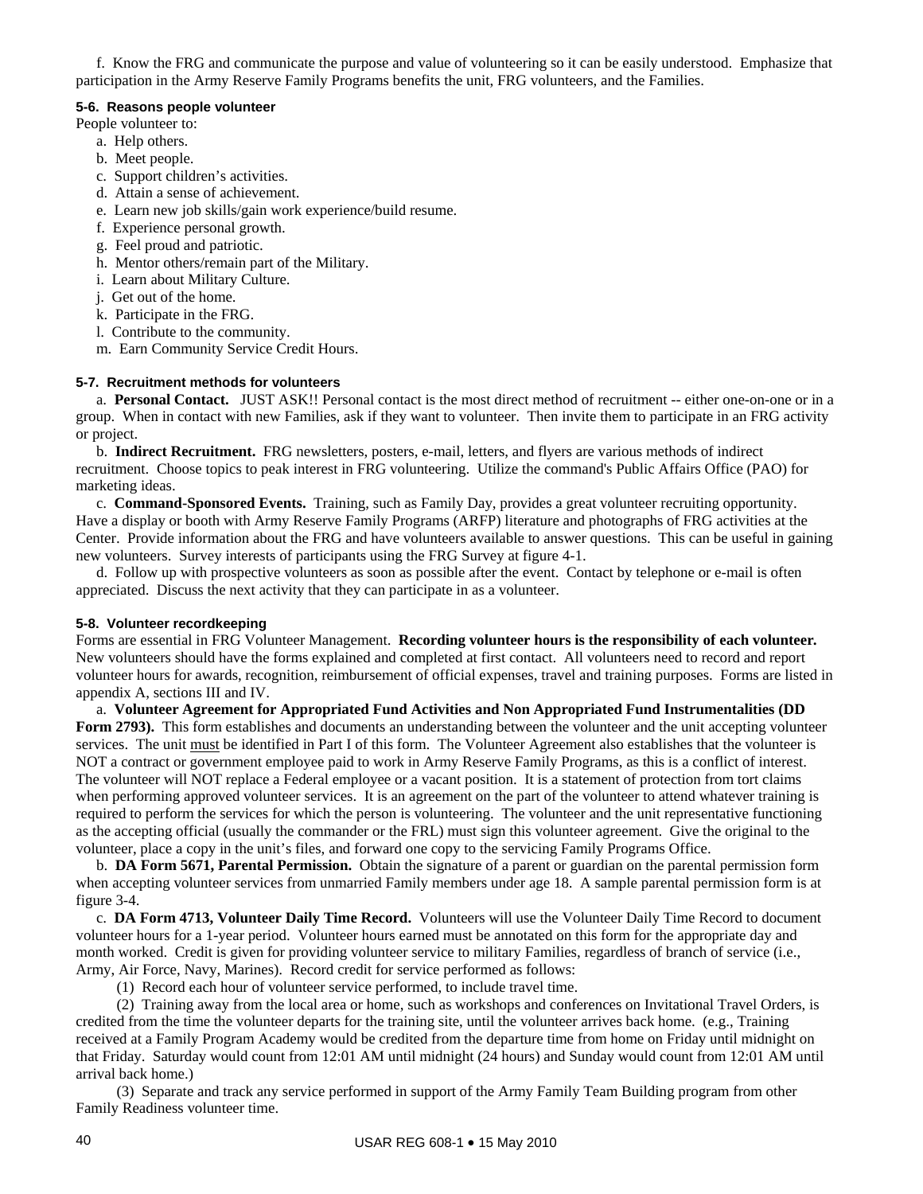f. Know the FRG and communicate the purpose and value of volunteering so it can be easily understood. Emphasize that participation in the Army Reserve Family Programs benefits the unit, FRG volunteers, and the Families.

### 5-6. Reasons people volunteer

People volunteer to:

a. Help others.
b. Meet people.
c. Support children's activities.
d. Attain a sense of achievement.
e. Learn new job skills/gain work experience/build resume.
f. Experience personal growth.
g. Feel proud and patriotic.
h. Mentor others/remain part of the Military.
i. Learn about Military Culture.
j. Get out of the home.
k. Participate in the FRG.
l. Contribute to the community.
m. Earn Community Service Credit Hours.

### 5-7. Recruitment methods for volunteers

a. **Personal Contact.** JUST ASK!! Personal contact is the most direct method of recruitment -- either one-on-one or in a group. When in contact with new Families, ask if they want to volunteer. Then invite them to participate in an FRG activity or project.

b. **Indirect Recruitment.** FRG newsletters, posters, e-mail, letters, and flyers are various methods of indirect recruitment. Choose topics to peak interest in FRG volunteering. Utilize the command's Public Affairs Office (PAO) for marketing ideas.

c. **Command-Sponsored Events.** Training, such as Family Day, provides a great volunteer recruiting opportunity. Have a display or booth with Army Reserve Family Programs (ARFP) literature and photographs of FRG activities at the Center. Provide information about the FRG and have volunteers available to answer questions. This can be useful in gaining new volunteers. Survey interests of participants using the FRG Survey at figure 4-1.

d. Follow up with prospective volunteers as soon as possible after the event. Contact by telephone or e-mail is often appreciated. Discuss the next activity that they can participate in as a volunteer.

### 5-8. Volunteer recordkeeping

Forms are essential in FRG Volunteer Management. **Recording volunteer hours is the responsibility of each volunteer.** New volunteers should have the forms explained and completed at first contact. All volunteers need to record and report volunteer hours for awards, recognition, reimbursement of official expenses, travel and training purposes. Forms are listed in appendix A, sections III and IV.

a. **Volunteer Agreement for Appropriated Fund Activities and Non Appropriated Fund Instrumentalities (DD Form 2793).** This form establishes and documents an understanding between the volunteer and the unit accepting volunteer services. The unit <u>must</u> be identified in Part I of this form. The Volunteer Agreement also establishes that the volunteer is NOT a contract or government employee paid to work in Army Reserve Family Programs, as this is a conflict of interest. The volunteer will NOT replace a Federal employee or a vacant position. It is a statement of protection from tort claims when performing approved volunteer services. It is an agreement on the part of the volunteer to attend whatever training is required to perform the services for which the person is volunteering. The volunteer and the unit representative functioning as the accepting official (usually the commander or the FRL) must sign this volunteer agreement. Give the original to the volunteer, place a copy in the unit's files, and forward one copy to the servicing Family Programs Office.

b. **DA Form 5671, Parental Permission.** Obtain the signature of a parent or guardian on the parental permission form when accepting volunteer services from unmarried Family members under age 18. A sample parental permission form is at figure 3-4.

c. **DA Form 4713, Volunteer Daily Time Record.** Volunteers will use the Volunteer Daily Time Record to document volunteer hours for a 1-year period. Volunteer hours earned must be annotated on this form for the appropriate day and month worked. Credit is given for providing volunteer service to military Families, regardless of branch of service (i.e., Army, Air Force, Navy, Marines). Record credit for service performed as follows:

(1) Record each hour of volunteer service performed, to include travel time.

(2) Training away from the local area or home, such as workshops and conferences on Invitational Travel Orders, is credited from the time the volunteer departs for the training site, until the volunteer arrives back home. (e.g., Training received at a Family Program Academy would be credited from the departure time from home on Friday until midnight on that Friday. Saturday would count from 12:01 AM until midnight (24 hours) and Sunday would count from 12:01 AM until arrival back home.)

(3) Separate and track any service performed in support of the Army Family Team Building program from other Family Readiness volunteer time.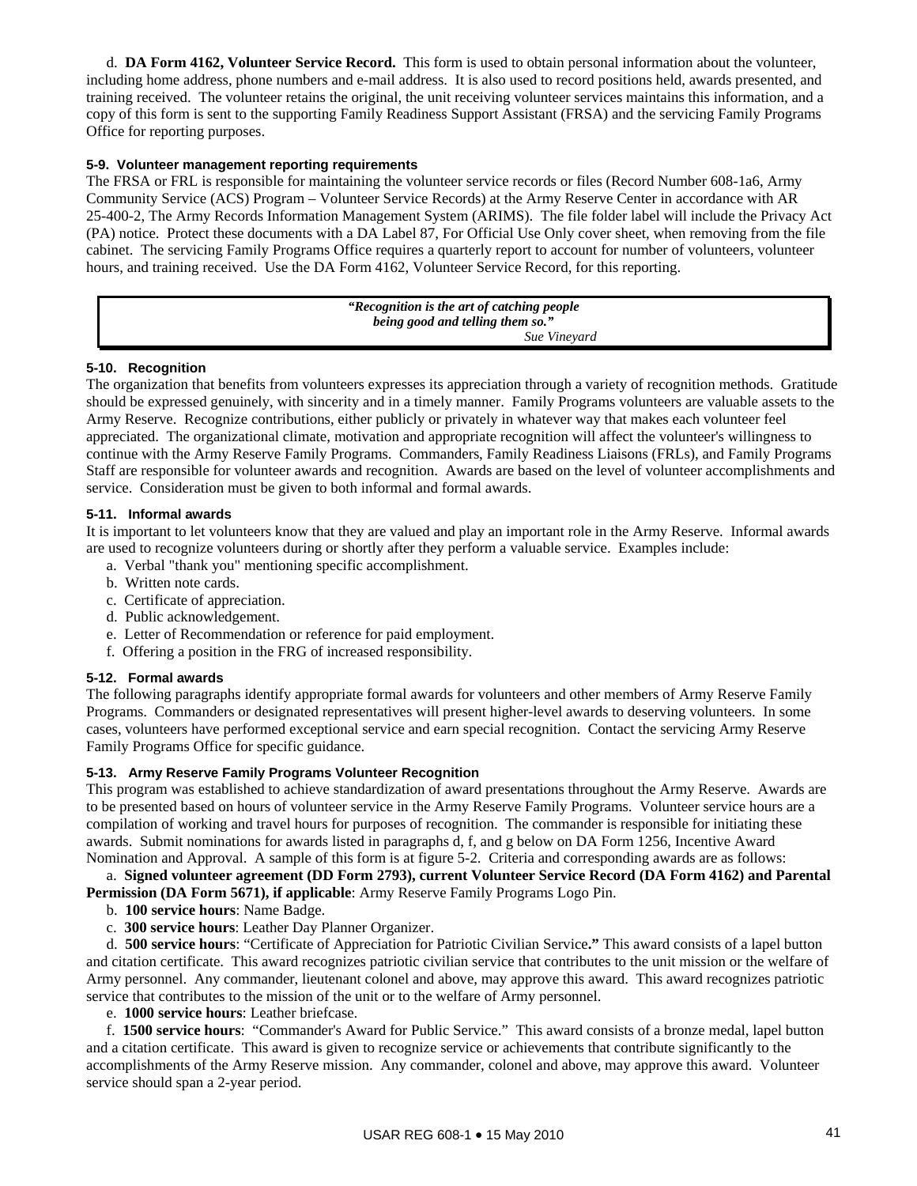d. **DA Form 4162, Volunteer Service Record.** This form is used to obtain personal information about the volunteer, including home address, phone numbers and e-mail address. It is also used to record positions held, awards presented, and training received. The volunteer retains the original, the unit receiving volunteer services maintains this information, and a copy of this form is sent to the supporting Family Readiness Support Assistant (FRSA) and the servicing Family Programs Office for reporting purposes.

#### 5-9. Volunteer management reporting requirements

The FRSA or FRL is responsible for maintaining the volunteer service records or files (Record Number 608-1a6, Army Community Service (ACS) Program – Volunteer Service Records) at the Army Reserve Center in accordance with AR 25-400-2, The Army Records Information Management System (ARIMS). The file folder label will include the Privacy Act (PA) notice. Protect these documents with a DA Label 87, For Official Use Only cover sheet, when removing from the file cabinet. The servicing Family Programs Office requires a quarterly report to account for number of volunteers, volunteer hours, and training received. Use the DA Form 4162, Volunteer Service Record, for this reporting.

> ***"Recognition is the art of catching people being good and telling them so."***
> *Sue Vineyard*

#### 5-10. Recognition

The organization that benefits from volunteers expresses its appreciation through a variety of recognition methods. Gratitude should be expressed genuinely, with sincerity and in a timely manner. Family Programs volunteers are valuable assets to the Army Reserve. Recognize contributions, either publicly or privately in whatever way that makes each volunteer feel appreciated. The organizational climate, motivation and appropriate recognition will affect the volunteer's willingness to continue with the Army Reserve Family Programs. Commanders, Family Readiness Liaisons (FRLs), and Family Programs Staff are responsible for volunteer awards and recognition. Awards are based on the level of volunteer accomplishments and service. Consideration must be given to both informal and formal awards.

#### 5-11. Informal awards

It is important to let volunteers know that they are valued and play an important role in the Army Reserve. Informal awards are used to recognize volunteers during or shortly after they perform a valuable service. Examples include:

a. Verbal "thank you" mentioning specific accomplishment.
b. Written note cards.
c. Certificate of appreciation.
d. Public acknowledgement.
e. Letter of Recommendation or reference for paid employment.
f. Offering a position in the FRG of increased responsibility.

#### 5-12. Formal awards

The following paragraphs identify appropriate formal awards for volunteers and other members of Army Reserve Family Programs. Commanders or designated representatives will present higher-level awards to deserving volunteers. In some cases, volunteers have performed exceptional service and earn special recognition. Contact the servicing Army Reserve Family Programs Office for specific guidance.

#### 5-13. Army Reserve Family Programs Volunteer Recognition

This program was established to achieve standardization of award presentations throughout the Army Reserve. Awards are to be presented based on hours of volunteer service in the Army Reserve Family Programs. Volunteer service hours are a compilation of working and travel hours for purposes of recognition. The commander is responsible for initiating these awards. Submit nominations for awards listed in paragraphs d, f, and g below on DA Form 1256, Incentive Award Nomination and Approval. A sample of this form is at figure 5-2. Criteria and corresponding awards are as follows:

a. **Signed volunteer agreement (DD Form 2793), current Volunteer Service Record (DA Form 4162) and Parental Permission (DA Form 5671), if applicable**: Army Reserve Family Programs Logo Pin.

b. **100 service hours**: Name Badge.

c. **300 service hours**: Leather Day Planner Organizer.

d. **500 service hours**: "Certificate of Appreciation for Patriotic Civilian Service**."** This award consists of a lapel button and citation certificate. This award recognizes patriotic civilian service that contributes to the unit mission or the welfare of Army personnel. Any commander, lieutenant colonel and above, may approve this award. This award recognizes patriotic service that contributes to the mission of the unit or to the welfare of Army personnel.

e. **1000 service hours**: Leather briefcase.

f. **1500 service hours**: "Commander's Award for Public Service." This award consists of a bronze medal, lapel button and a citation certificate. This award is given to recognize service or achievements that contribute significantly to the accomplishments of the Army Reserve mission. Any commander, colonel and above, may approve this award. Volunteer service should span a 2-year period.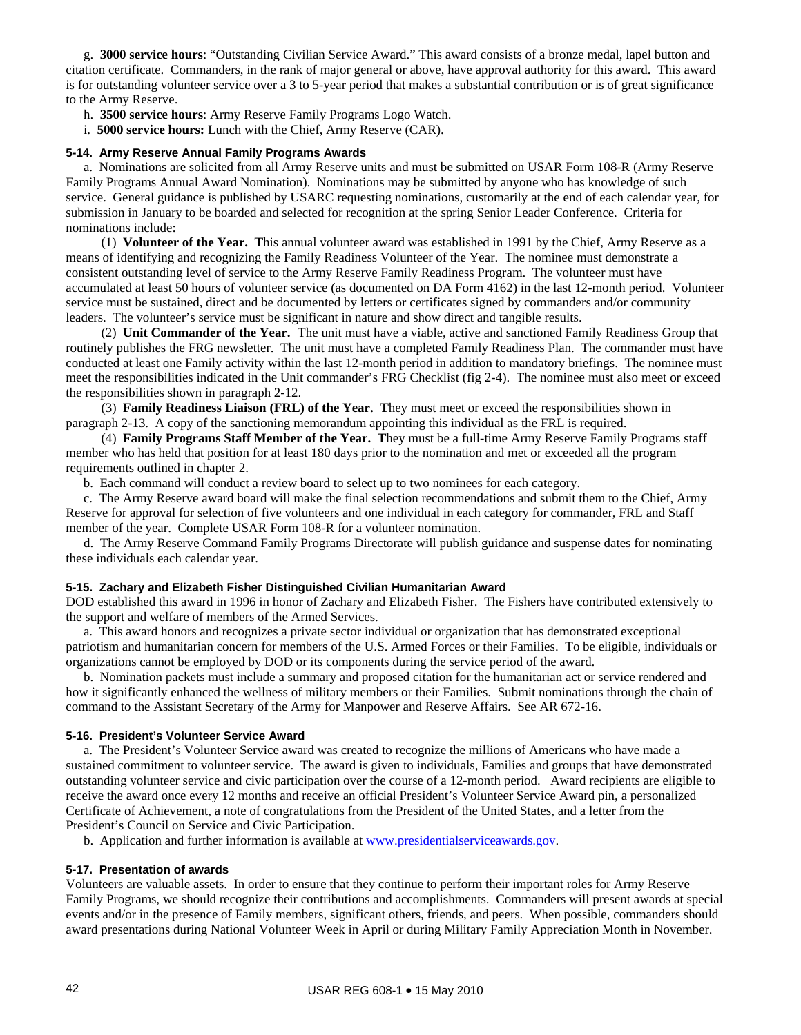g. **3000 service hours**: “Outstanding Civilian Service Award.” This award consists of a bronze medal, lapel button and citation certificate. Commanders, in the rank of major general or above, have approval authority for this award. This award is for outstanding volunteer service over a 3 to 5-year period that makes a substantial contribution or is of great significance to the Army Reserve.

h. **3500 service hours**: Army Reserve Family Programs Logo Watch.

i. **5000 service hours:** Lunch with the Chief, Army Reserve (CAR).

### 5-14. Army Reserve Annual Family Programs Awards

a. Nominations are solicited from all Army Reserve units and must be submitted on USAR Form 108-R (Army Reserve Family Programs Annual Award Nomination). Nominations may be submitted by anyone who has knowledge of such service. General guidance is published by USARC requesting nominations, customarily at the end of each calendar year, for submission in January to be boarded and selected for recognition at the spring Senior Leader Conference. Criteria for nominations include:

(1) **Volunteer of the Year. T**his annual volunteer award was established in 1991 by the Chief, Army Reserve as a means of identifying and recognizing the Family Readiness Volunteer of the Year. The nominee must demonstrate a consistent outstanding level of service to the Army Reserve Family Readiness Program. The volunteer must have accumulated at least 50 hours of volunteer service (as documented on DA Form 4162) in the last 12-month period. Volunteer service must be sustained, direct and be documented by letters or certificates signed by commanders and/or community leaders. The volunteer’s service must be significant in nature and show direct and tangible results.

(2) **Unit Commander of the Year.** The unit must have a viable, active and sanctioned Family Readiness Group that routinely publishes the FRG newsletter. The unit must have a completed Family Readiness Plan. The commander must have conducted at least one Family activity within the last 12-month period in addition to mandatory briefings. The nominee must meet the responsibilities indicated in the Unit commander’s FRG Checklist (fig 2-4). The nominee must also meet or exceed the responsibilities shown in paragraph 2-12.

(3) **Family Readiness Liaison (FRL) of the Year. T**hey must meet or exceed the responsibilities shown in paragraph 2-13. A copy of the sanctioning memorandum appointing this individual as the FRL is required.

(4) **Family Programs Staff Member of the Year. T**hey must be a full-time Army Reserve Family Programs staff member who has held that position for at least 180 days prior to the nomination and met or exceeded all the program requirements outlined in chapter 2.

b. Each command will conduct a review board to select up to two nominees for each category.

c. The Army Reserve award board will make the final selection recommendations and submit them to the Chief, Army Reserve for approval for selection of five volunteers and one individual in each category for commander, FRL and Staff member of the year. Complete USAR Form 108-R for a volunteer nomination.

d. The Army Reserve Command Family Programs Directorate will publish guidance and suspense dates for nominating these individuals each calendar year.

### 5-15. Zachary and Elizabeth Fisher Distinguished Civilian Humanitarian Award

DOD established this award in 1996 in honor of Zachary and Elizabeth Fisher. The Fishers have contributed extensively to the support and welfare of members of the Armed Services.

a. This award honors and recognizes a private sector individual or organization that has demonstrated exceptional patriotism and humanitarian concern for members of the U.S. Armed Forces or their Families. To be eligible, individuals or organizations cannot be employed by DOD or its components during the service period of the award.

b. Nomination packets must include a summary and proposed citation for the humanitarian act or service rendered and how it significantly enhanced the wellness of military members or their Families. Submit nominations through the chain of command to the Assistant Secretary of the Army for Manpower and Reserve Affairs. See AR 672-16.

### 5-16. President’s Volunteer Service Award

a. The President’s Volunteer Service award was created to recognize the millions of Americans who have made a sustained commitment to volunteer service. The award is given to individuals, Families and groups that have demonstrated outstanding volunteer service and civic participation over the course of a 12-month period. Award recipients are eligible to receive the award once every 12 months and receive an official President’s Volunteer Service Award pin, a personalized Certificate of Achievement, a note of congratulations from the President of the United States, and a letter from the President’s Council on Service and Civic Participation.

b. Application and further information is available at www.presidentialserviceawards.gov.

### 5-17. Presentation of awards

Volunteers are valuable assets. In order to ensure that they continue to perform their important roles for Army Reserve Family Programs, we should recognize their contributions and accomplishments. Commanders will present awards at special events and/or in the presence of Family members, significant others, friends, and peers. When possible, commanders should award presentations during National Volunteer Week in April or during Military Family Appreciation Month in November.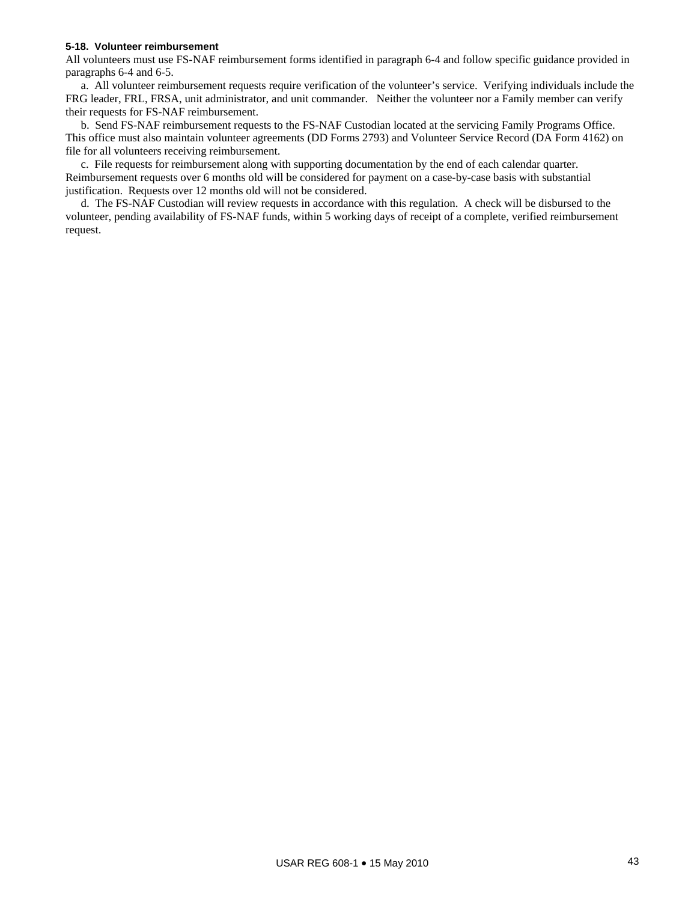### 5-18. Volunteer reimbursement

All volunteers must use FS-NAF reimbursement forms identified in paragraph 6-4 and follow specific guidance provided in paragraphs 6-4 and 6-5.

a. All volunteer reimbursement requests require verification of the volunteer's service. Verifying individuals include the FRG leader, FRL, FRSA, unit administrator, and unit commander. Neither the volunteer nor a Family member can verify their requests for FS-NAF reimbursement.

b. Send FS-NAF reimbursement requests to the FS-NAF Custodian located at the servicing Family Programs Office. This office must also maintain volunteer agreements (DD Forms 2793) and Volunteer Service Record (DA Form 4162) on file for all volunteers receiving reimbursement.

c. File requests for reimbursement along with supporting documentation by the end of each calendar quarter. Reimbursement requests over 6 months old will be considered for payment on a case-by-case basis with substantial justification. Requests over 12 months old will not be considered.

d. The FS-NAF Custodian will review requests in accordance with this regulation. A check will be disbursed to the volunteer, pending availability of FS-NAF funds, within 5 working days of receipt of a complete, verified reimbursement request.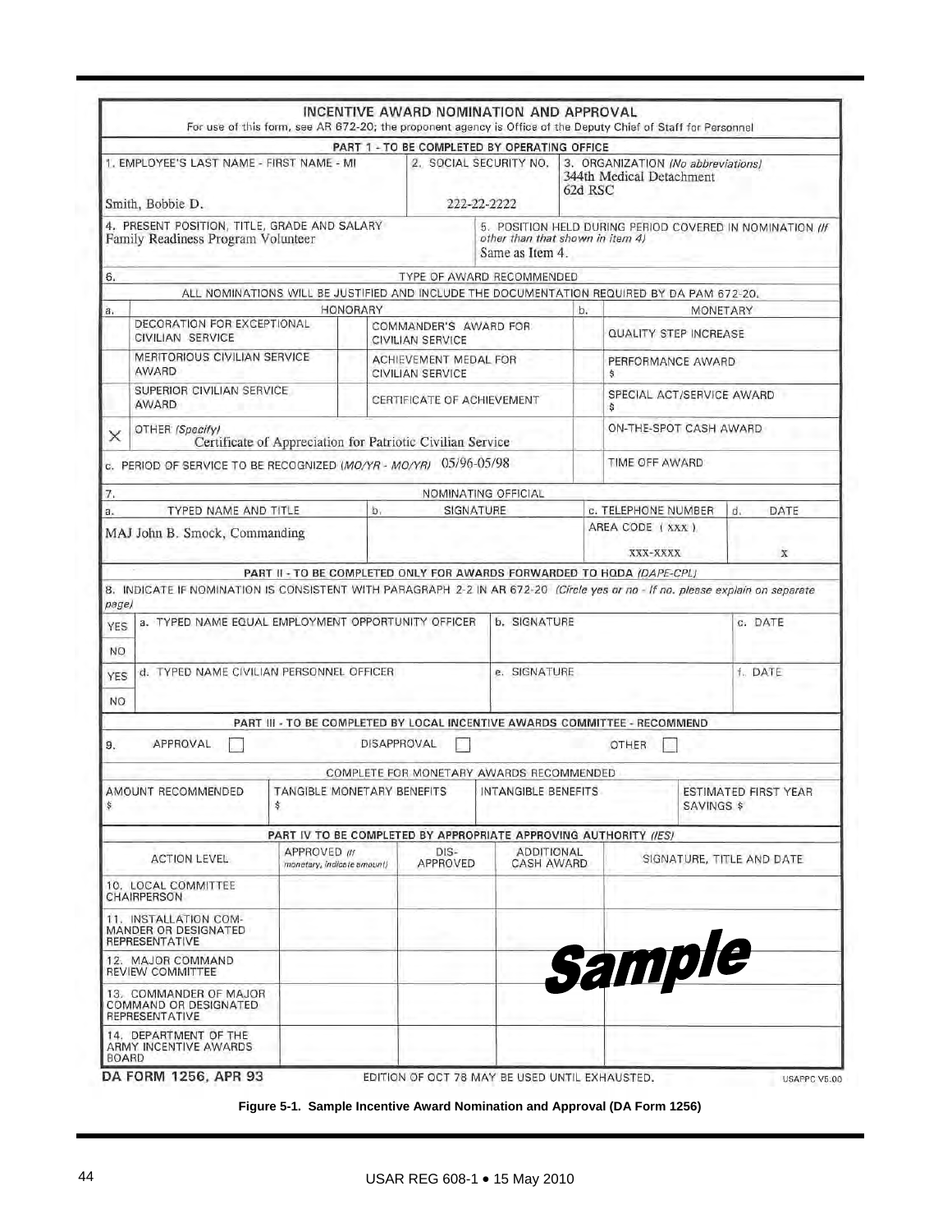# INCENTIVE AWARD NOMINATION AND APPROVAL

For use of this form, see AR 672-20; the proponent agency is Office of the Deputy Chief of Staff for Personnel

**PART 1 - TO BE COMPLETED BY OPERATING OFFICE**

| 1. EMPLOYEE'S LAST NAME - FIRST NAME - MI | 2. SOCIAL SECURITY NO. | 3. ORGANIZATION *(No abbreviations)* |
|---|---|---|
| Smith, Bobbie D. | 222-22-2222 | 344th Medical Detachment 62d RSC |

| 4. PRESENT POSITION, TITLE, GRADE AND SALARY | 5. POSITION HELD DURING PERIOD COVERED IN NOMINATION *(If other than that shown in item 4)* |
|---|---|
| Family Readiness Program Volunteer | Same as Item 4. |

**6. TYPE OF AWARD RECOMMENDED**

ALL NOMINATIONS WILL BE JUSTIFIED AND INCLUDE THE DOCUMENTATION REQUIRED BY DA PAM 672-20.

| a. | HONORARY | | | b. | MONETARY |
|---|---|---|---|---|---|
| | DECORATION FOR EXCEPTIONAL CIVILIAN SERVICE | | COMMANDER'S AWARD FOR CIVILIAN SERVICE | | QUALITY STEP INCREASE |
| | MERITORIOUS CIVILIAN SERVICE AWARD | | ACHIEVEMENT MEDAL FOR CIVILIAN SERVICE | | PERFORMANCE AWARD $ |
| | SUPERIOR CIVILIAN SERVICE AWARD | | CERTIFICATE OF ACHIEVEMENT | | SPECIAL ACT/SERVICE AWARD $ |
| X | OTHER *(Specify)* Certificate of Appreciation for Patriotic Civilian Service | | | | ON-THE-SPOT CASH AWARD |
| c. PERIOD OF SERVICE TO BE RECOGNIZED *(MO/YR - MO/YR)* 05/96-05/98 | | | | | TIME OFF AWARD |

**7. NOMINATING OFFICIAL**

| a. TYPED NAME AND TITLE | b. SIGNATURE | c. TELEPHONE NUMBER | d. DATE |
|---|---|---|---|
| MAJ John B. Smock, Commanding | | AREA CODE ( XXX ) XXX-XXXX | X |

**PART II - TO BE COMPLETED ONLY FOR AWARDS FORWARDED TO HQDA *(DAPE-CPL)***

8. INDICATE IF NOMINATION IS CONSISTENT WITH PARAGRAPH 2-2 IN AR 672-20 *(Circle yes or no - If no, please explain on separate page)*

| YES / NO | a. TYPED NAME EQUAL EMPLOYMENT OPPORTUNITY OFFICER | b. SIGNATURE | c. DATE |
|---|---|---|---|
| YES / NO | d. TYPED NAME CIVILIAN PERSONNEL OFFICER | e. SIGNATURE | f. DATE |

**PART III - TO BE COMPLETED BY LOCAL INCENTIVE AWARDS COMMITTEE - RECOMMEND**

9. APPROVAL ☐ DISAPPROVAL ☐ OTHER ☐

COMPLETE FOR MONETARY AWARDS RECOMMENDED

| AMOUNT RECOMMENDED | TANGIBLE MONETARY BENEFITS | INTANGIBLE BENEFITS | ESTIMATED FIRST YEAR SAVINGS |
|---|---|---|---|
| $ | $ | | $ |

**PART IV TO BE COMPLETED BY APPROPRIATE APPROVING AUTHORITY *(IES)***

| ACTION LEVEL | APPROVED *(If monetary, indicate amount)* | DIS-APPROVED | ADDITIONAL CASH AWARD | SIGNATURE, TITLE AND DATE |
|---|---|---|---|---|
| 10. LOCAL COMMITTEE CHAIRPERSON | | | | |
| 11. INSTALLATION COMMANDER OR DESIGNATED REPRESENTATIVE | | | | |
| 12. MAJOR COMMAND REVIEW COMMITTEE | | | | |
| 13. COMMANDER OF MAJOR COMMAND OR DESIGNATED REPRESENTATIVE | | | | |
| 14. DEPARTMENT OF THE ARMY INCENTIVE AWARDS BOARD | | | | |

**Sample**

DA FORM 1256, APR 93 — EDITION OF OCT 78 MAY BE USED UNTIL EXHAUSTED. — USAPPC V5.00

**Figure 5-1. Sample Incentive Award Nomination and Approval (DA Form 1256)**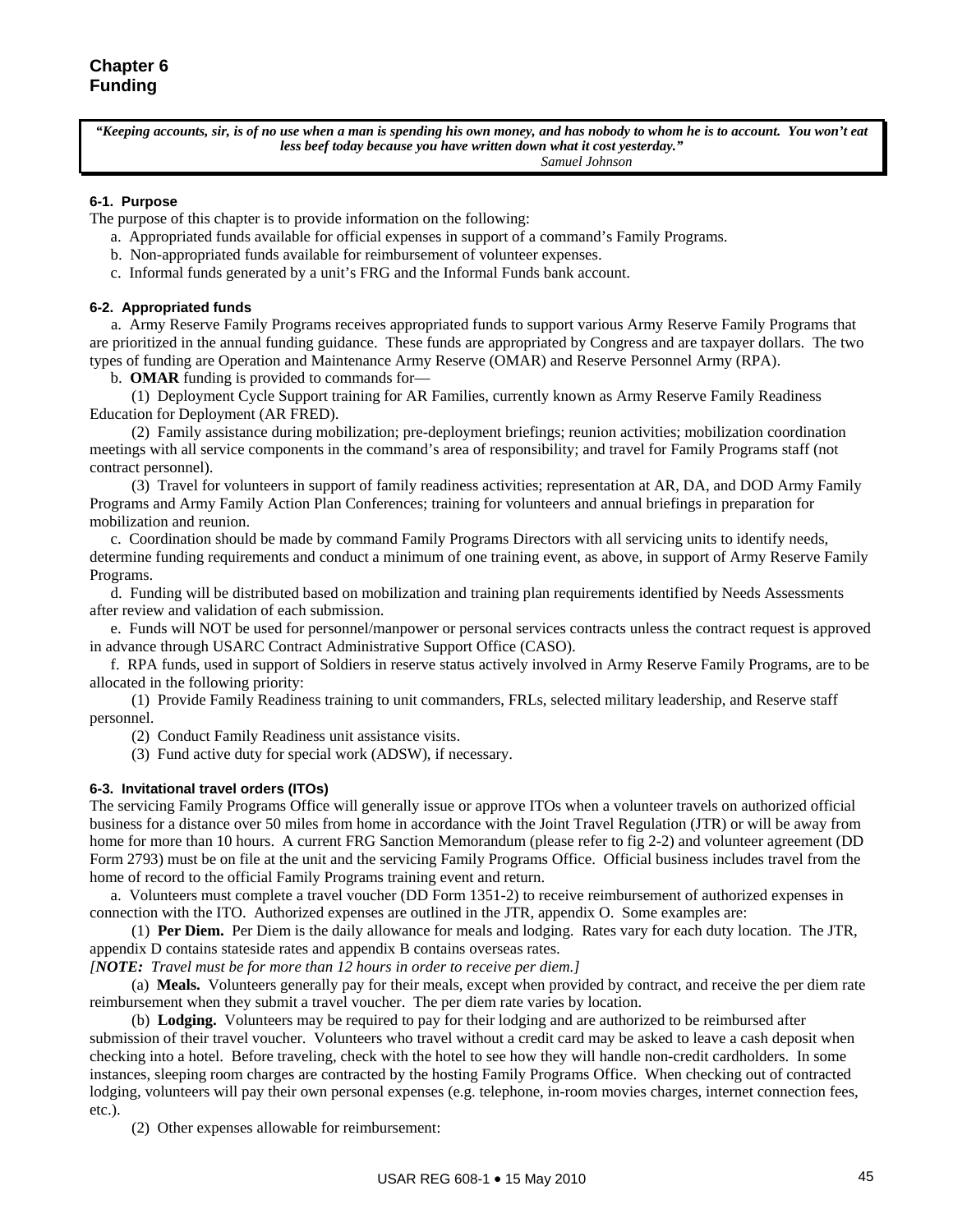# Chapter 6
# Funding

> ***"Keeping accounts, sir, is of no use when a man is spending his own money, and has nobody to whom he is to account. You won't eat less beef today because you have written down what it cost yesterday."***
> *Samuel Johnson*

### 6-1. Purpose

The purpose of this chapter is to provide information on the following:

a. Appropriated funds available for official expenses in support of a command's Family Programs.

b. Non-appropriated funds available for reimbursement of volunteer expenses.

c. Informal funds generated by a unit's FRG and the Informal Funds bank account.

### 6-2. Appropriated funds

a. Army Reserve Family Programs receives appropriated funds to support various Army Reserve Family Programs that are prioritized in the annual funding guidance. These funds are appropriated by Congress and are taxpayer dollars. The two types of funding are Operation and Maintenance Army Reserve (OMAR) and Reserve Personnel Army (RPA).

b. **OMAR** funding is provided to commands for—

(1) Deployment Cycle Support training for AR Families, currently known as Army Reserve Family Readiness Education for Deployment (AR FRED).

(2) Family assistance during mobilization; pre-deployment briefings; reunion activities; mobilization coordination meetings with all service components in the command's area of responsibility; and travel for Family Programs staff (not contract personnel).

(3) Travel for volunteers in support of family readiness activities; representation at AR, DA, and DOD Army Family Programs and Army Family Action Plan Conferences; training for volunteers and annual briefings in preparation for mobilization and reunion.

c. Coordination should be made by command Family Programs Directors with all servicing units to identify needs, determine funding requirements and conduct a minimum of one training event, as above, in support of Army Reserve Family Programs.

d. Funding will be distributed based on mobilization and training plan requirements identified by Needs Assessments after review and validation of each submission.

e. Funds will NOT be used for personnel/manpower or personal services contracts unless the contract request is approved in advance through USARC Contract Administrative Support Office (CASO).

f. RPA funds, used in support of Soldiers in reserve status actively involved in Army Reserve Family Programs, are to be allocated in the following priority:

(1) Provide Family Readiness training to unit commanders, FRLs, selected military leadership, and Reserve staff personnel.

(2) Conduct Family Readiness unit assistance visits.

(3) Fund active duty for special work (ADSW), if necessary.

### 6-3. Invitational travel orders (ITOs)

The servicing Family Programs Office will generally issue or approve ITOs when a volunteer travels on authorized official business for a distance over 50 miles from home in accordance with the Joint Travel Regulation (JTR) or will be away from home for more than 10 hours. A current FRG Sanction Memorandum (please refer to fig 2-2) and volunteer agreement (DD Form 2793) must be on file at the unit and the servicing Family Programs Office. Official business includes travel from the home of record to the official Family Programs training event and return.

a. Volunteers must complete a travel voucher (DD Form 1351-2) to receive reimbursement of authorized expenses in connection with the ITO. Authorized expenses are outlined in the JTR, appendix O. Some examples are:

(1) **Per Diem.** Per Diem is the daily allowance for meals and lodging. Rates vary for each duty location. The JTR, appendix D contains stateside rates and appendix B contains overseas rates.

*[**NOTE:** Travel must be for more than 12 hours in order to receive per diem.]*

(a) **Meals.** Volunteers generally pay for their meals, except when provided by contract, and receive the per diem rate reimbursement when they submit a travel voucher. The per diem rate varies by location.

(b) **Lodging.** Volunteers may be required to pay for their lodging and are authorized to be reimbursed after submission of their travel voucher. Volunteers who travel without a credit card may be asked to leave a cash deposit when checking into a hotel. Before traveling, check with the hotel to see how they will handle non-credit cardholders. In some instances, sleeping room charges are contracted by the hosting Family Programs Office. When checking out of contracted lodging, volunteers will pay their own personal expenses (e.g. telephone, in-room movies charges, internet connection fees, etc.).

(2) Other expenses allowable for reimbursement: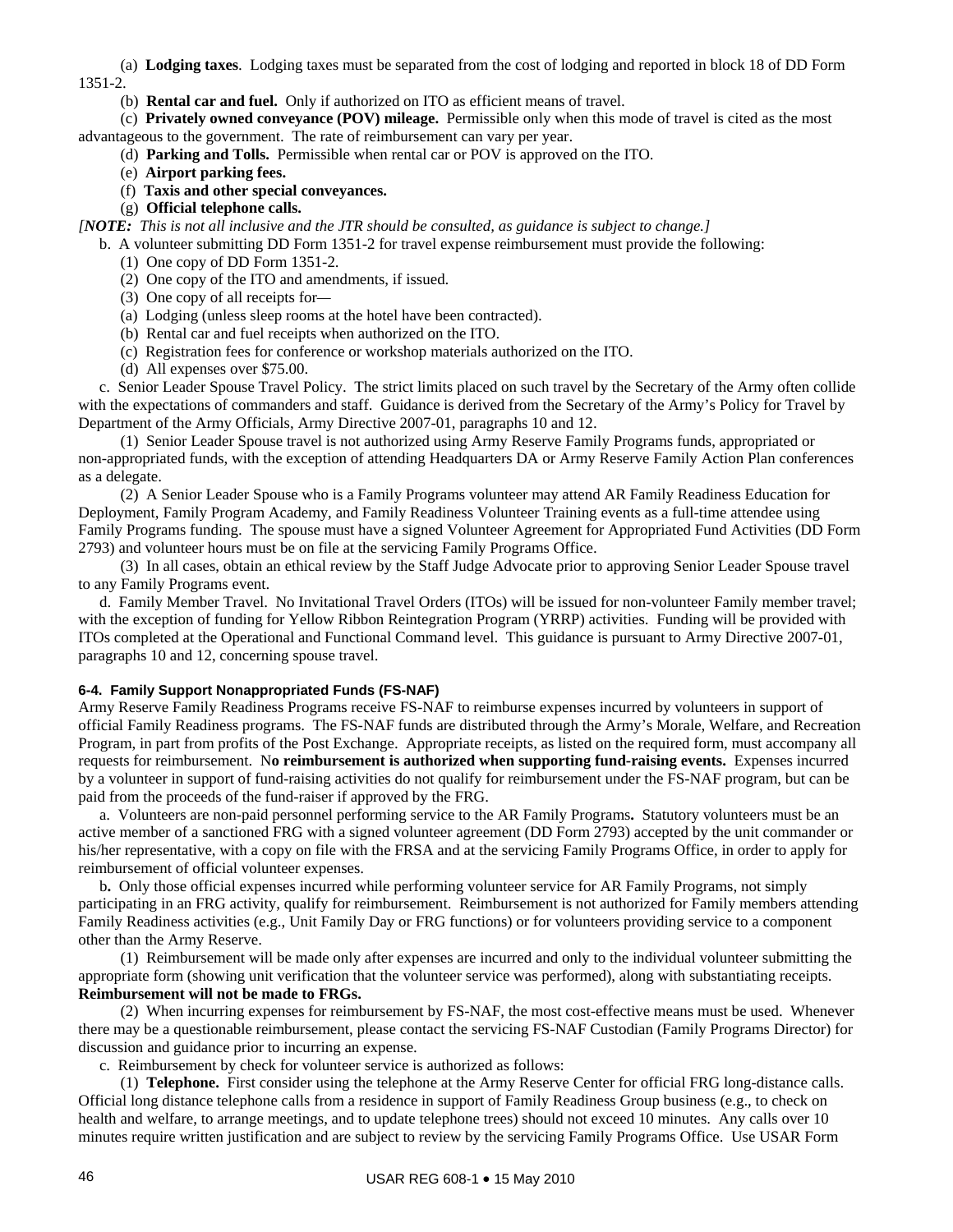(a) **Lodging taxes**. Lodging taxes must be separated from the cost of lodging and reported in block 18 of DD Form 1351-2.

(b) **Rental car and fuel.** Only if authorized on ITO as efficient means of travel.

(c) **Privately owned conveyance (POV) mileage.** Permissible only when this mode of travel is cited as the most advantageous to the government. The rate of reimbursement can vary per year.

(d) **Parking and Tolls.** Permissible when rental car or POV is approved on the ITO.

(e) **Airport parking fees.**

(f) **Taxis and other special conveyances.**

(g) **Official telephone calls.**

*[NOTE: This is not all inclusive and the JTR should be consulted, as guidance is subject to change.]*

b. A volunteer submitting DD Form 1351-2 for travel expense reimbursement must provide the following:

(1) One copy of DD Form 1351-2.

(2) One copy of the ITO and amendments, if issued.

(3) One copy of all receipts for—

(a) Lodging (unless sleep rooms at the hotel have been contracted).

(b) Rental car and fuel receipts when authorized on the ITO.

(c) Registration fees for conference or workshop materials authorized on the ITO.

(d) All expenses over $75.00.

c. Senior Leader Spouse Travel Policy. The strict limits placed on such travel by the Secretary of the Army often collide with the expectations of commanders and staff. Guidance is derived from the Secretary of the Army's Policy for Travel by Department of the Army Officials, Army Directive 2007-01, paragraphs 10 and 12.

(1) Senior Leader Spouse travel is not authorized using Army Reserve Family Programs funds, appropriated or non-appropriated funds, with the exception of attending Headquarters DA or Army Reserve Family Action Plan conferences as a delegate.

(2) A Senior Leader Spouse who is a Family Programs volunteer may attend AR Family Readiness Education for Deployment, Family Program Academy, and Family Readiness Volunteer Training events as a full-time attendee using Family Programs funding. The spouse must have a signed Volunteer Agreement for Appropriated Fund Activities (DD Form 2793) and volunteer hours must be on file at the servicing Family Programs Office.

(3) In all cases, obtain an ethical review by the Staff Judge Advocate prior to approving Senior Leader Spouse travel to any Family Programs event.

d. Family Member Travel. No Invitational Travel Orders (ITOs) will be issued for non-volunteer Family member travel; with the exception of funding for Yellow Ribbon Reintegration Program (YRRP) activities. Funding will be provided with ITOs completed at the Operational and Functional Command level. This guidance is pursuant to Army Directive 2007-01, paragraphs 10 and 12, concerning spouse travel.

#### 6-4. Family Support Nonappropriated Funds (FS-NAF)

Army Reserve Family Readiness Programs receive FS-NAF to reimburse expenses incurred by volunteers in support of official Family Readiness programs. The FS-NAF funds are distributed through the Army's Morale, Welfare, and Recreation Program, in part from profits of the Post Exchange. Appropriate receipts, as listed on the required form, must accompany all requests for reimbursement. N**o reimbursement is authorized when supporting fund-raising events.** Expenses incurred by a volunteer in support of fund-raising activities do not qualify for reimbursement under the FS-NAF program, but can be paid from the proceeds of the fund-raiser if approved by the FRG.

a. Volunteers are non-paid personnel performing service to the AR Family Programs**.** Statutory volunteers must be an active member of a sanctioned FRG with a signed volunteer agreement (DD Form 2793) accepted by the unit commander or his/her representative, with a copy on file with the FRSA and at the servicing Family Programs Office, in order to apply for reimbursement of official volunteer expenses.

b**.** Only those official expenses incurred while performing volunteer service for AR Family Programs, not simply participating in an FRG activity, qualify for reimbursement. Reimbursement is not authorized for Family members attending Family Readiness activities (e.g., Unit Family Day or FRG functions) or for volunteers providing service to a component other than the Army Reserve.

(1) Reimbursement will be made only after expenses are incurred and only to the individual volunteer submitting the appropriate form (showing unit verification that the volunteer service was performed), along with substantiating receipts. **Reimbursement will not be made to FRGs.**

(2) When incurring expenses for reimbursement by FS-NAF, the most cost-effective means must be used. Whenever there may be a questionable reimbursement, please contact the servicing FS-NAF Custodian (Family Programs Director) for discussion and guidance prior to incurring an expense.

c. Reimbursement by check for volunteer service is authorized as follows:

(1) **Telephone.** First consider using the telephone at the Army Reserve Center for official FRG long-distance calls. Official long distance telephone calls from a residence in support of Family Readiness Group business (e.g., to check on health and welfare, to arrange meetings, and to update telephone trees) should not exceed 10 minutes. Any calls over 10 minutes require written justification and are subject to review by the servicing Family Programs Office. Use USAR Form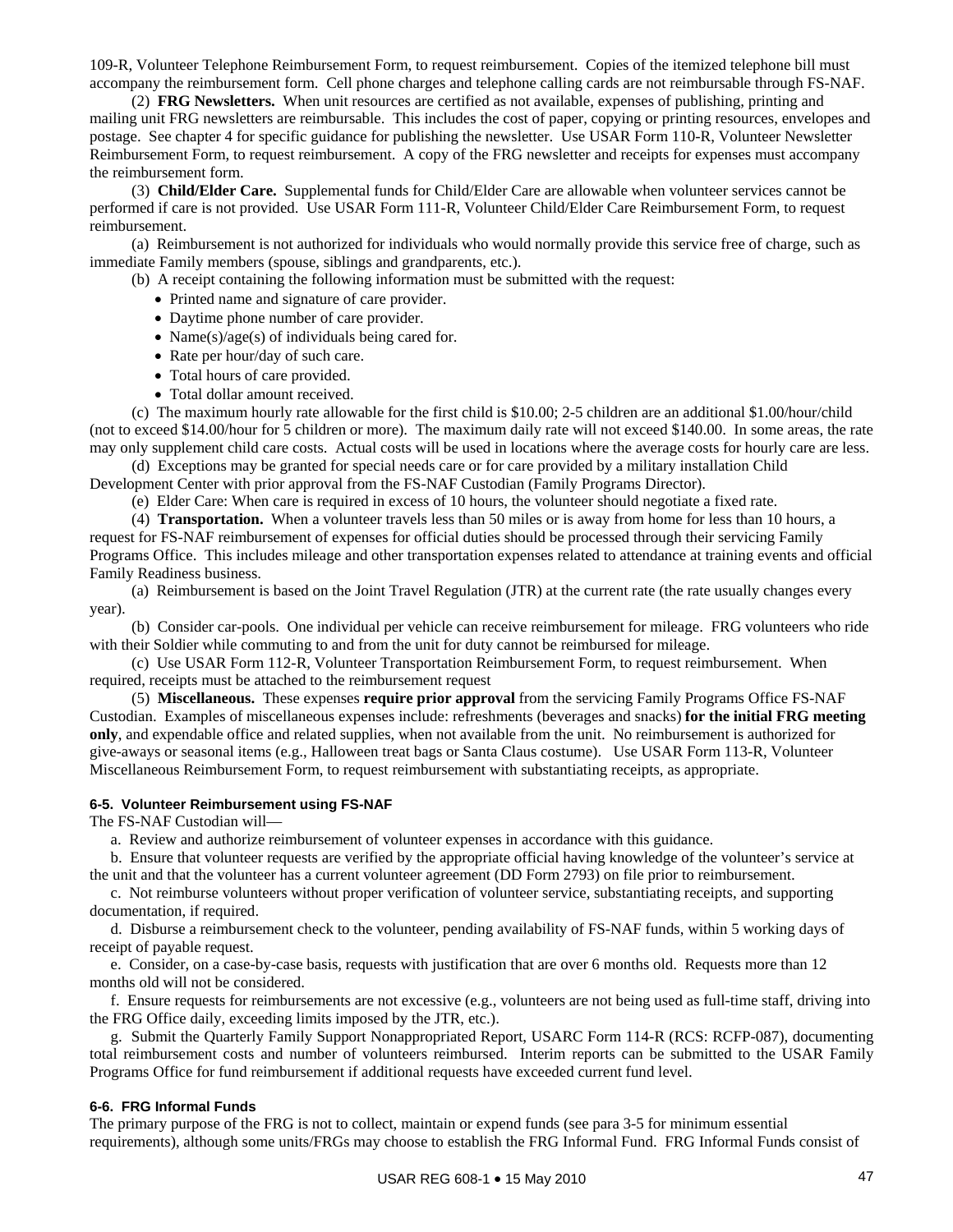109-R, Volunteer Telephone Reimbursement Form, to request reimbursement. Copies of the itemized telephone bill must accompany the reimbursement form. Cell phone charges and telephone calling cards are not reimbursable through FS-NAF.

(2) **FRG Newsletters.** When unit resources are certified as not available, expenses of publishing, printing and mailing unit FRG newsletters are reimbursable. This includes the cost of paper, copying or printing resources, envelopes and postage. See chapter 4 for specific guidance for publishing the newsletter. Use USAR Form 110-R, Volunteer Newsletter Reimbursement Form, to request reimbursement. A copy of the FRG newsletter and receipts for expenses must accompany the reimbursement form.

(3) **Child/Elder Care.** Supplemental funds for Child/Elder Care are allowable when volunteer services cannot be performed if care is not provided. Use USAR Form 111-R, Volunteer Child/Elder Care Reimbursement Form, to request reimbursement.

(a) Reimbursement is not authorized for individuals who would normally provide this service free of charge, such as immediate Family members (spouse, siblings and grandparents, etc.).

(b) A receipt containing the following information must be submitted with the request:

- Printed name and signature of care provider.
- Daytime phone number of care provider.
- Name(s)/age(s) of individuals being cared for.
- Rate per hour/day of such care.
- Total hours of care provided.
- Total dollar amount received.

(c) The maximum hourly rate allowable for the first child is $10.00; 2-5 children are an additional $1.00/hour/child (not to exceed $14.00/hour for 5 children or more). The maximum daily rate will not exceed $140.00. In some areas, the rate may only supplement child care costs. Actual costs will be used in locations where the average costs for hourly care are less.

(d) Exceptions may be granted for special needs care or for care provided by a military installation Child Development Center with prior approval from the FS-NAF Custodian (Family Programs Director).

(e) Elder Care: When care is required in excess of 10 hours, the volunteer should negotiate a fixed rate.

(4) **Transportation.** When a volunteer travels less than 50 miles or is away from home for less than 10 hours, a request for FS-NAF reimbursement of expenses for official duties should be processed through their servicing Family Programs Office. This includes mileage and other transportation expenses related to attendance at training events and official Family Readiness business.

(a) Reimbursement is based on the Joint Travel Regulation (JTR) at the current rate (the rate usually changes every year).

(b) Consider car-pools. One individual per vehicle can receive reimbursement for mileage. FRG volunteers who ride with their Soldier while commuting to and from the unit for duty cannot be reimbursed for mileage.

(c) Use USAR Form 112-R, Volunteer Transportation Reimbursement Form, to request reimbursement. When required, receipts must be attached to the reimbursement request

(5) **Miscellaneous.** These expenses **require prior approval** from the servicing Family Programs Office FS-NAF Custodian. Examples of miscellaneous expenses include: refreshments (beverages and snacks) **for the initial FRG meeting only**, and expendable office and related supplies, when not available from the unit. No reimbursement is authorized for give-aways or seasonal items (e.g., Halloween treat bags or Santa Claus costume). Use USAR Form 113-R, Volunteer Miscellaneous Reimbursement Form, to request reimbursement with substantiating receipts, as appropriate.

#### 6-5. Volunteer Reimbursement using FS-NAF

The FS-NAF Custodian will—

a. Review and authorize reimbursement of volunteer expenses in accordance with this guidance.

b. Ensure that volunteer requests are verified by the appropriate official having knowledge of the volunteer's service at the unit and that the volunteer has a current volunteer agreement (DD Form 2793) on file prior to reimbursement.

c. Not reimburse volunteers without proper verification of volunteer service, substantiating receipts, and supporting documentation, if required.

d. Disburse a reimbursement check to the volunteer, pending availability of FS-NAF funds, within 5 working days of receipt of payable request.

e. Consider, on a case-by-case basis, requests with justification that are over 6 months old. Requests more than 12 months old will not be considered.

f. Ensure requests for reimbursements are not excessive (e.g., volunteers are not being used as full-time staff, driving into the FRG Office daily, exceeding limits imposed by the JTR, etc.).

g. Submit the Quarterly Family Support Nonappropriated Report, USARC Form 114-R (RCS: RCFP-087), documenting total reimbursement costs and number of volunteers reimbursed. Interim reports can be submitted to the USAR Family Programs Office for fund reimbursement if additional requests have exceeded current fund level.

#### 6-6. FRG Informal Funds

The primary purpose of the FRG is not to collect, maintain or expend funds (see para 3-5 for minimum essential requirements), although some units/FRGs may choose to establish the FRG Informal Fund. FRG Informal Funds consist of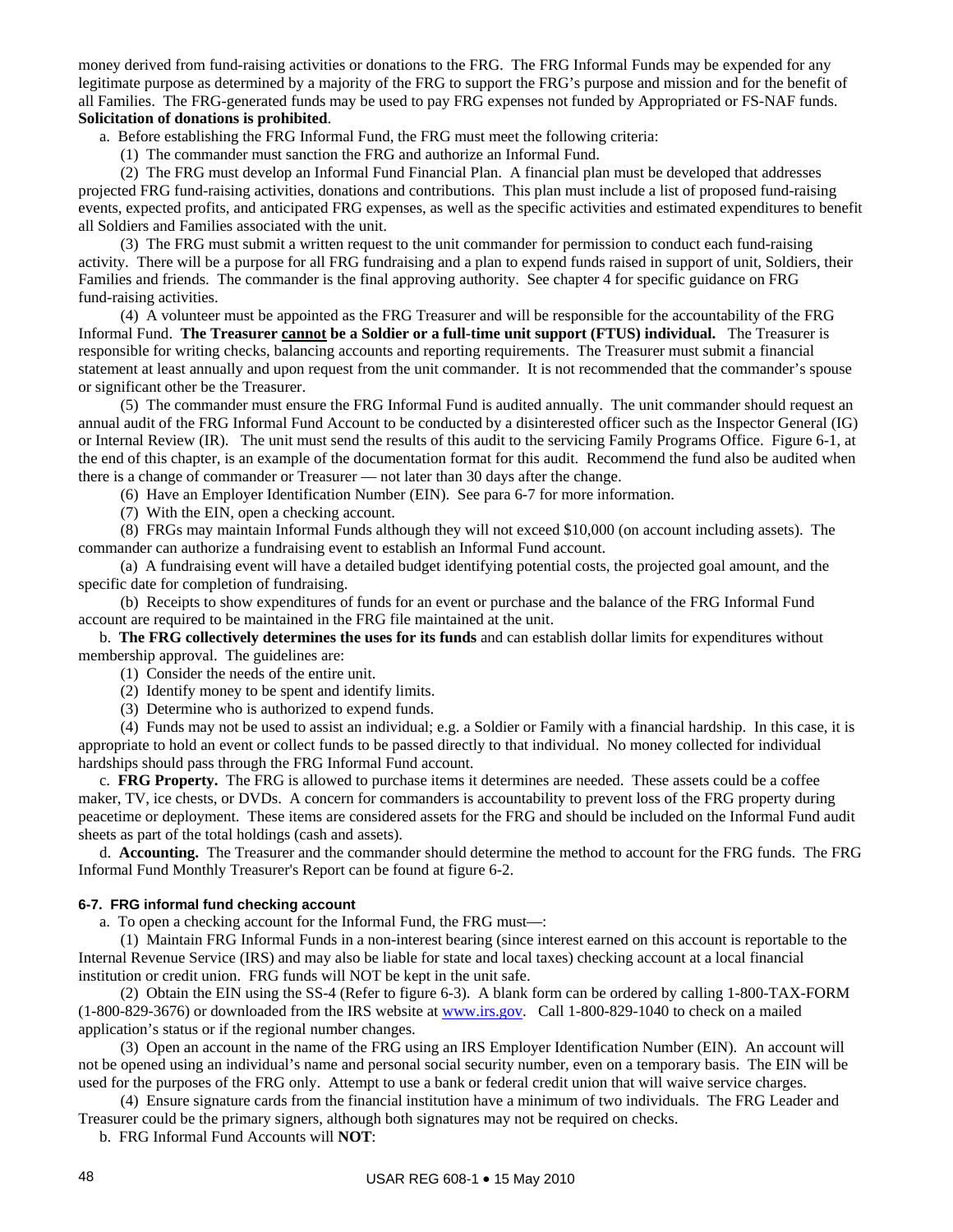money derived from fund-raising activities or donations to the FRG. The FRG Informal Funds may be expended for any legitimate purpose as determined by a majority of the FRG to support the FRG's purpose and mission and for the benefit of all Families. The FRG-generated funds may be used to pay FRG expenses not funded by Appropriated or FS-NAF funds. **Solicitation of donations is prohibited**.

a. Before establishing the FRG Informal Fund, the FRG must meet the following criteria:

(1) The commander must sanction the FRG and authorize an Informal Fund.

(2) The FRG must develop an Informal Fund Financial Plan. A financial plan must be developed that addresses projected FRG fund-raising activities, donations and contributions. This plan must include a list of proposed fund-raising events, expected profits, and anticipated FRG expenses, as well as the specific activities and estimated expenditures to benefit all Soldiers and Families associated with the unit.

(3) The FRG must submit a written request to the unit commander for permission to conduct each fund-raising activity. There will be a purpose for all FRG fundraising and a plan to expend funds raised in support of unit, Soldiers, their Families and friends. The commander is the final approving authority. See chapter 4 for specific guidance on FRG fund-raising activities.

(4) A volunteer must be appointed as the FRG Treasurer and will be responsible for the accountability of the FRG Informal Fund. **The Treasurer <u>cannot</u> be a Soldier or a full-time unit support (FTUS) individual.** The Treasurer is responsible for writing checks, balancing accounts and reporting requirements. The Treasurer must submit a financial statement at least annually and upon request from the unit commander. It is not recommended that the commander's spouse or significant other be the Treasurer.

(5) The commander must ensure the FRG Informal Fund is audited annually. The unit commander should request an annual audit of the FRG Informal Fund Account to be conducted by a disinterested officer such as the Inspector General (IG) or Internal Review (IR). The unit must send the results of this audit to the servicing Family Programs Office. Figure 6-1, at the end of this chapter, is an example of the documentation format for this audit. Recommend the fund also be audited when there is a change of commander or Treasurer — not later than 30 days after the change.

(6) Have an Employer Identification Number (EIN). See para 6-7 for more information.

(7) With the EIN, open a checking account.

(8) FRGs may maintain Informal Funds although they will not exceed $10,000 (on account including assets). The commander can authorize a fundraising event to establish an Informal Fund account.

(a) A fundraising event will have a detailed budget identifying potential costs, the projected goal amount, and the specific date for completion of fundraising.

(b) Receipts to show expenditures of funds for an event or purchase and the balance of the FRG Informal Fund account are required to be maintained in the FRG file maintained at the unit.

b. **The FRG collectively determines the uses for its funds** and can establish dollar limits for expenditures without membership approval. The guidelines are:

(1) Consider the needs of the entire unit.

(2) Identify money to be spent and identify limits.

(3) Determine who is authorized to expend funds.

(4) Funds may not be used to assist an individual; e.g. a Soldier or Family with a financial hardship. In this case, it is appropriate to hold an event or collect funds to be passed directly to that individual. No money collected for individual hardships should pass through the FRG Informal Fund account.

c. **FRG Property.** The FRG is allowed to purchase items it determines are needed. These assets could be a coffee maker, TV, ice chests, or DVDs. A concern for commanders is accountability to prevent loss of the FRG property during peacetime or deployment. These items are considered assets for the FRG and should be included on the Informal Fund audit sheets as part of the total holdings (cash and assets).

d. **Accounting.** The Treasurer and the commander should determine the method to account for the FRG funds. The FRG Informal Fund Monthly Treasurer's Report can be found at figure 6-2.

#### 6-7. FRG informal fund checking account

a. To open a checking account for the Informal Fund, the FRG must—:

(1) Maintain FRG Informal Funds in a non-interest bearing (since interest earned on this account is reportable to the Internal Revenue Service (IRS) and may also be liable for state and local taxes) checking account at a local financial institution or credit union. FRG funds will NOT be kept in the unit safe.

(2) Obtain the EIN using the SS-4 (Refer to figure 6-3). A blank form can be ordered by calling 1-800-TAX-FORM (1-800-829-3676) or downloaded from the IRS website at www.irs.gov. Call 1-800-829-1040 to check on a mailed application's status or if the regional number changes.

(3) Open an account in the name of the FRG using an IRS Employer Identification Number (EIN). An account will not be opened using an individual's name and personal social security number, even on a temporary basis. The EIN will be used for the purposes of the FRG only. Attempt to use a bank or federal credit union that will waive service charges.

(4) Ensure signature cards from the financial institution have a minimum of two individuals. The FRG Leader and Treasurer could be the primary signers, although both signatures may not be required on checks.

b. FRG Informal Fund Accounts will **NOT**: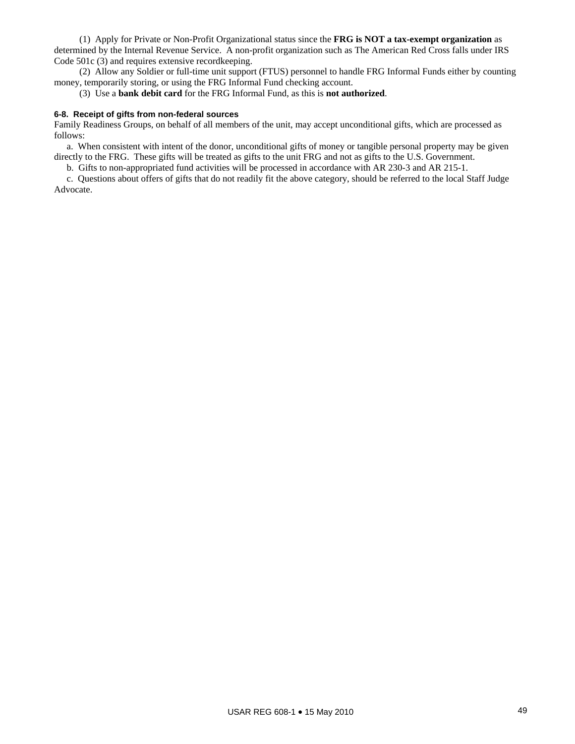(1) Apply for Private or Non-Profit Organizational status since the **FRG is NOT a tax-exempt organization** as determined by the Internal Revenue Service. A non-profit organization such as The American Red Cross falls under IRS Code 501c (3) and requires extensive recordkeeping.

(2) Allow any Soldier or full-time unit support (FTUS) personnel to handle FRG Informal Funds either by counting money, temporarily storing, or using the FRG Informal Fund checking account.

(3) Use a **bank debit card** for the FRG Informal Fund, as this is **not authorized**.

### 6-8. Receipt of gifts from non-federal sources

Family Readiness Groups, on behalf of all members of the unit, may accept unconditional gifts, which are processed as follows:

a. When consistent with intent of the donor, unconditional gifts of money or tangible personal property may be given directly to the FRG. These gifts will be treated as gifts to the unit FRG and not as gifts to the U.S. Government.

b. Gifts to non-appropriated fund activities will be processed in accordance with AR 230-3 and AR 215-1.

c. Questions about offers of gifts that do not readily fit the above category, should be referred to the local Staff Judge Advocate.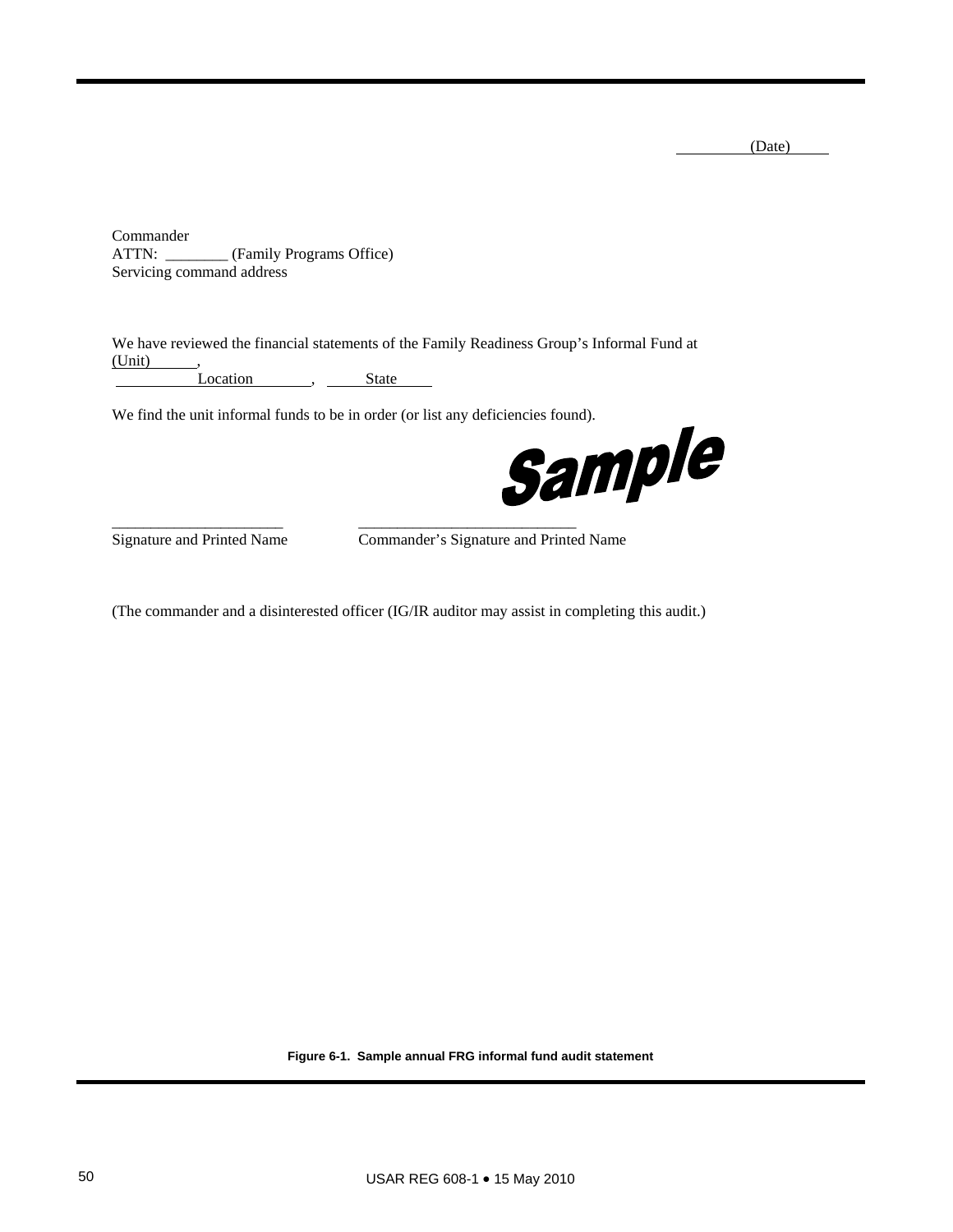(Date)

Commander
ATTN: ________ (Family Programs Office)
Servicing command address

We have reviewed the financial statements of the Family Readiness Group's Informal Fund at
(Unit) ,
Location , State

We find the unit informal funds to be in order (or list any deficiencies found).

Sample

______________________ ____________________________
Signature and Printed Name Commander's Signature and Printed Name

(The commander and a disinterested officer (IG/IR auditor may assist in completing this audit.)

**Figure 6-1. Sample annual FRG informal fund audit statement**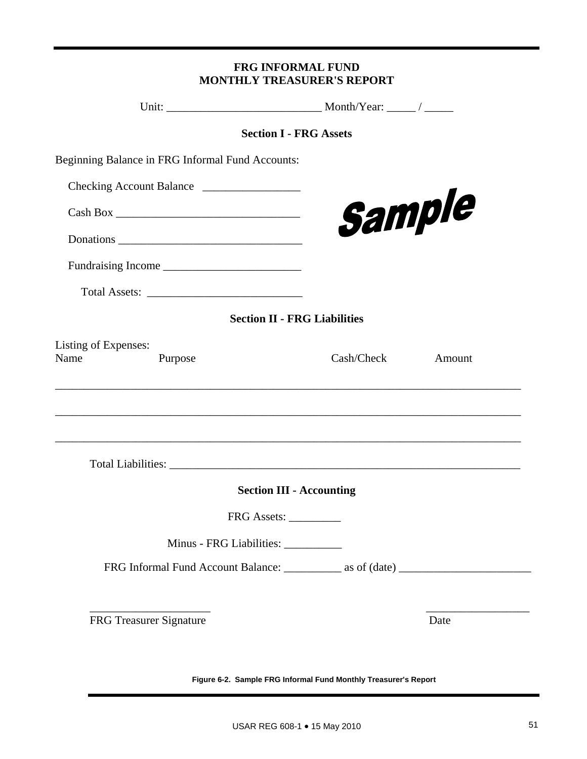**FRG INFORMAL FUND**
**MONTHLY TREASURER'S REPORT**

Unit: ___________________________ Month/Year: _____ / _____

**Section I - FRG Assets**

Beginning Balance in FRG Informal Fund Accounts:

Checking Account Balance _________________

Cash Box ________________________________

Donations ________________________________

Fundraising Income ________________________

Total Assets: ___________________________

Sample

**Section II - FRG Liabilities**

Listing of Expenses:

| Name | Purpose | Cash/Check | Amount |
|---|---|---|---|
| | | | |
| | | | |
| | | | |

Total Liabilities: ______________________________________________________________

**Section III - Accounting**

FRG Assets: _________

Minus - FRG Liabilities: __________

FRG Informal Fund Account Balance: __________ as of (date) _______________________

_____________________ __________________

FRG Treasurer Signature Date

Figure 6-2. Sample FRG Informal Fund Monthly Treasurer's Report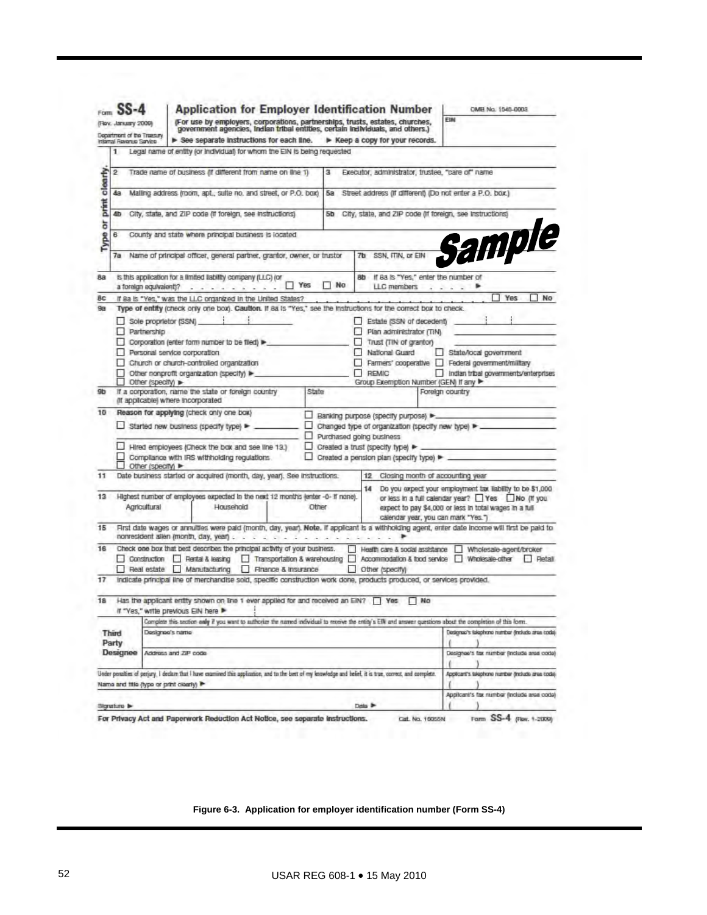Form **SS-4** (Rev. January 2009) Department of the Treasury Internal Revenue Service

## Application for Employer Identification Number

**(For use by employers, corporations, partnerships, trusts, estates, churches, government agencies, Indian tribal entities, certain individuals, and others.)**

► See separate instructions for each line. ► Keep a copy for your records.

OMB No. 1545-0003

EIN

**Sample**

Type or print clearly.

1 Legal name of entity (or individual) for whom the EIN is being requested

2 Trade name of business (if different from name on line 1)

3 Executor, administrator, trustee, "care of" name

4a Mailing address (room, apt., suite no. and street, or P.O. box)

5a Street address (if different) (Do not enter a P.O. box.)

4b City, state, and ZIP code (if foreign, see instructions)

5b City, state, and ZIP code (if foreign, see instructions)

6 County and state where principal business is located

7a Name of principal officer, general partner, grantor, owner, or trustor

7b SSN, ITIN, or EIN

8a Is this application for a limited liability company (LLC) (or a foreign equivalent)? ☐ Yes ☐ No

8b If 8a is "Yes," enter the number of LLC members ►

8c If 8a is "Yes," was the LLC organized in the United States? ☐ Yes ☐ No

9a **Type of entity** (check only one box). **Caution.** If 8a is "Yes," see the instructions for the correct box to check.

- ☐ Sole proprietor (SSN)
- ☐ Partnership
- ☐ Corporation (enter form number to be filed) ►
- ☐ Personal service corporation
- ☐ Church or church-controlled organization
- ☐ Other nonprofit organization (specify) ►
- ☐ Other (specify) ►
- ☐ Estate (SSN of decedent)
- ☐ Plan administrator (TIN)
- ☐ Trust (TIN of grantor)
- ☐ National Guard ☐ State/local government
- ☐ Farmers' cooperative ☐ Federal government/military
- ☐ REMIC ☐ Indian tribal governments/enterprises

Group Exemption Number (GEN) if any ►

9b If a corporation, name the state or foreign country (if applicable) where incorporated — State — Foreign country

10 **Reason for applying** (check only one box)

- ☐ Started new business (specify type) ►
- ☐ Hired employees (Check the box and see line 13.)
- ☐ Compliance with IRS withholding regulations
- ☐ Other (specify) ►
- ☐ Banking purpose (specify purpose) ►
- ☐ Changed type of organization (specify new type) ►
- ☐ Purchased going business
- ☐ Created a trust (specify type) ►
- ☐ Created a pension plan (specify type) ►

11 Date business started or acquired (month, day, year). See instructions.

12 Closing month of accounting year

13 Highest number of employees expected in the next 12 months (enter -0- if none).

| Agricultural | Household | Other |
|---|---|---|
| | | |

14 Do you expect your employment tax liability to be $1,000 or less in a full calendar year? ☐ Yes ☐ No (If you expect to pay $4,000 or less in total wages in a full calendar year, you can mark "Yes.")

15 First date wages or annuities were paid (month, day, year). **Note.** If applicant is a withholding agent, enter date income will first be paid to nonresident alien (month, day, year) ►

16 Check **one** box that best describes the principal activity of your business.

- ☐ Health care & social assistance ☐ Wholesale-agent/broker
- ☐ Construction ☐ Rental & leasing ☐ Transportation & warehousing ☐ Accommodation & food service ☐ Wholesale-other ☐ Retail
- ☐ Real estate ☐ Manufacturing ☐ Finance & insurance ☐ Other (specify)

17 Indicate principal line of merchandise sold, specific construction work done, products produced, or services provided.

18 Has the applicant entity shown on line 1 ever applied for and received an EIN? ☐ Yes ☐ No

If "Yes," write previous EIN here ►

**Third Party Designee**

Complete this section **only** if you want to authorize the named individual to receive the entity's EIN and answer questions about the completion of this form.

Designee's name — Designee's telephone number (include area code) ( )

Address and ZIP code — Designee's fax number (include area code) ( )

Under penalties of perjury, I declare that I have examined this application, and to the best of my knowledge and belief, it is true, correct, and complete.

Applicant's telephone number (include area code) ( )

Name and title (type or print clearly) ►

Applicant's fax number (include area code) ( )

Signature ► Date ►

**For Privacy Act and Paperwork Reduction Act Notice, see separate instructions.** Cat. No. 16055N Form **SS-4** (Rev. 1-2009)

**Figure 6-3. Application for employer identification number (Form SS-4)**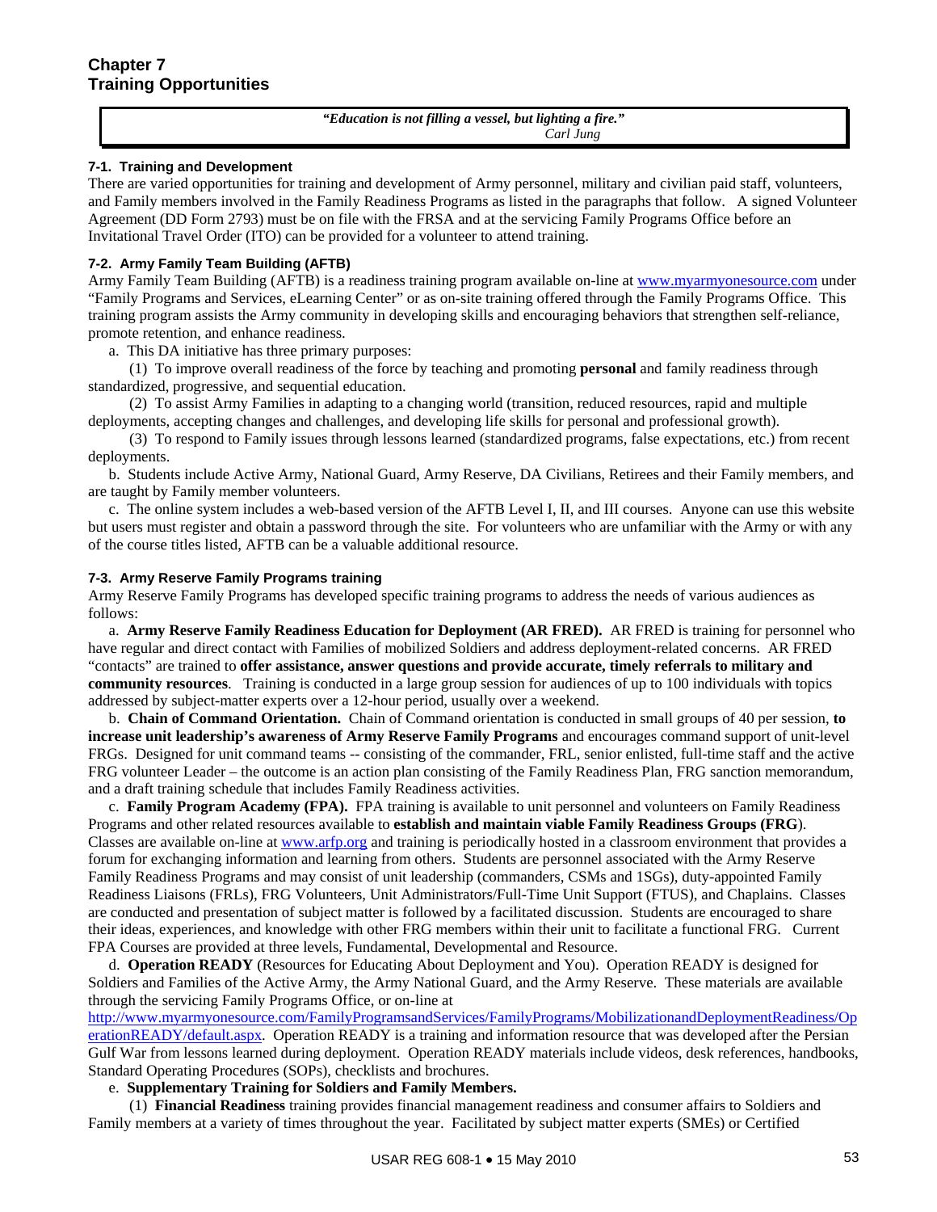# Chapter 7
# Training Opportunities

> ***"Education is not filling a vessel, but lighting a fire."***
> *Carl Jung*

### 7-1. Training and Development

There are varied opportunities for training and development of Army personnel, military and civilian paid staff, volunteers, and Family members involved in the Family Readiness Programs as listed in the paragraphs that follow. A signed Volunteer Agreement (DD Form 2793) must be on file with the FRSA and at the servicing Family Programs Office before an Invitational Travel Order (ITO) can be provided for a volunteer to attend training.

### 7-2. Army Family Team Building (AFTB)

Army Family Team Building (AFTB) is a readiness training program available on-line at [www.myarmyonesource.com](www.myarmyonesource.com) under "Family Programs and Services, eLearning Center" or as on-site training offered through the Family Programs Office. This training program assists the Army community in developing skills and encouraging behaviors that strengthen self-reliance, promote retention, and enhance readiness.

a. This DA initiative has three primary purposes:

(1) To improve overall readiness of the force by teaching and promoting **personal** and family readiness through standardized, progressive, and sequential education.

(2) To assist Army Families in adapting to a changing world (transition, reduced resources, rapid and multiple deployments, accepting changes and challenges, and developing life skills for personal and professional growth).

(3) To respond to Family issues through lessons learned (standardized programs, false expectations, etc.) from recent deployments.

b. Students include Active Army, National Guard, Army Reserve, DA Civilians, Retirees and their Family members, and are taught by Family member volunteers.

c. The online system includes a web-based version of the AFTB Level I, II, and III courses. Anyone can use this website but users must register and obtain a password through the site. For volunteers who are unfamiliar with the Army or with any of the course titles listed, AFTB can be a valuable additional resource.

### 7-3. Army Reserve Family Programs training

Army Reserve Family Programs has developed specific training programs to address the needs of various audiences as follows:

a. **Army Reserve Family Readiness Education for Deployment (AR FRED).** AR FRED is training for personnel who have regular and direct contact with Families of mobilized Soldiers and address deployment-related concerns. AR FRED "contacts" are trained to **offer assistance, answer questions and provide accurate, timely referrals to military and community resources**. Training is conducted in a large group session for audiences of up to 100 individuals with topics addressed by subject-matter experts over a 12-hour period, usually over a weekend.

b. **Chain of Command Orientation.** Chain of Command orientation is conducted in small groups of 40 per session, **to increase unit leadership's awareness of Army Reserve Family Programs** and encourages command support of unit-level FRGs. Designed for unit command teams -- consisting of the commander, FRL, senior enlisted, full-time staff and the active FRG volunteer Leader – the outcome is an action plan consisting of the Family Readiness Plan, FRG sanction memorandum, and a draft training schedule that includes Family Readiness activities.

c. **Family Program Academy (FPA).** FPA training is available to unit personnel and volunteers on Family Readiness Programs and other related resources available to **establish and maintain viable Family Readiness Groups (FRG**). Classes are available on-line at [www.arfp.org](www.arfp.org) and training is periodically hosted in a classroom environment that provides a forum for exchanging information and learning from others. Students are personnel associated with the Army Reserve Family Readiness Programs and may consist of unit leadership (commanders, CSMs and 1SGs), duty-appointed Family Readiness Liaisons (FRLs), FRG Volunteers, Unit Administrators/Full-Time Unit Support (FTUS), and Chaplains. Classes are conducted and presentation of subject matter is followed by a facilitated discussion. Students are encouraged to share their ideas, experiences, and knowledge with other FRG members within their unit to facilitate a functional FRG. Current FPA Courses are provided at three levels, Fundamental, Developmental and Resource.

d. **Operation READY** (Resources for Educating About Deployment and You). Operation READY is designed for Soldiers and Families of the Active Army, the Army National Guard, and the Army Reserve. These materials are available through the servicing Family Programs Office, or on-line at [http://www.myarmyonesource.com/FamilyProgramsandServices/FamilyPrograms/MobilizationandDeploymentReadiness/OperationREADY/default.aspx](http://www.myarmyonesource.com/FamilyProgramsandServices/FamilyPrograms/MobilizationandDeploymentReadiness/OperationREADY/default.aspx). Operation READY is a training and information resource that was developed after the Persian Gulf War from lessons learned during deployment. Operation READY materials include videos, desk references, handbooks, Standard Operating Procedures (SOPs), checklists and brochures.

e. **Supplementary Training for Soldiers and Family Members.**

(1) **Financial Readiness** training provides financial management readiness and consumer affairs to Soldiers and Family members at a variety of times throughout the year. Facilitated by subject matter experts (SMEs) or Certified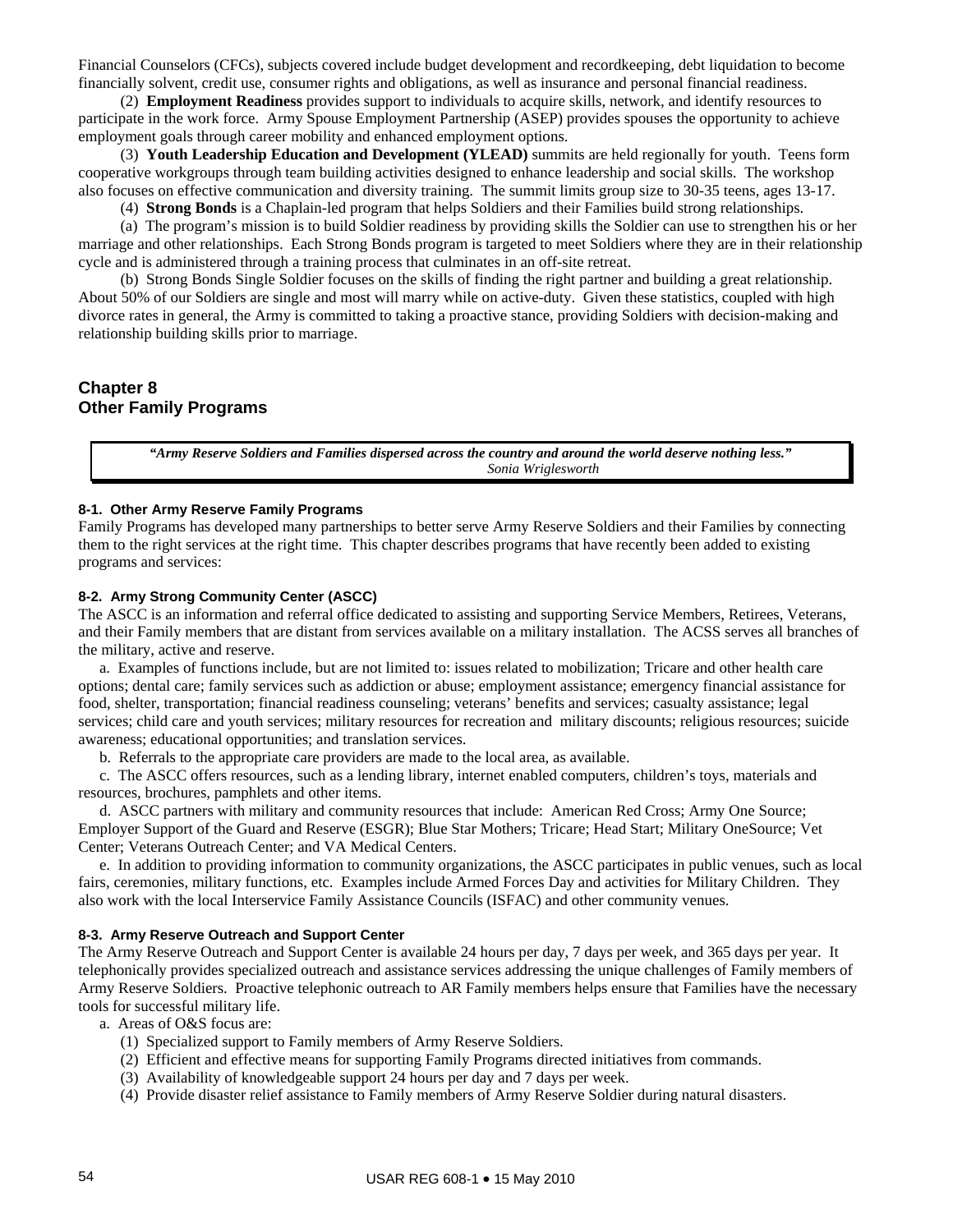Financial Counselors (CFCs), subjects covered include budget development and recordkeeping, debt liquidation to become financially solvent, credit use, consumer rights and obligations, as well as insurance and personal financial readiness.

(2) **Employment Readiness** provides support to individuals to acquire skills, network, and identify resources to participate in the work force. Army Spouse Employment Partnership (ASEP) provides spouses the opportunity to achieve employment goals through career mobility and enhanced employment options.

(3) **Youth Leadership Education and Development (YLEAD)** summits are held regionally for youth. Teens form cooperative workgroups through team building activities designed to enhance leadership and social skills. The workshop also focuses on effective communication and diversity training. The summit limits group size to 30-35 teens, ages 13-17.

(4) **Strong Bonds** is a Chaplain-led program that helps Soldiers and their Families build strong relationships.

(a) The program's mission is to build Soldier readiness by providing skills the Soldier can use to strengthen his or her marriage and other relationships. Each Strong Bonds program is targeted to meet Soldiers where they are in their relationship cycle and is administered through a training process that culminates in an off-site retreat.

(b) Strong Bonds Single Soldier focuses on the skills of finding the right partner and building a great relationship. About 50% of our Soldiers are single and most will marry while on active-duty. Given these statistics, coupled with high divorce rates in general, the Army is committed to taking a proactive stance, providing Soldiers with decision-making and relationship building skills prior to marriage.

## Chapter 8
## Other Family Programs

> ***"Army Reserve Soldiers and Families dispersed across the country and around the world deserve nothing less."***
> *Sonia Wriglesworth*

### 8-1. Other Army Reserve Family Programs

Family Programs has developed many partnerships to better serve Army Reserve Soldiers and their Families by connecting them to the right services at the right time. This chapter describes programs that have recently been added to existing programs and services:

### 8-2. Army Strong Community Center (ASCC)

The ASCC is an information and referral office dedicated to assisting and supporting Service Members, Retirees, Veterans, and their Family members that are distant from services available on a military installation. The ACSS serves all branches of the military, active and reserve.

a. Examples of functions include, but are not limited to: issues related to mobilization; Tricare and other health care options; dental care; family services such as addiction or abuse; employment assistance; emergency financial assistance for food, shelter, transportation; financial readiness counseling; veterans' benefits and services; casualty assistance; legal services; child care and youth services; military resources for recreation and military discounts; religious resources; suicide awareness; educational opportunities; and translation services.

b. Referrals to the appropriate care providers are made to the local area, as available.

c. The ASCC offers resources, such as a lending library, internet enabled computers, children's toys, materials and resources, brochures, pamphlets and other items.

d. ASCC partners with military and community resources that include: American Red Cross; Army One Source; Employer Support of the Guard and Reserve (ESGR); Blue Star Mothers; Tricare; Head Start; Military OneSource; Vet Center; Veterans Outreach Center; and VA Medical Centers.

e. In addition to providing information to community organizations, the ASCC participates in public venues, such as local fairs, ceremonies, military functions, etc. Examples include Armed Forces Day and activities for Military Children. They also work with the local Interservice Family Assistance Councils (ISFAC) and other community venues.

### 8-3. Army Reserve Outreach and Support Center

The Army Reserve Outreach and Support Center is available 24 hours per day, 7 days per week, and 365 days per year. It telephonically provides specialized outreach and assistance services addressing the unique challenges of Family members of Army Reserve Soldiers. Proactive telephonic outreach to AR Family members helps ensure that Families have the necessary tools for successful military life.

a. Areas of O&S focus are:

(1) Specialized support to Family members of Army Reserve Soldiers.

(2) Efficient and effective means for supporting Family Programs directed initiatives from commands.

(3) Availability of knowledgeable support 24 hours per day and 7 days per week.

(4) Provide disaster relief assistance to Family members of Army Reserve Soldier during natural disasters.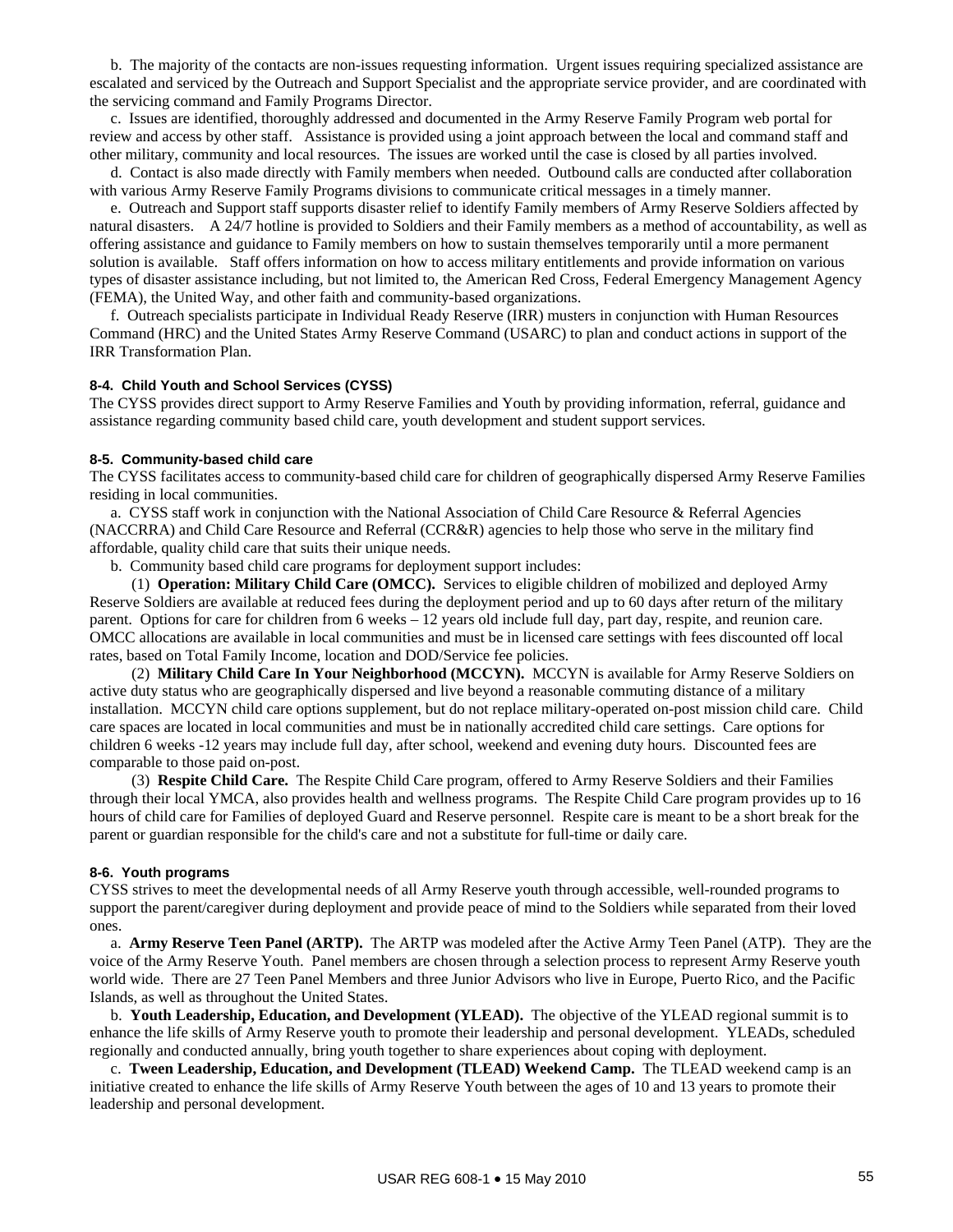b. The majority of the contacts are non-issues requesting information. Urgent issues requiring specialized assistance are escalated and serviced by the Outreach and Support Specialist and the appropriate service provider, and are coordinated with the servicing command and Family Programs Director.

c. Issues are identified, thoroughly addressed and documented in the Army Reserve Family Program web portal for review and access by other staff. Assistance is provided using a joint approach between the local and command staff and other military, community and local resources. The issues are worked until the case is closed by all parties involved.

d. Contact is also made directly with Family members when needed. Outbound calls are conducted after collaboration with various Army Reserve Family Programs divisions to communicate critical messages in a timely manner.

e. Outreach and Support staff supports disaster relief to identify Family members of Army Reserve Soldiers affected by natural disasters. A 24/7 hotline is provided to Soldiers and their Family members as a method of accountability, as well as offering assistance and guidance to Family members on how to sustain themselves temporarily until a more permanent solution is available. Staff offers information on how to access military entitlements and provide information on various types of disaster assistance including, but not limited to, the American Red Cross, Federal Emergency Management Agency (FEMA), the United Way, and other faith and community-based organizations.

f. Outreach specialists participate in Individual Ready Reserve (IRR) musters in conjunction with Human Resources Command (HRC) and the United States Army Reserve Command (USARC) to plan and conduct actions in support of the IRR Transformation Plan.

#### 8-4. Child Youth and School Services (CYSS)

The CYSS provides direct support to Army Reserve Families and Youth by providing information, referral, guidance and assistance regarding community based child care, youth development and student support services.

#### 8-5. Community-based child care

The CYSS facilitates access to community-based child care for children of geographically dispersed Army Reserve Families residing in local communities.

a. CYSS staff work in conjunction with the National Association of Child Care Resource & Referral Agencies (NACCRRA) and Child Care Resource and Referral (CCR&R) agencies to help those who serve in the military find affordable, quality child care that suits their unique needs.

b. Community based child care programs for deployment support includes:

(1) **Operation: Military Child Care (OMCC).** Services to eligible children of mobilized and deployed Army Reserve Soldiers are available at reduced fees during the deployment period and up to 60 days after return of the military parent. Options for care for children from 6 weeks – 12 years old include full day, part day, respite, and reunion care. OMCC allocations are available in local communities and must be in licensed care settings with fees discounted off local rates, based on Total Family Income, location and DOD/Service fee policies.

(2) **Military Child Care In Your Neighborhood (MCCYN).** MCCYN is available for Army Reserve Soldiers on active duty status who are geographically dispersed and live beyond a reasonable commuting distance of a military installation. MCCYN child care options supplement, but do not replace military-operated on-post mission child care. Child care spaces are located in local communities and must be in nationally accredited child care settings. Care options for children 6 weeks -12 years may include full day, after school, weekend and evening duty hours. Discounted fees are comparable to those paid on-post.

(3) **Respite Child Care.** The Respite Child Care program, offered to Army Reserve Soldiers and their Families through their local YMCA, also provides health and wellness programs. The Respite Child Care program provides up to 16 hours of child care for Families of deployed Guard and Reserve personnel. Respite care is meant to be a short break for the parent or guardian responsible for the child's care and not a substitute for full-time or daily care.

#### 8-6. Youth programs

CYSS strives to meet the developmental needs of all Army Reserve youth through accessible, well-rounded programs to support the parent/caregiver during deployment and provide peace of mind to the Soldiers while separated from their loved ones.

a. **Army Reserve Teen Panel (ARTP).** The ARTP was modeled after the Active Army Teen Panel (ATP). They are the voice of the Army Reserve Youth. Panel members are chosen through a selection process to represent Army Reserve youth world wide. There are 27 Teen Panel Members and three Junior Advisors who live in Europe, Puerto Rico, and the Pacific Islands, as well as throughout the United States.

b. **Youth Leadership, Education, and Development (YLEAD).** The objective of the YLEAD regional summit is to enhance the life skills of Army Reserve youth to promote their leadership and personal development. YLEADs, scheduled regionally and conducted annually, bring youth together to share experiences about coping with deployment.

c. **Tween Leadership, Education, and Development (TLEAD) Weekend Camp.** The TLEAD weekend camp is an initiative created to enhance the life skills of Army Reserve Youth between the ages of 10 and 13 years to promote their leadership and personal development.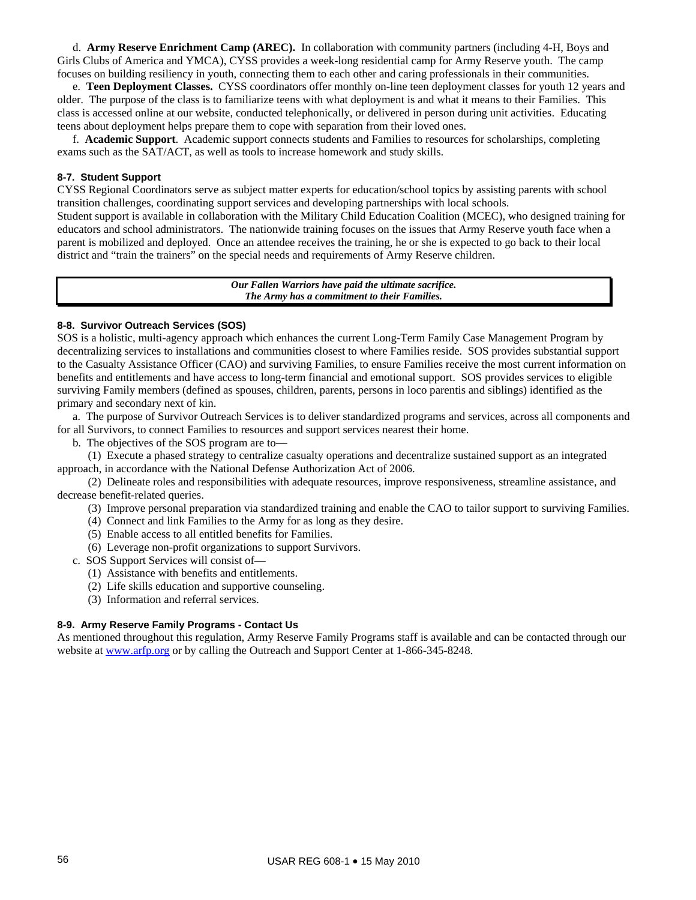d. **Army Reserve Enrichment Camp (AREC).** In collaboration with community partners (including 4-H, Boys and Girls Clubs of America and YMCA), CYSS provides a week-long residential camp for Army Reserve youth. The camp focuses on building resiliency in youth, connecting them to each other and caring professionals in their communities.

e. **Teen Deployment Classes.** CYSS coordinators offer monthly on-line teen deployment classes for youth 12 years and older. The purpose of the class is to familiarize teens with what deployment is and what it means to their Families. This class is accessed online at our website, conducted telephonically, or delivered in person during unit activities. Educating teens about deployment helps prepare them to cope with separation from their loved ones.

f. **Academic Support**. Academic support connects students and Families to resources for scholarships, completing exams such as the SAT/ACT, as well as tools to increase homework and study skills.

### 8-7. Student Support

CYSS Regional Coordinators serve as subject matter experts for education/school topics by assisting parents with school transition challenges, coordinating support services and developing partnerships with local schools.
Student support is available in collaboration with the Military Child Education Coalition (MCEC), who designed training for educators and school administrators. The nationwide training focuses on the issues that Army Reserve youth face when a parent is mobilized and deployed. Once an attendee receives the training, he or she is expected to go back to their local district and "train the trainers" on the special needs and requirements of Army Reserve children.

***Our Fallen Warriors have paid the ultimate sacrifice.***
***The Army has a commitment to their Families.***

### 8-8. Survivor Outreach Services (SOS)

SOS is a holistic, multi-agency approach which enhances the current Long-Term Family Case Management Program by decentralizing services to installations and communities closest to where Families reside. SOS provides substantial support to the Casualty Assistance Officer (CAO) and surviving Families, to ensure Families receive the most current information on benefits and entitlements and have access to long-term financial and emotional support. SOS provides services to eligible surviving Family members (defined as spouses, children, parents, persons in loco parentis and siblings) identified as the primary and secondary next of kin.

a. The purpose of Survivor Outreach Services is to deliver standardized programs and services, across all components and for all Survivors, to connect Families to resources and support services nearest their home.

b. The objectives of the SOS program are to—

(1) Execute a phased strategy to centralize casualty operations and decentralize sustained support as an integrated approach, in accordance with the National Defense Authorization Act of 2006.

(2) Delineate roles and responsibilities with adequate resources, improve responsiveness, streamline assistance, and decrease benefit-related queries.

(3) Improve personal preparation via standardized training and enable the CAO to tailor support to surviving Families.

(4) Connect and link Families to the Army for as long as they desire.

(5) Enable access to all entitled benefits for Families.

(6) Leverage non-profit organizations to support Survivors.

c. SOS Support Services will consist of—

(1) Assistance with benefits and entitlements.

(2) Life skills education and supportive counseling.

(3) Information and referral services.

### 8-9. Army Reserve Family Programs - Contact Us

As mentioned throughout this regulation, Army Reserve Family Programs staff is available and can be contacted through our website at www.arfp.org or by calling the Outreach and Support Center at 1-866-345-8248.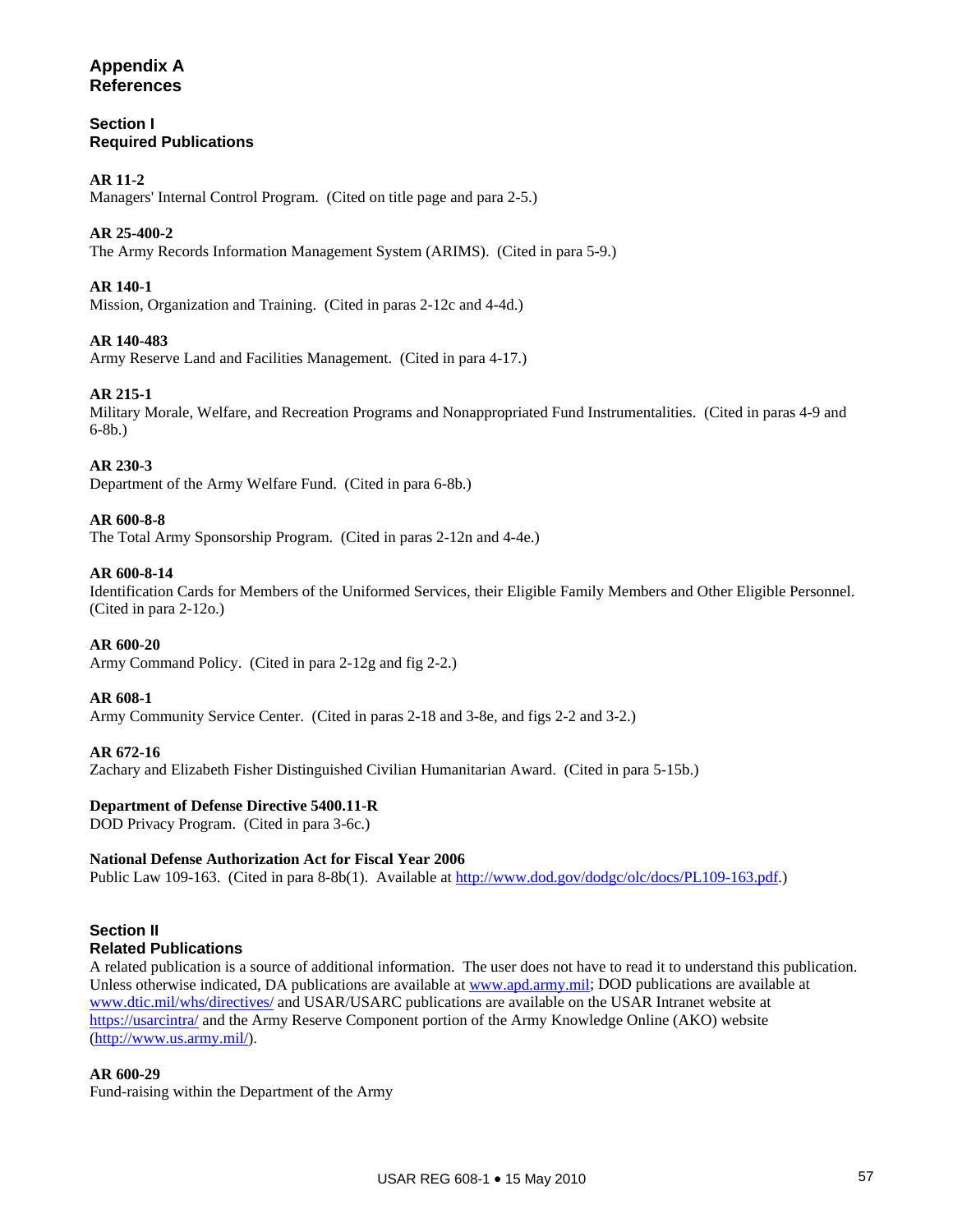# Appendix A
# References

## Section I
## Required Publications

**AR 11-2**
Managers' Internal Control Program. (Cited on title page and para 2-5.)

**AR 25-400-2**
The Army Records Information Management System (ARIMS). (Cited in para 5-9.)

**AR 140-1**
Mission, Organization and Training. (Cited in paras 2-12c and 4-4d.)

**AR 140-483**
Army Reserve Land and Facilities Management. (Cited in para 4-17.)

**AR 215-1**
Military Morale, Welfare, and Recreation Programs and Nonappropriated Fund Instrumentalities. (Cited in paras 4-9 and 6-8b.)

**AR 230-3**
Department of the Army Welfare Fund. (Cited in para 6-8b.)

**AR 600-8-8**
The Total Army Sponsorship Program. (Cited in paras 2-12n and 4-4e.)

**AR 600-8-14**
Identification Cards for Members of the Uniformed Services, their Eligible Family Members and Other Eligible Personnel. (Cited in para 2-12o.)

**AR 600-20**
Army Command Policy. (Cited in para 2-12g and fig 2-2.)

**AR 608-1**
Army Community Service Center. (Cited in paras 2-18 and 3-8e, and figs 2-2 and 3-2.)

**AR 672-16**
Zachary and Elizabeth Fisher Distinguished Civilian Humanitarian Award. (Cited in para 5-15b.)

**Department of Defense Directive 5400.11-R**
DOD Privacy Program. (Cited in para 3-6c.)

**National Defense Authorization Act for Fiscal Year 2006**
Public Law 109-163. (Cited in para 8-8b(1). Available at http://www.dod.gov/dodgc/olc/docs/PL109-163.pdf.)

## Section II
## Related Publications

A related publication is a source of additional information. The user does not have to read it to understand this publication. Unless otherwise indicated, DA publications are available at www.apd.army.mil; DOD publications are available at www.dtic.mil/whs/directives/ and USAR/USARC publications are available on the USAR Intranet website at https://usarcintra/ and the Army Reserve Component portion of the Army Knowledge Online (AKO) website (http://www.us.army.mil/).

**AR 600-29**
Fund-raising within the Department of the Army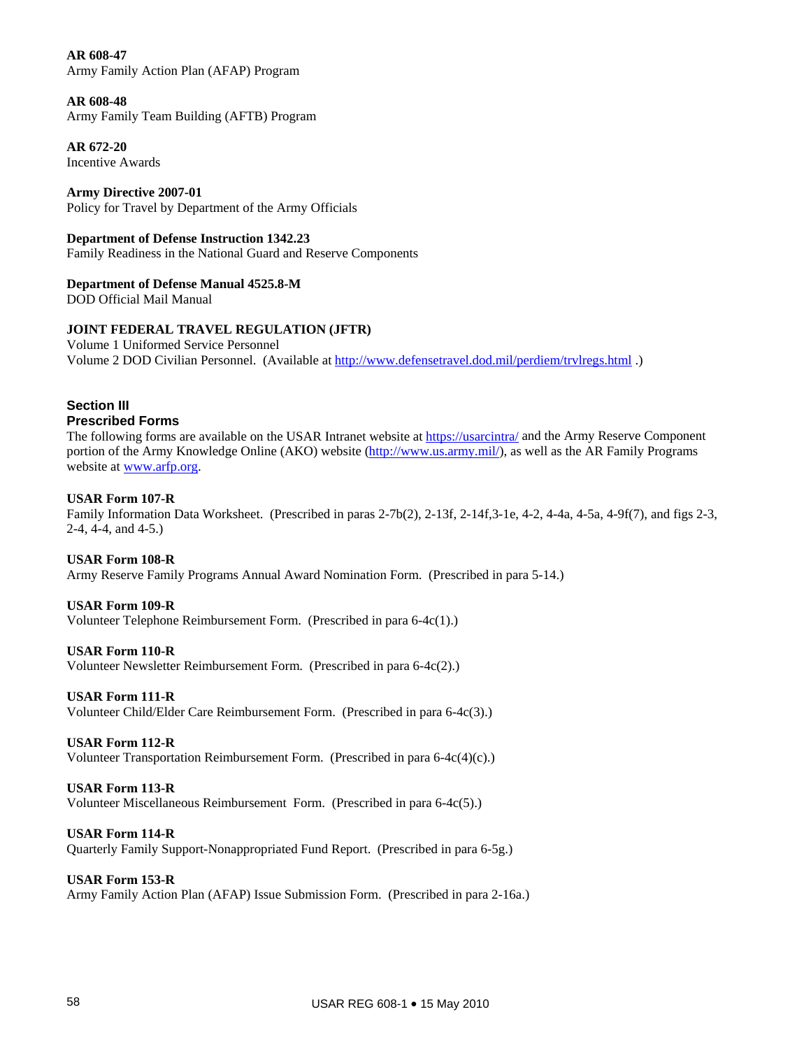**AR 608-47**
Army Family Action Plan (AFAP) Program

**AR 608-48**
Army Family Team Building (AFTB) Program

**AR 672-20**
Incentive Awards

**Army Directive 2007-01**
Policy for Travel by Department of the Army Officials

**Department of Defense Instruction 1342.23**
Family Readiness in the National Guard and Reserve Components

**Department of Defense Manual 4525.8-M**
DOD Official Mail Manual

**JOINT FEDERAL TRAVEL REGULATION (JFTR)**
Volume 1 Uniformed Service Personnel
Volume 2 DOD Civilian Personnel. (Available at http://www.defensetravel.dod.mil/perdiem/trvlregs.html .)

## Section III
## Prescribed Forms

The following forms are available on the USAR Intranet website at https://usarcintra/ and the Army Reserve Component portion of the Army Knowledge Online (AKO) website (http://www.us.army.mil/), as well as the AR Family Programs website at www.arfp.org.

**USAR Form 107-R**
Family Information Data Worksheet. (Prescribed in paras 2-7b(2), 2-13f, 2-14f,3-1e, 4-2, 4-4a, 4-5a, 4-9f(7), and figs 2-3, 2-4, 4-4, and 4-5.)

**USAR Form 108-R**
Army Reserve Family Programs Annual Award Nomination Form. (Prescribed in para 5-14.)

**USAR Form 109-R**
Volunteer Telephone Reimbursement Form. (Prescribed in para 6-4c(1).)

**USAR Form 110-R**
Volunteer Newsletter Reimbursement Form. (Prescribed in para 6-4c(2).)

**USAR Form 111-R**
Volunteer Child/Elder Care Reimbursement Form. (Prescribed in para 6-4c(3).)

**USAR Form 112-R**
Volunteer Transportation Reimbursement Form. (Prescribed in para 6-4c(4)(c).)

**USAR Form 113-R**
Volunteer Miscellaneous Reimbursement Form. (Prescribed in para 6-4c(5).)

**USAR Form 114-R**
Quarterly Family Support-Nonappropriated Fund Report. (Prescribed in para 6-5g.)

**USAR Form 153-R**
Army Family Action Plan (AFAP) Issue Submission Form. (Prescribed in para 2-16a.)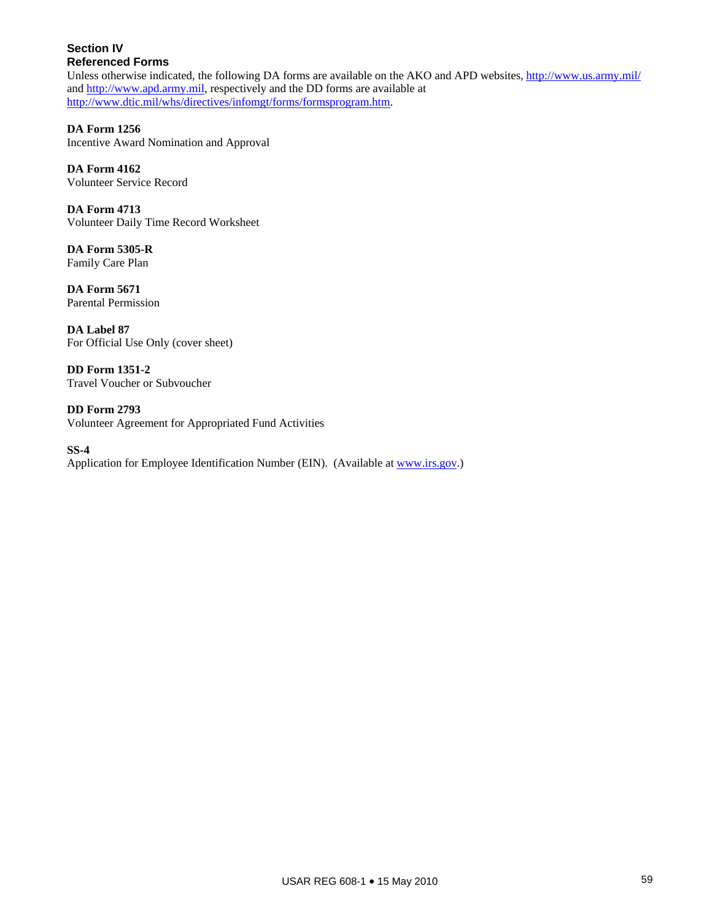## Section IV
## Referenced Forms

Unless otherwise indicated, the following DA forms are available on the AKO and APD websites, http://www.us.army.mil/ and http://www.apd.army.mil, respectively and the DD forms are available at http://www.dtic.mil/whs/directives/infomgt/forms/formsprogram.htm.

**DA Form 1256**
Incentive Award Nomination and Approval

**DA Form 4162**
Volunteer Service Record

**DA Form 4713**
Volunteer Daily Time Record Worksheet

**DA Form 5305-R**
Family Care Plan

**DA Form 5671**
Parental Permission

**DA Label 87**
For Official Use Only (cover sheet)

**DD Form 1351-2**
Travel Voucher or Subvoucher

**DD Form 2793**
Volunteer Agreement for Appropriated Fund Activities

**SS-4**
Application for Employee Identification Number (EIN). (Available at www.irs.gov.)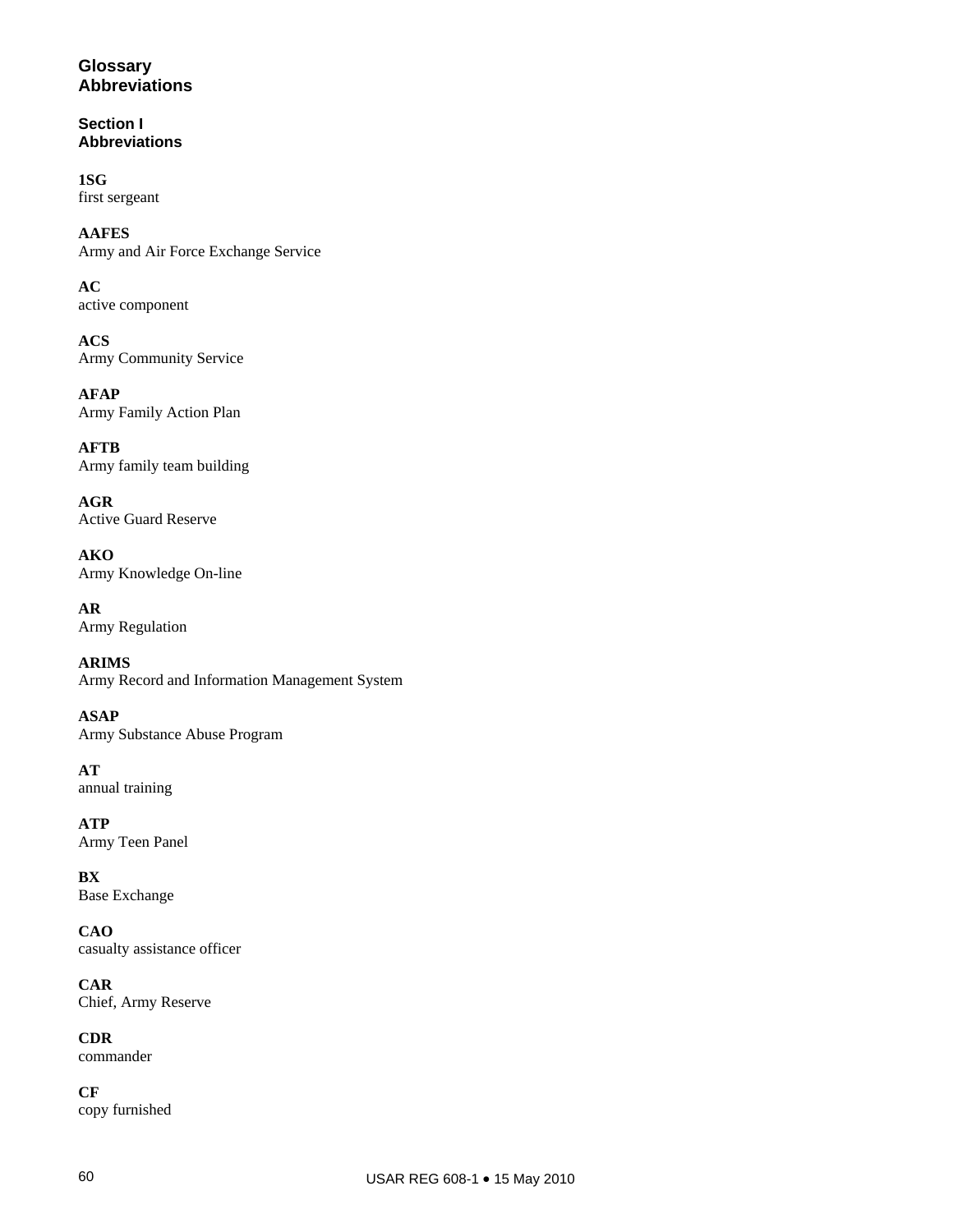# Glossary
# Abbreviations

## Section I
## Abbreviations

**1SG**
first sergeant

**AAFES**
Army and Air Force Exchange Service

**AC**
active component

**ACS**
Army Community Service

**AFAP**
Army Family Action Plan

**AFTB**
Army family team building

**AGR**
Active Guard Reserve

**AKO**
Army Knowledge On-line

**AR**
Army Regulation

**ARIMS**
Army Record and Information Management System

**ASAP**
Army Substance Abuse Program

**AT**
annual training

**ATP**
Army Teen Panel

**BX**
Base Exchange

**CAO**
casualty assistance officer

**CAR**
Chief, Army Reserve

**CDR**
commander

**CF**
copy furnished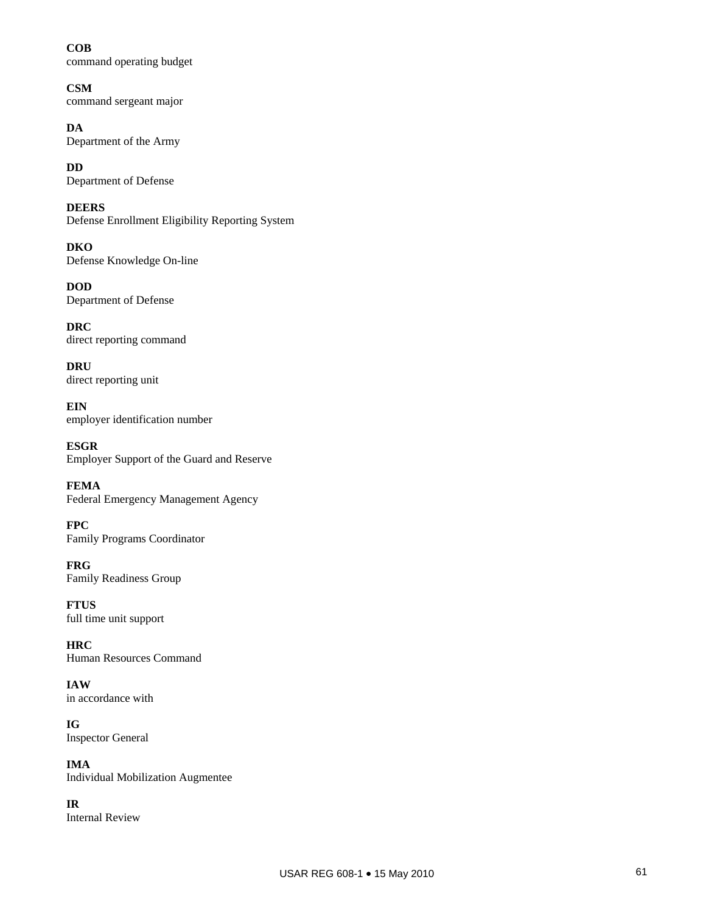**COB**
command operating budget

**CSM**
command sergeant major

**DA**
Department of the Army

**DD**
Department of Defense

**DEERS**
Defense Enrollment Eligibility Reporting System

**DKO**
Defense Knowledge On-line

**DOD**
Department of Defense

**DRC**
direct reporting command

**DRU**
direct reporting unit

**EIN**
employer identification number

**ESGR**
Employer Support of the Guard and Reserve

**FEMA**
Federal Emergency Management Agency

**FPC**
Family Programs Coordinator

**FRG**
Family Readiness Group

**FTUS**
full time unit support

**HRC**
Human Resources Command

**IAW**
in accordance with

**IG**
Inspector General

**IMA**
Individual Mobilization Augmentee

**IR**
Internal Review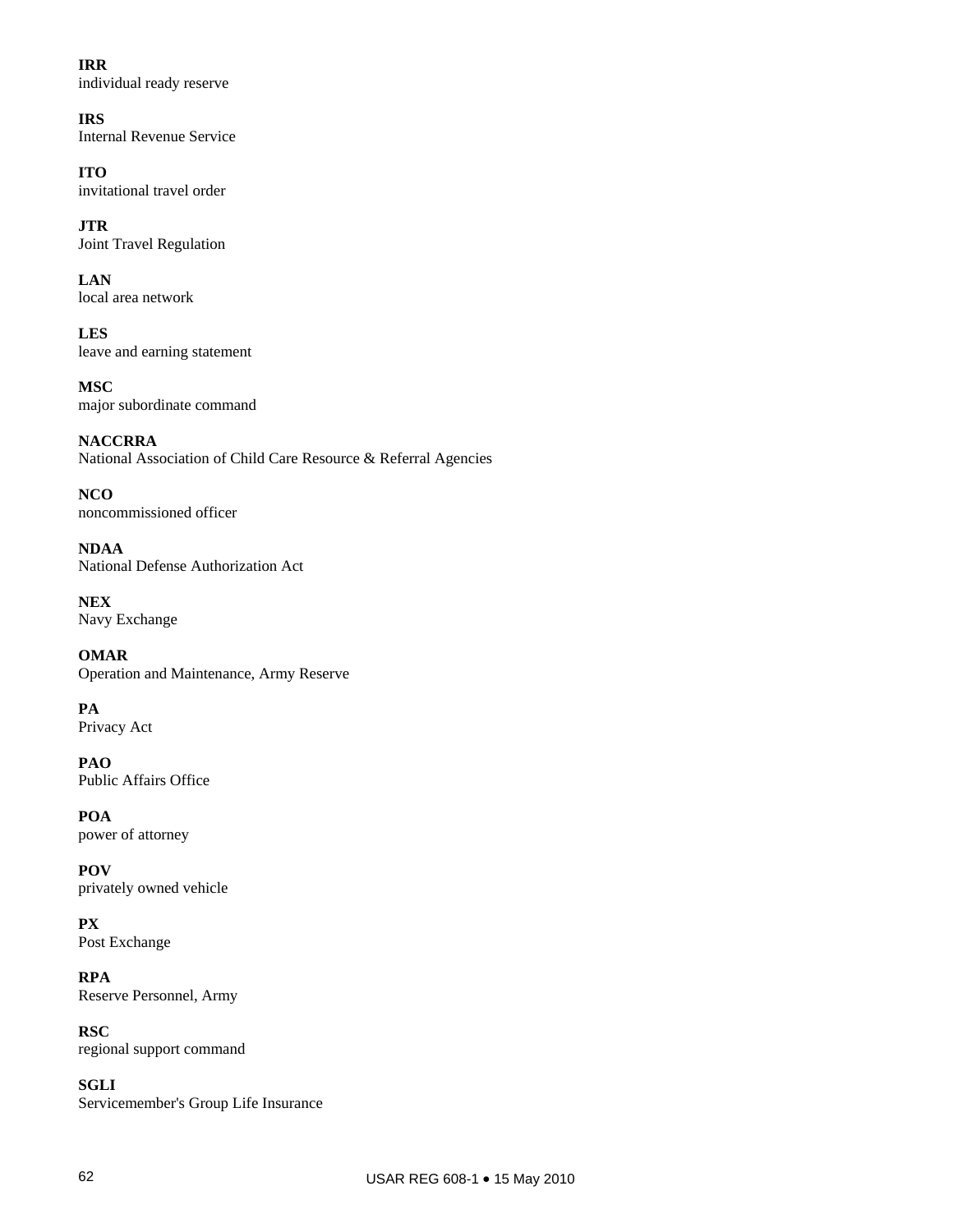**IRR**
individual ready reserve

**IRS**
Internal Revenue Service

**ITO**
invitational travel order

**JTR**
Joint Travel Regulation

**LAN**
local area network

**LES**
leave and earning statement

**MSC**
major subordinate command

**NACCRRA**
National Association of Child Care Resource & Referral Agencies

**NCO**
noncommissioned officer

**NDAA**
National Defense Authorization Act

**NEX**
Navy Exchange

**OMAR**
Operation and Maintenance, Army Reserve

**PA**
Privacy Act

**PAO**
Public Affairs Office

**POA**
power of attorney

**POV**
privately owned vehicle

**PX**
Post Exchange

**RPA**
Reserve Personnel, Army

**RSC**
regional support command

**SGLI**
Servicemember's Group Life Insurance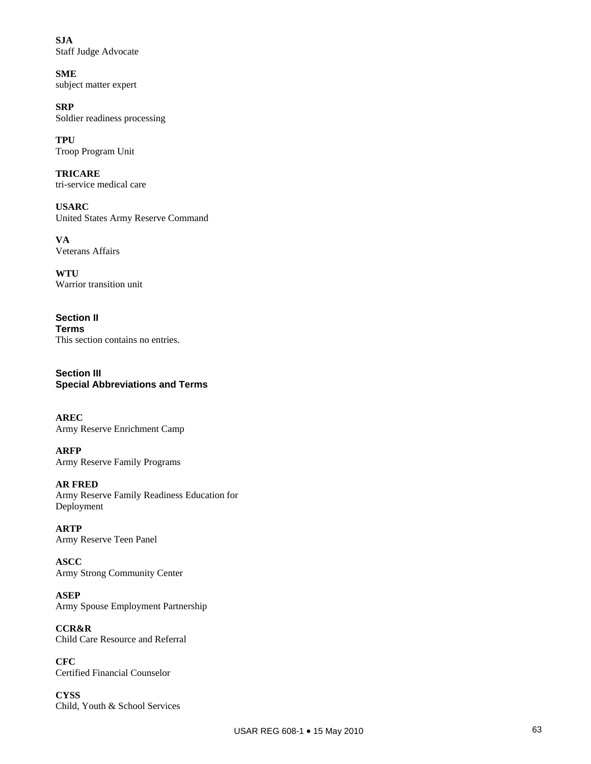**SJA**
Staff Judge Advocate

**SME**
subject matter expert

**SRP**
Soldier readiness processing

**TPU**
Troop Program Unit

**TRICARE**
tri-service medical care

**USARC**
United States Army Reserve Command

**VA**
Veterans Affairs

**WTU**
Warrior transition unit

## Section II
## Terms

This section contains no entries.

## Section III
## Special Abbreviations and Terms

**AREC**
Army Reserve Enrichment Camp

**ARFP**
Army Reserve Family Programs

**AR FRED**
Army Reserve Family Readiness Education for Deployment

**ARTP**
Army Reserve Teen Panel

**ASCC**
Army Strong Community Center

**ASEP**
Army Spouse Employment Partnership

**CCR&R**
Child Care Resource and Referral

**CFC**
Certified Financial Counselor

**CYSS**
Child, Youth & School Services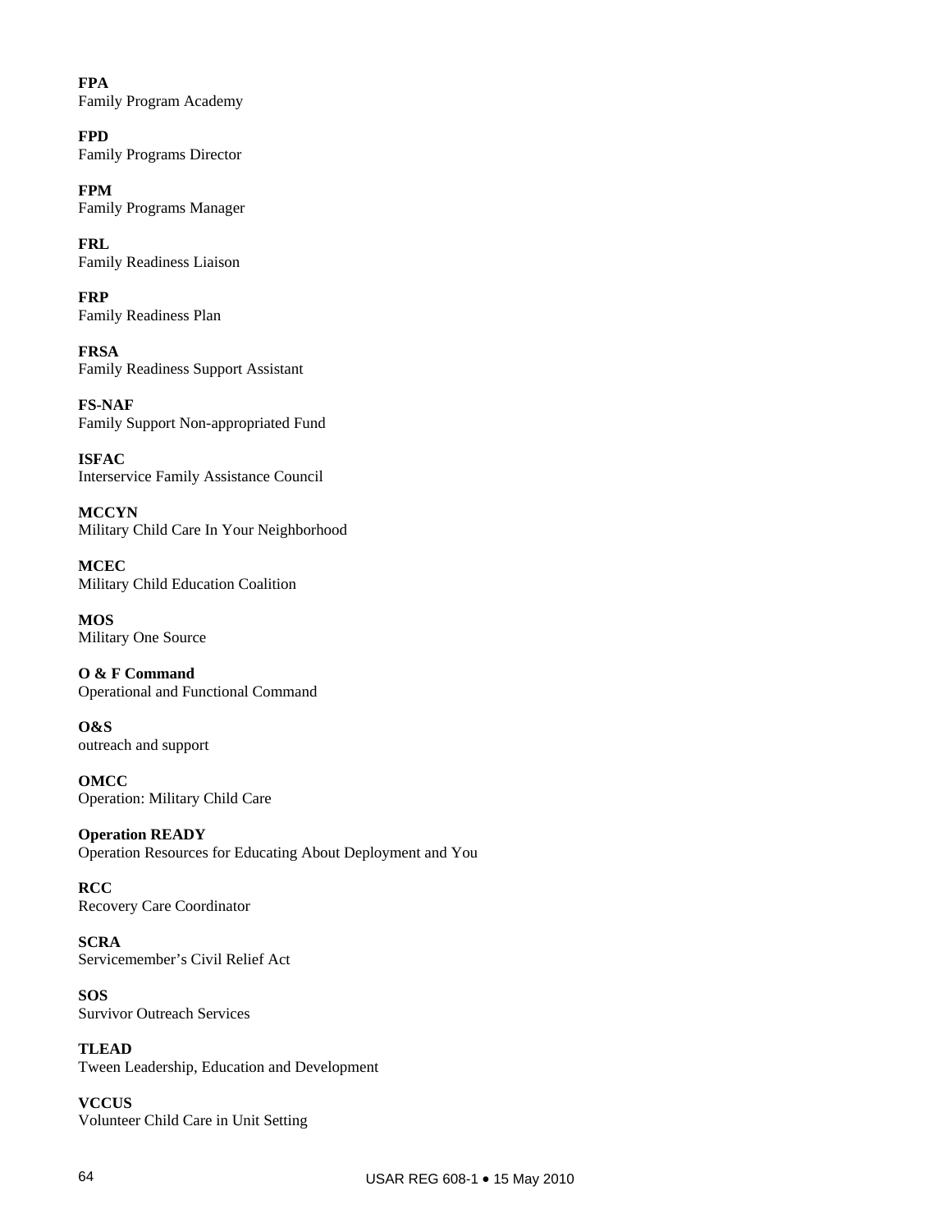**FPA**
Family Program Academy

**FPD**
Family Programs Director

**FPM**
Family Programs Manager

**FRL**
Family Readiness Liaison

**FRP**
Family Readiness Plan

**FRSA**
Family Readiness Support Assistant

**FS-NAF**
Family Support Non-appropriated Fund

**ISFAC**
Interservice Family Assistance Council

**MCCYN**
Military Child Care In Your Neighborhood

**MCEC**
Military Child Education Coalition

**MOS**
Military One Source

**O & F Command**
Operational and Functional Command

**O&S**
outreach and support

**OMCC**
Operation: Military Child Care

**Operation READY**
Operation Resources for Educating About Deployment and You

**RCC**
Recovery Care Coordinator

**SCRA**
Servicemember's Civil Relief Act

**SOS**
Survivor Outreach Services

**TLEAD**
Tween Leadership, Education and Development

**VCCUS**
Volunteer Child Care in Unit Setting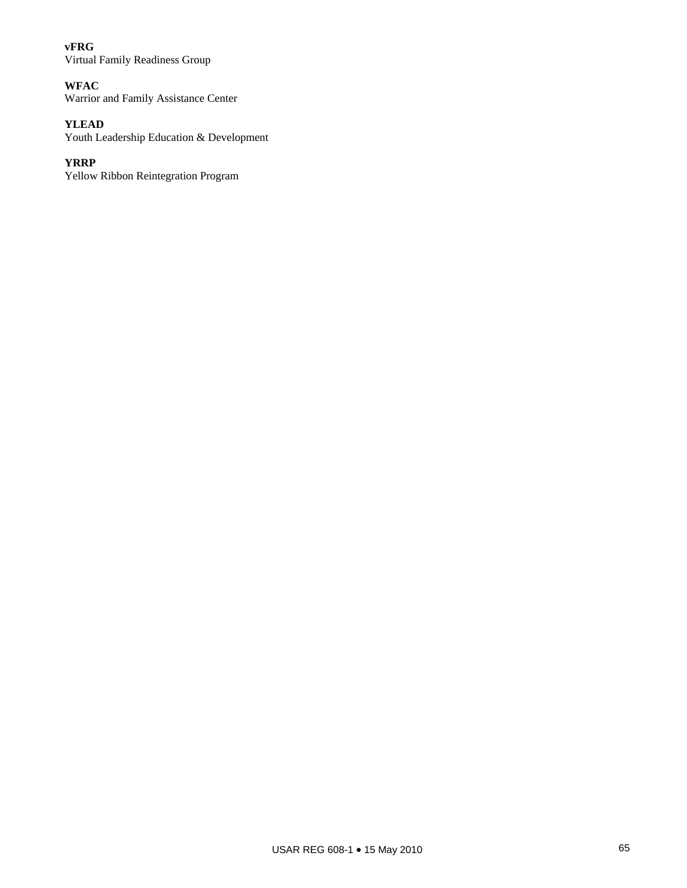**vFRG**
Virtual Family Readiness Group

**WFAC**
Warrior and Family Assistance Center

**YLEAD**
Youth Leadership Education & Development

**YRRP**
Yellow Ribbon Reintegration Program